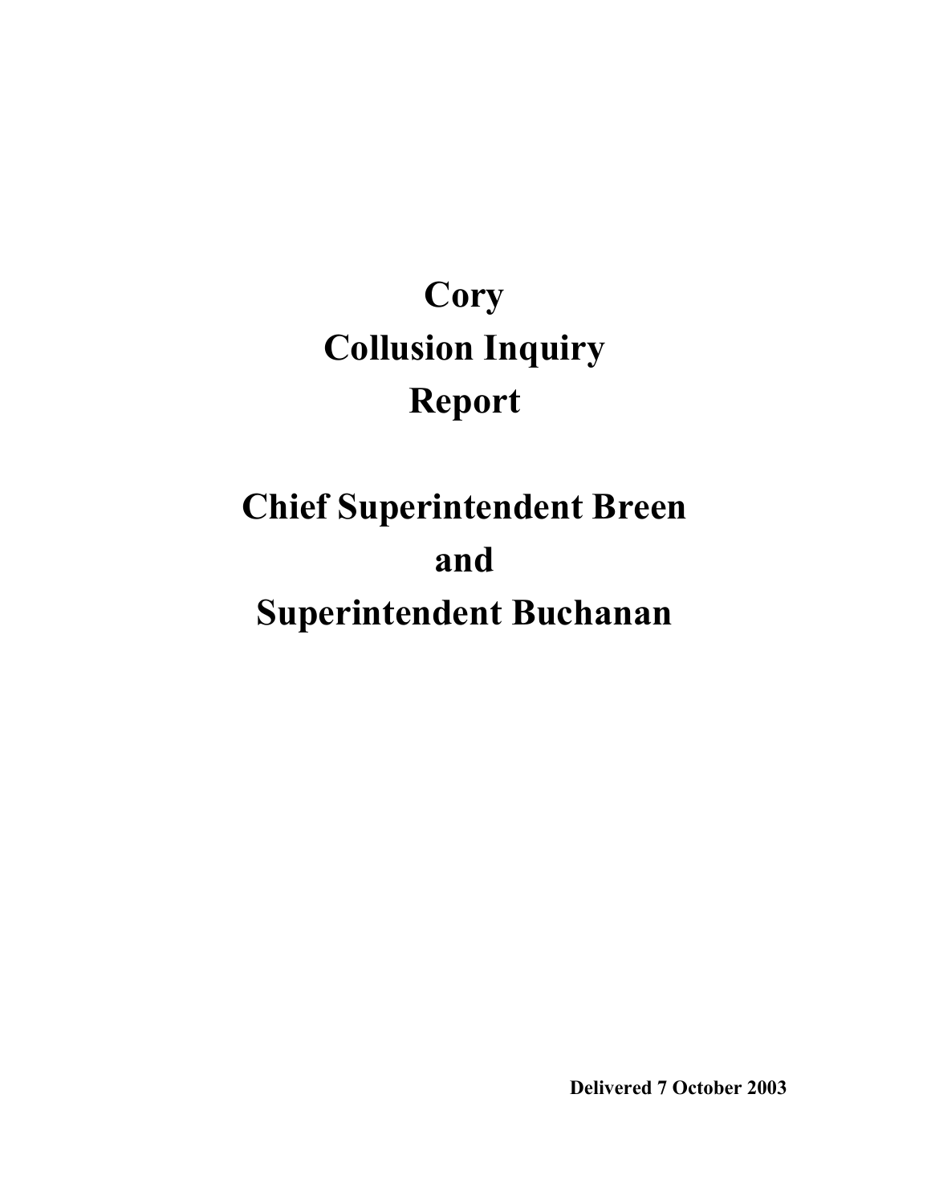# Cory Collusion Inquiry Report

# Chief Superintendent Breen and Superintendent Buchanan

**Delivered 7 October 2003**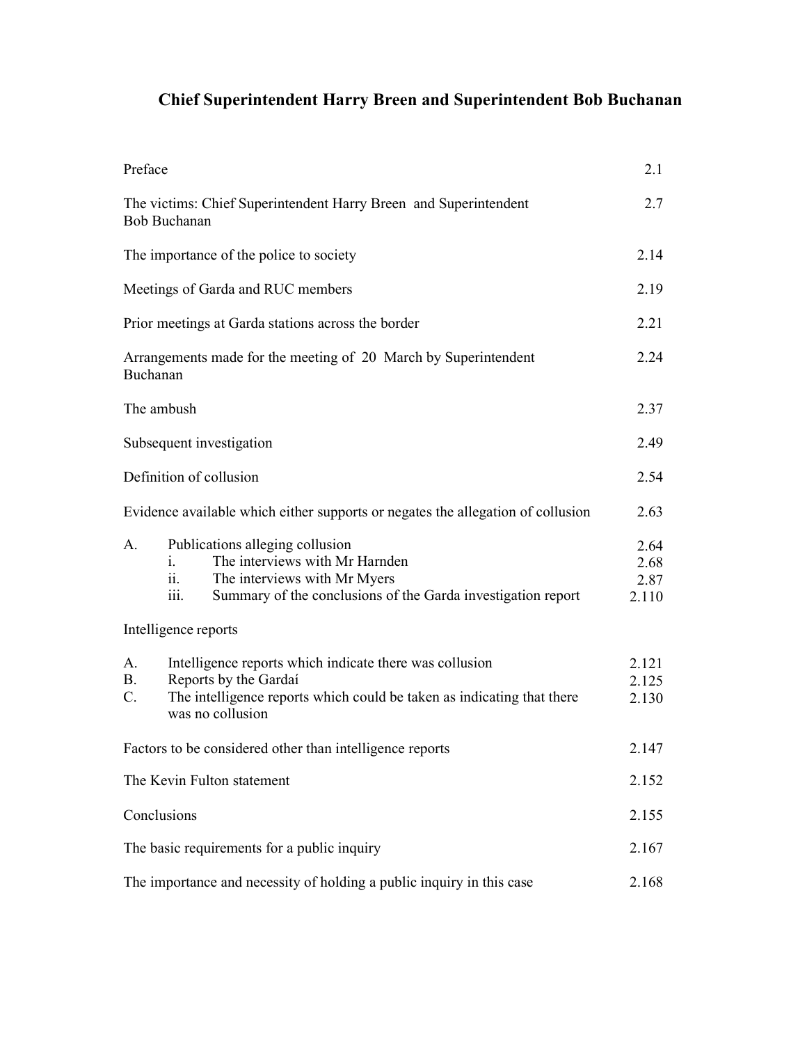# Chief Superintendent Harry Breen and Superintendent Bob Buchanan

| | |
|---|---|
| Preface | 2.1 |
| The victims: Chief Superintendent Harry Breen and Superintendent Bob Buchanan | 2.7 |
| The importance of the police to society | 2.14 |
| Meetings of Garda and RUC members | 2.19 |
| Prior meetings at Garda stations across the border | 2.21 |
| Arrangements made for the meeting of 20 March by Superintendent Buchanan | 2.24 |
| The ambush | 2.37 |
| Subsequent investigation | 2.49 |
| Definition of collusion | 2.54 |
| Evidence available which either supports or negates the allegation of collusion | 2.63 |
| A. Publications alleging collusion | 2.64 |
| i. The interviews with Mr Harnden | 2.68 |
| ii. The interviews with Mr Myers | 2.87 |
| iii. Summary of the conclusions of the Garda investigation report | 2.110 |
| Intelligence reports | |
| A. Intelligence reports which indicate there was collusion | 2.121 |
| B. Reports by the Gardaí | 2.125 |
| C. The intelligence reports which could be taken as indicating that there was no collusion | 2.130 |
| Factors to be considered other than intelligence reports | 2.147 |
| The Kevin Fulton statement | 2.152 |
| Conclusions | 2.155 |
| The basic requirements for a public inquiry | 2.167 |
| The importance and necessity of holding a public inquiry in this case | 2.168 |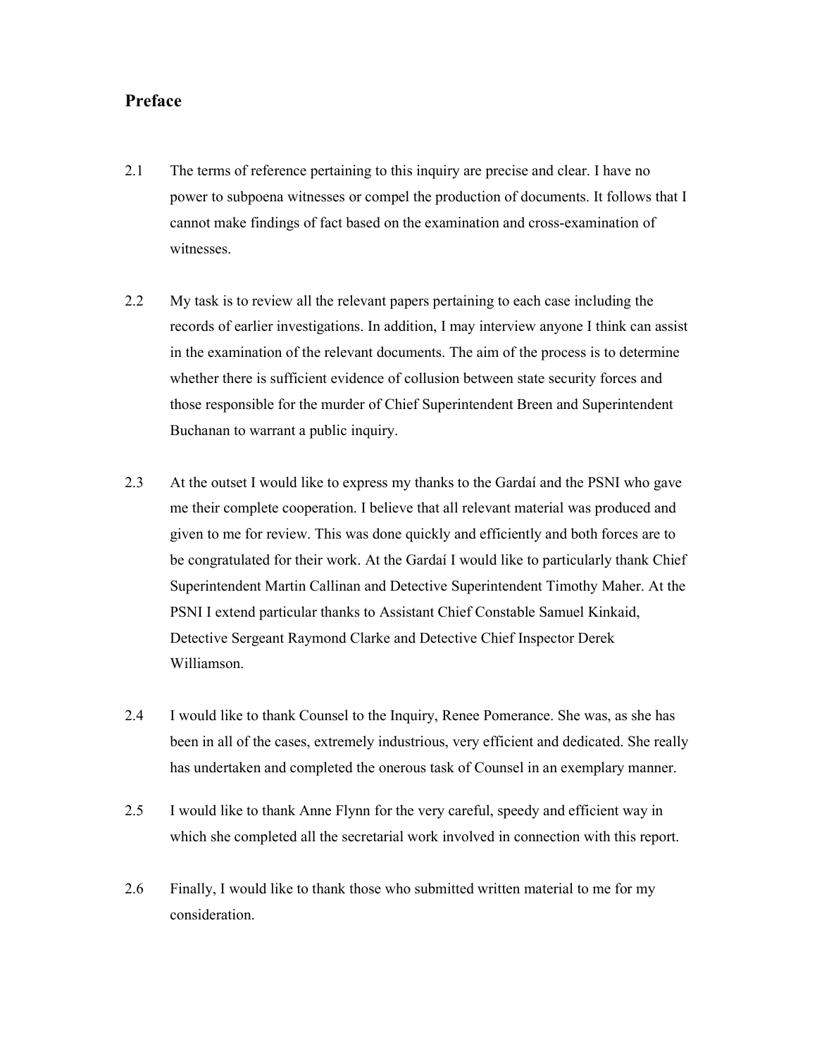## Preface

2.1 The terms of reference pertaining to this inquiry are precise and clear. I have no power to subpoena witnesses or compel the production of documents. It follows that I cannot make findings of fact based on the examination and cross-examination of witnesses.

2.2 My task is to review all the relevant papers pertaining to each case including the records of earlier investigations. In addition, I may interview anyone I think can assist in the examination of the relevant documents. The aim of the process is to determine whether there is sufficient evidence of collusion between state security forces and those responsible for the murder of Chief Superintendent Breen and Superintendent Buchanan to warrant a public inquiry.

2.3 At the outset I would like to express my thanks to the Gardaí and the PSNI who gave me their complete cooperation. I believe that all relevant material was produced and given to me for review. This was done quickly and efficiently and both forces are to be congratulated for their work. At the Gardaí I would like to particularly thank Chief Superintendent Martin Callinan and Detective Superintendent Timothy Maher. At the PSNI I extend particular thanks to Assistant Chief Constable Samuel Kinkaid, Detective Sergeant Raymond Clarke and Detective Chief Inspector Derek Williamson.

2.4 I would like to thank Counsel to the Inquiry, Renee Pomerance. She was, as she has been in all of the cases, extremely industrious, very efficient and dedicated. She really has undertaken and completed the onerous task of Counsel in an exemplary manner.

2.5 I would like to thank Anne Flynn for the very careful, speedy and efficient way in which she completed all the secretarial work involved in connection with this report.

2.6 Finally, I would like to thank those who submitted written material to me for my consideration.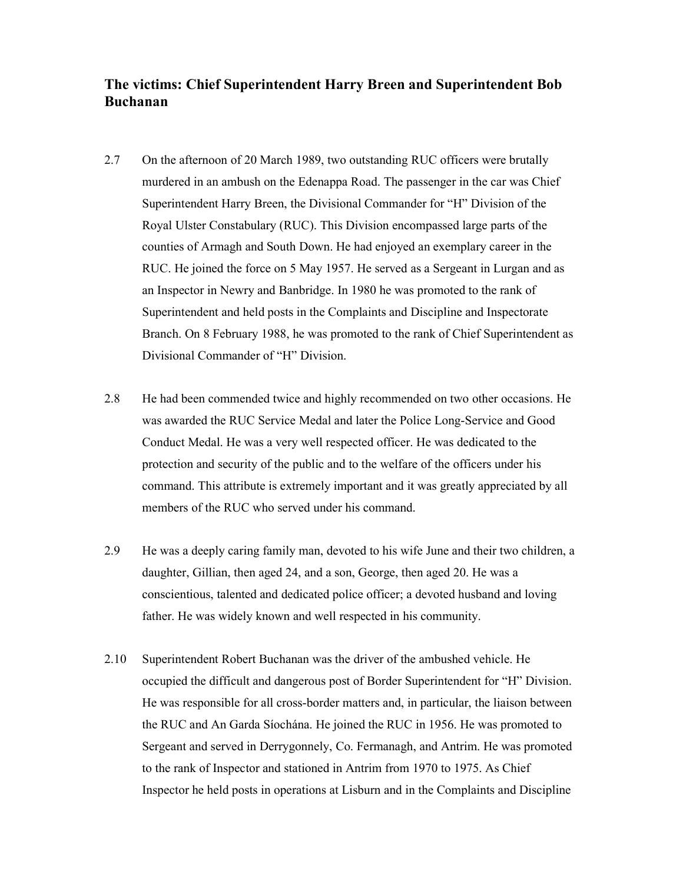## The victims: Chief Superintendent Harry Breen and Superintendent Bob Buchanan

2.7 On the afternoon of 20 March 1989, two outstanding RUC officers were brutally murdered in an ambush on the Edenappa Road. The passenger in the car was Chief Superintendent Harry Breen, the Divisional Commander for "H" Division of the Royal Ulster Constabulary (RUC). This Division encompassed large parts of the counties of Armagh and South Down. He had enjoyed an exemplary career in the RUC. He joined the force on 5 May 1957. He served as a Sergeant in Lurgan and as an Inspector in Newry and Banbridge. In 1980 he was promoted to the rank of Superintendent and held posts in the Complaints and Discipline and Inspectorate Branch. On 8 February 1988, he was promoted to the rank of Chief Superintendent as Divisional Commander of "H" Division.

2.8 He had been commended twice and highly recommended on two other occasions. He was awarded the RUC Service Medal and later the Police Long-Service and Good Conduct Medal. He was a very well respected officer. He was dedicated to the protection and security of the public and to the welfare of the officers under his command. This attribute is extremely important and it was greatly appreciated by all members of the RUC who served under his command.

2.9 He was a deeply caring family man, devoted to his wife June and their two children, a daughter, Gillian, then aged 24, and a son, George, then aged 20. He was a conscientious, talented and dedicated police officer; a devoted husband and loving father. He was widely known and well respected in his community.

2.10 Superintendent Robert Buchanan was the driver of the ambushed vehicle. He occupied the difficult and dangerous post of Border Superintendent for "H" Division. He was responsible for all cross-border matters and, in particular, the liaison between the RUC and An Garda Síochána. He joined the RUC in 1956. He was promoted to Sergeant and served in Derrygonnely, Co. Fermanagh, and Antrim. He was promoted to the rank of Inspector and stationed in Antrim from 1970 to 1975. As Chief Inspector he held posts in operations at Lisburn and in the Complaints and Discipline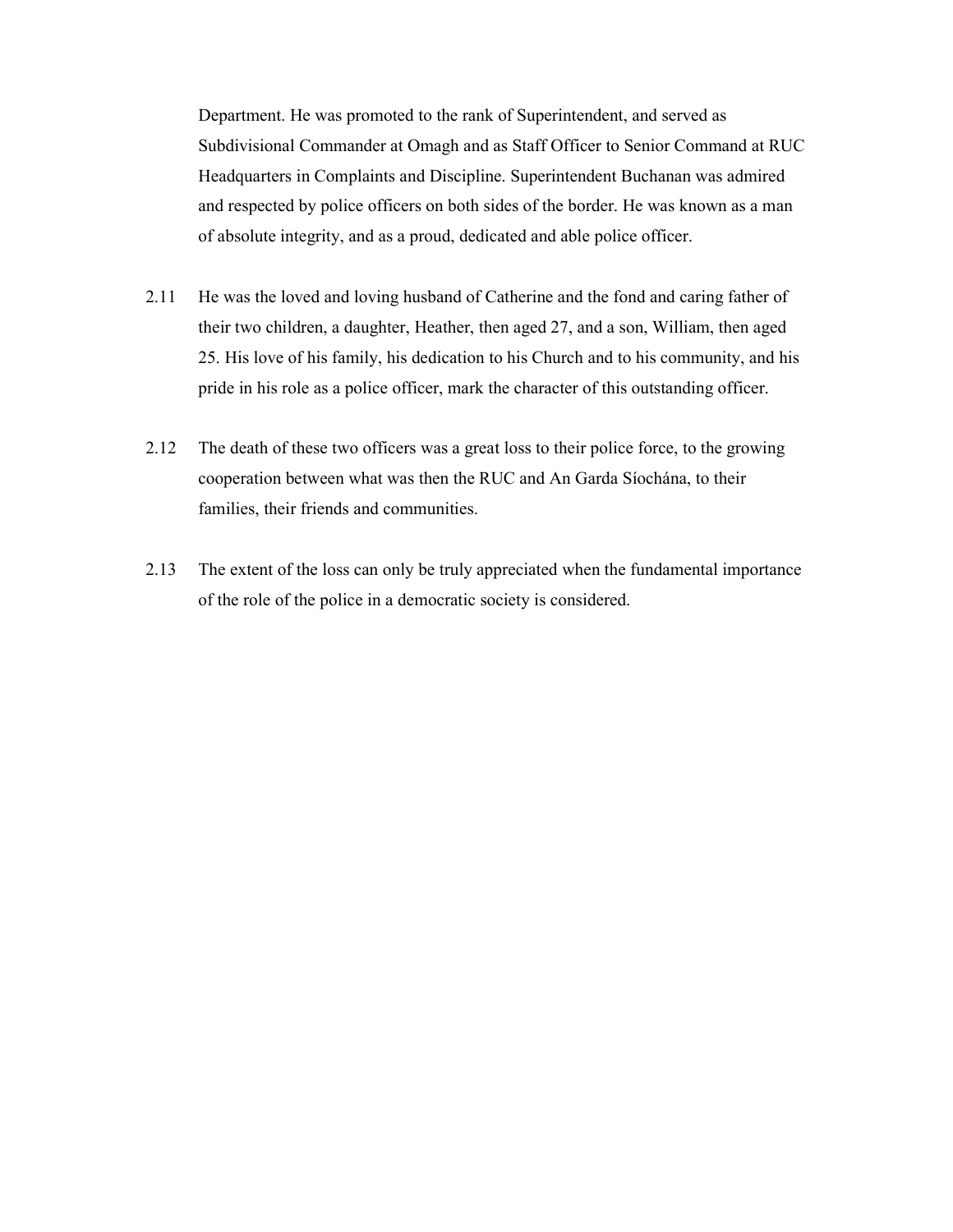Department. He was promoted to the rank of Superintendent, and served as Subdivisional Commander at Omagh and as Staff Officer to Senior Command at RUC Headquarters in Complaints and Discipline. Superintendent Buchanan was admired and respected by police officers on both sides of the border. He was known as a man of absolute integrity, and as a proud, dedicated and able police officer.

2.11 He was the loved and loving husband of Catherine and the fond and caring father of their two children, a daughter, Heather, then aged 27, and a son, William, then aged 25. His love of his family, his dedication to his Church and to his community, and his pride in his role as a police officer, mark the character of this outstanding officer.

2.12 The death of these two officers was a great loss to their police force, to the growing cooperation between what was then the RUC and An Garda Síochána, to their families, their friends and communities.

2.13 The extent of the loss can only be truly appreciated when the fundamental importance of the role of the police in a democratic society is considered.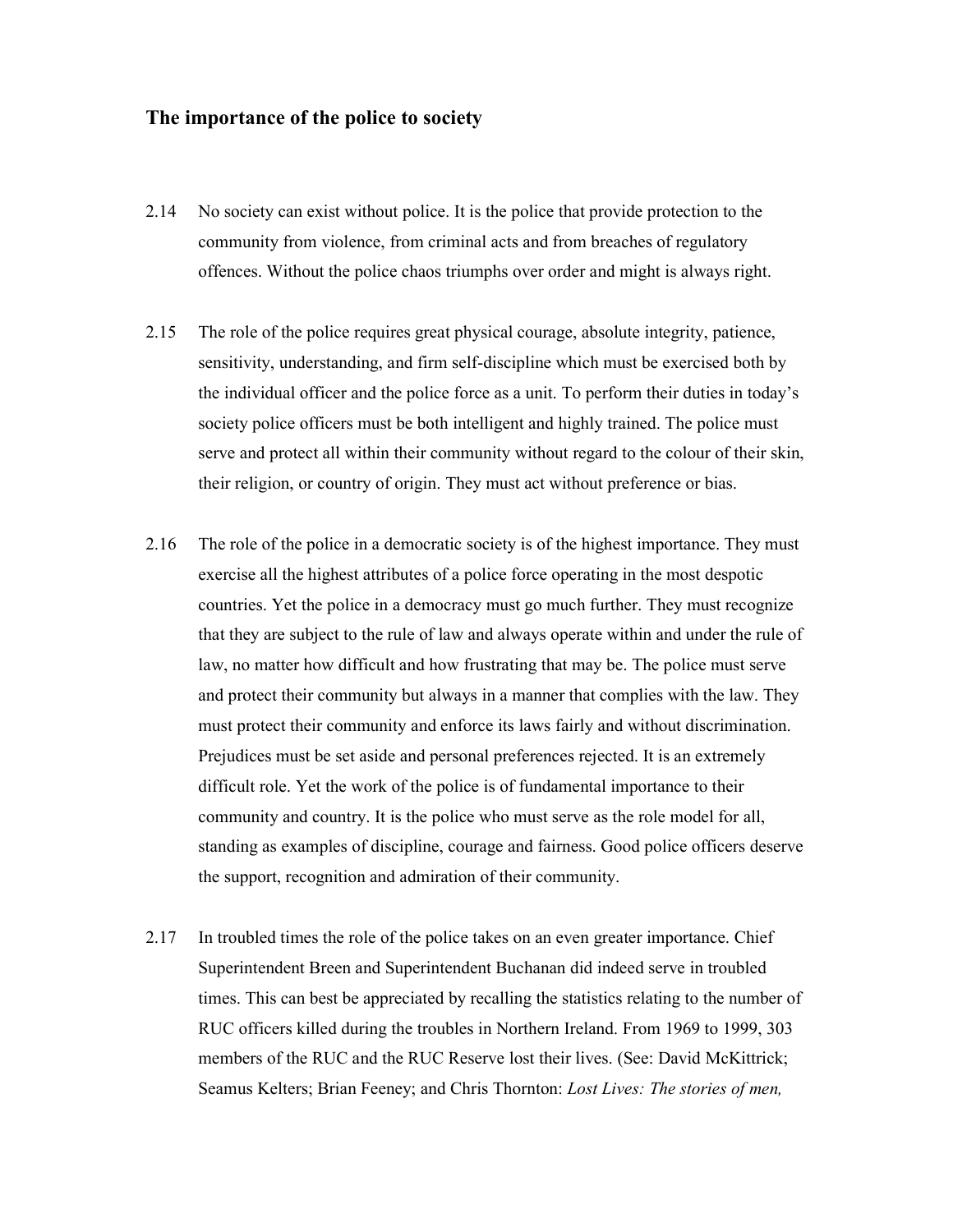## The importance of the police to society

2.14 No society can exist without police. It is the police that provide protection to the community from violence, from criminal acts and from breaches of regulatory offences. Without the police chaos triumphs over order and might is always right.

2.15 The role of the police requires great physical courage, absolute integrity, patience, sensitivity, understanding, and firm self-discipline which must be exercised both by the individual officer and the police force as a unit. To perform their duties in today's society police officers must be both intelligent and highly trained. The police must serve and protect all within their community without regard to the colour of their skin, their religion, or country of origin. They must act without preference or bias.

2.16 The role of the police in a democratic society is of the highest importance. They must exercise all the highest attributes of a police force operating in the most despotic countries. Yet the police in a democracy must go much further. They must recognize that they are subject to the rule of law and always operate within and under the rule of law, no matter how difficult and how frustrating that may be. The police must serve and protect their community but always in a manner that complies with the law. They must protect their community and enforce its laws fairly and without discrimination. Prejudices must be set aside and personal preferences rejected. It is an extremely difficult role. Yet the work of the police is of fundamental importance to their community and country. It is the police who must serve as the role model for all, standing as examples of discipline, courage and fairness. Good police officers deserve the support, recognition and admiration of their community.

2.17 In troubled times the role of the police takes on an even greater importance. Chief Superintendent Breen and Superintendent Buchanan did indeed serve in troubled times. This can best be appreciated by recalling the statistics relating to the number of RUC officers killed during the troubles in Northern Ireland. From 1969 to 1999, 303 members of the RUC and the RUC Reserve lost their lives. (See: David McKittrick; Seamus Kelters; Brian Feeney; and Chris Thornton: *Lost Lives: The stories of men,*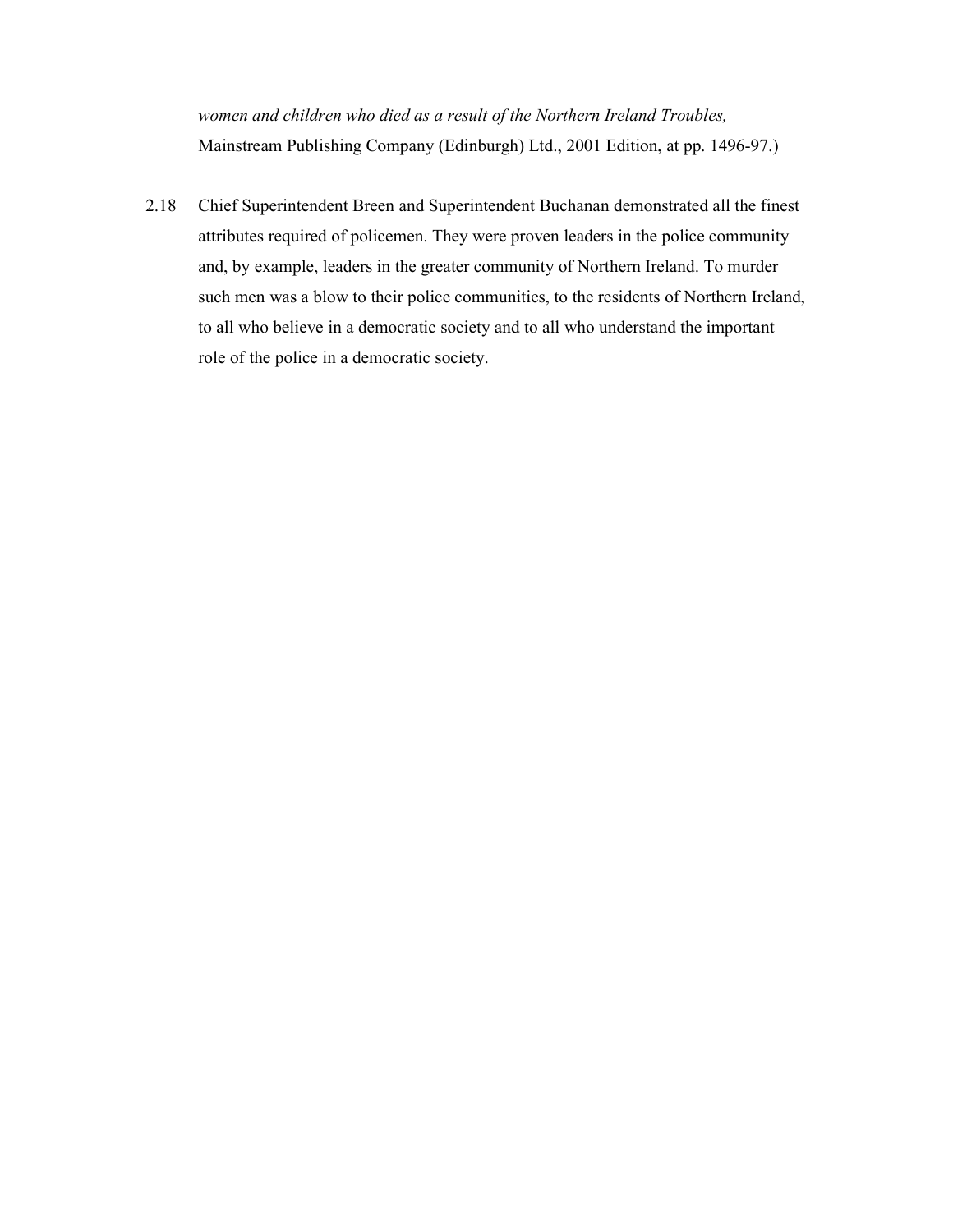*women and children who died as a result of the Northern Ireland Troubles,* Mainstream Publishing Company (Edinburgh) Ltd., 2001 Edition, at pp. 1496-97.)

2.18 Chief Superintendent Breen and Superintendent Buchanan demonstrated all the finest attributes required of policemen. They were proven leaders in the police community and, by example, leaders in the greater community of Northern Ireland. To murder such men was a blow to their police communities, to the residents of Northern Ireland, to all who believe in a democratic society and to all who understand the important role of the police in a democratic society.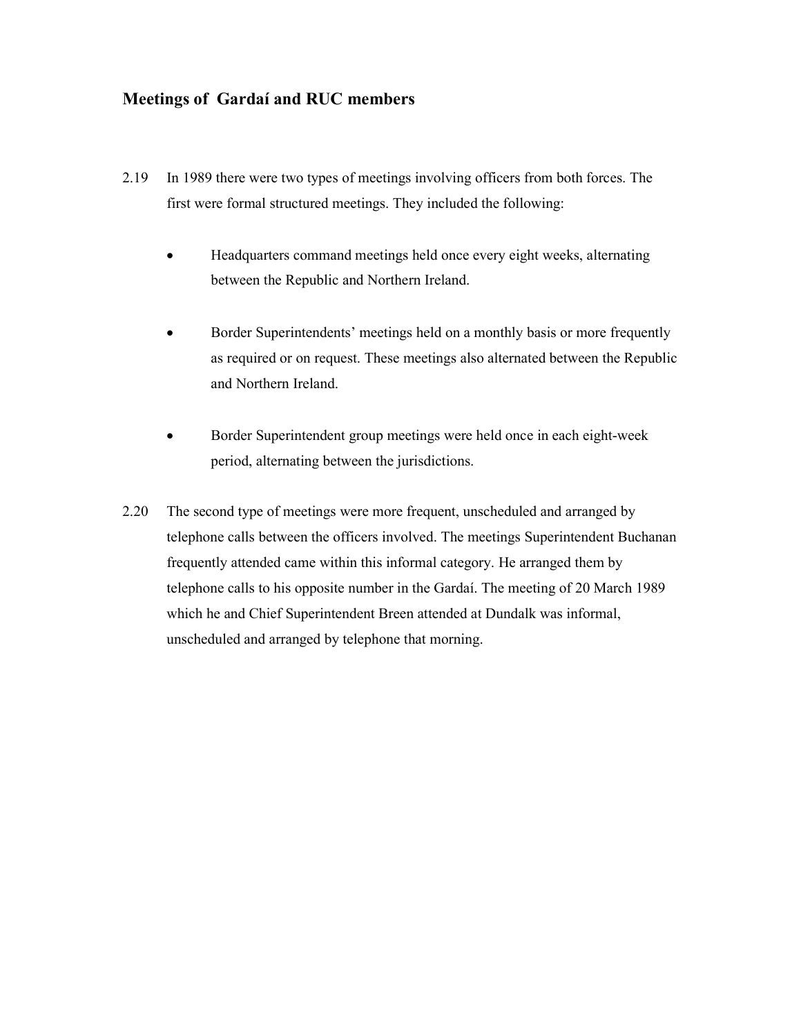## Meetings of Gardaí and RUC members

2.19 In 1989 there were two types of meetings involving officers from both forces. The first were formal structured meetings. They included the following:

- Headquarters command meetings held once every eight weeks, alternating between the Republic and Northern Ireland.

- Border Superintendents' meetings held on a monthly basis or more frequently as required or on request. These meetings also alternated between the Republic and Northern Ireland.

- Border Superintendent group meetings were held once in each eight-week period, alternating between the jurisdictions.

2.20 The second type of meetings were more frequent, unscheduled and arranged by telephone calls between the officers involved. The meetings Superintendent Buchanan frequently attended came within this informal category. He arranged them by telephone calls to his opposite number in the Gardaí. The meeting of 20 March 1989 which he and Chief Superintendent Breen attended at Dundalk was informal, unscheduled and arranged by telephone that morning.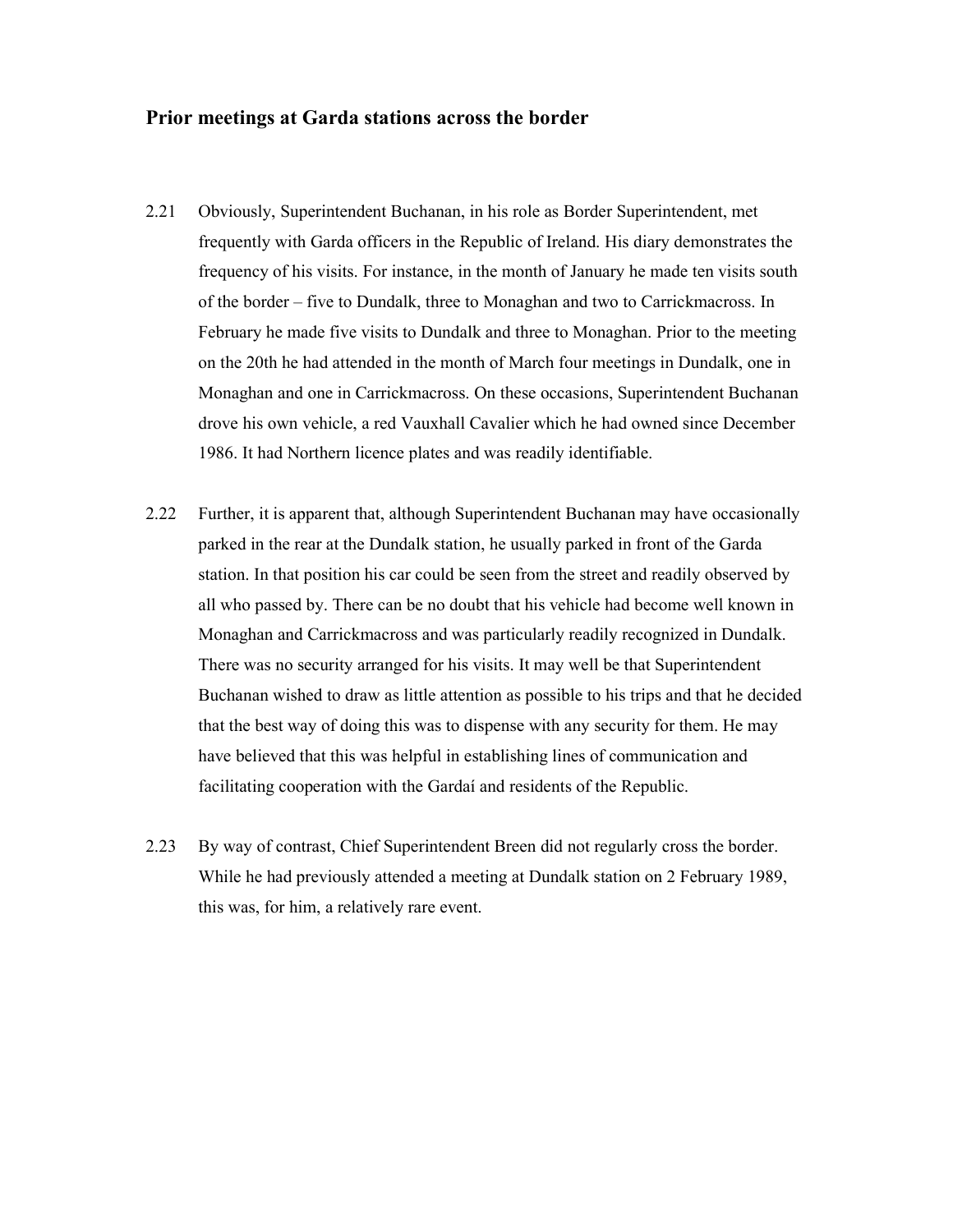## Prior meetings at Garda stations across the border

2.21 Obviously, Superintendent Buchanan, in his role as Border Superintendent, met frequently with Garda officers in the Republic of Ireland. His diary demonstrates the frequency of his visits. For instance, in the month of January he made ten visits south of the border – five to Dundalk, three to Monaghan and two to Carrickmacross. In February he made five visits to Dundalk and three to Monaghan. Prior to the meeting on the 20th he had attended in the month of March four meetings in Dundalk, one in Monaghan and one in Carrickmacross. On these occasions, Superintendent Buchanan drove his own vehicle, a red Vauxhall Cavalier which he had owned since December 1986. It had Northern licence plates and was readily identifiable.

2.22 Further, it is apparent that, although Superintendent Buchanan may have occasionally parked in the rear at the Dundalk station, he usually parked in front of the Garda station. In that position his car could be seen from the street and readily observed by all who passed by. There can be no doubt that his vehicle had become well known in Monaghan and Carrickmacross and was particularly readily recognized in Dundalk. There was no security arranged for his visits. It may well be that Superintendent Buchanan wished to draw as little attention as possible to his trips and that he decided that the best way of doing this was to dispense with any security for them. He may have believed that this was helpful in establishing lines of communication and facilitating cooperation with the Gardaí and residents of the Republic.

2.23 By way of contrast, Chief Superintendent Breen did not regularly cross the border. While he had previously attended a meeting at Dundalk station on 2 February 1989, this was, for him, a relatively rare event.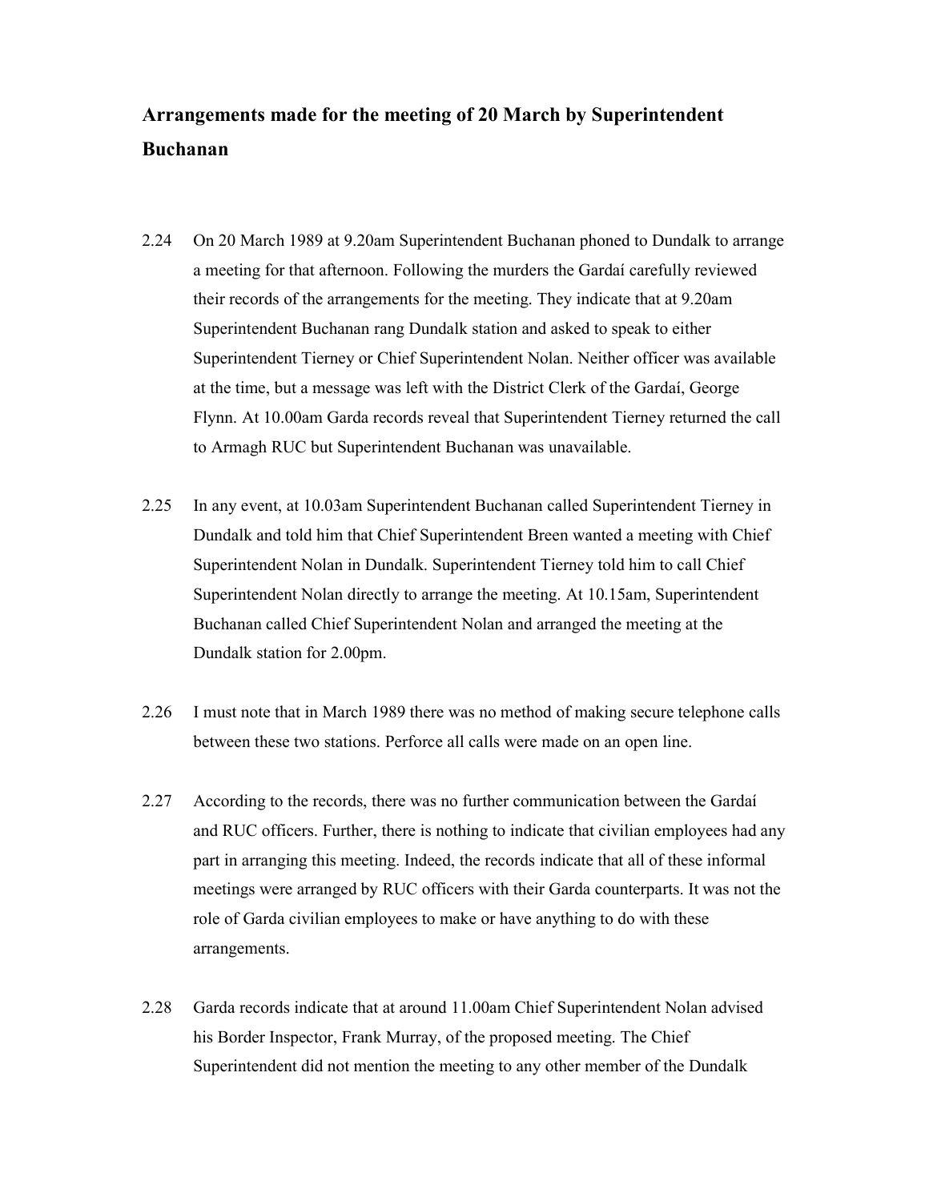## Arrangements made for the meeting of 20 March by Superintendent Buchanan

2.24 On 20 March 1989 at 9.20am Superintendent Buchanan phoned to Dundalk to arrange a meeting for that afternoon. Following the murders the Gardaí carefully reviewed their records of the arrangements for the meeting. They indicate that at 9.20am Superintendent Buchanan rang Dundalk station and asked to speak to either Superintendent Tierney or Chief Superintendent Nolan. Neither officer was available at the time, but a message was left with the District Clerk of the Gardaí, George Flynn. At 10.00am Garda records reveal that Superintendent Tierney returned the call to Armagh RUC but Superintendent Buchanan was unavailable.

2.25 In any event, at 10.03am Superintendent Buchanan called Superintendent Tierney in Dundalk and told him that Chief Superintendent Breen wanted a meeting with Chief Superintendent Nolan in Dundalk. Superintendent Tierney told him to call Chief Superintendent Nolan directly to arrange the meeting. At 10.15am, Superintendent Buchanan called Chief Superintendent Nolan and arranged the meeting at the Dundalk station for 2.00pm.

2.26 I must note that in March 1989 there was no method of making secure telephone calls between these two stations. Perforce all calls were made on an open line.

2.27 According to the records, there was no further communication between the Gardaí and RUC officers. Further, there is nothing to indicate that civilian employees had any part in arranging this meeting. Indeed, the records indicate that all of these informal meetings were arranged by RUC officers with their Garda counterparts. It was not the role of Garda civilian employees to make or have anything to do with these arrangements.

2.28 Garda records indicate that at around 11.00am Chief Superintendent Nolan advised his Border Inspector, Frank Murray, of the proposed meeting. The Chief Superintendent did not mention the meeting to any other member of the Dundalk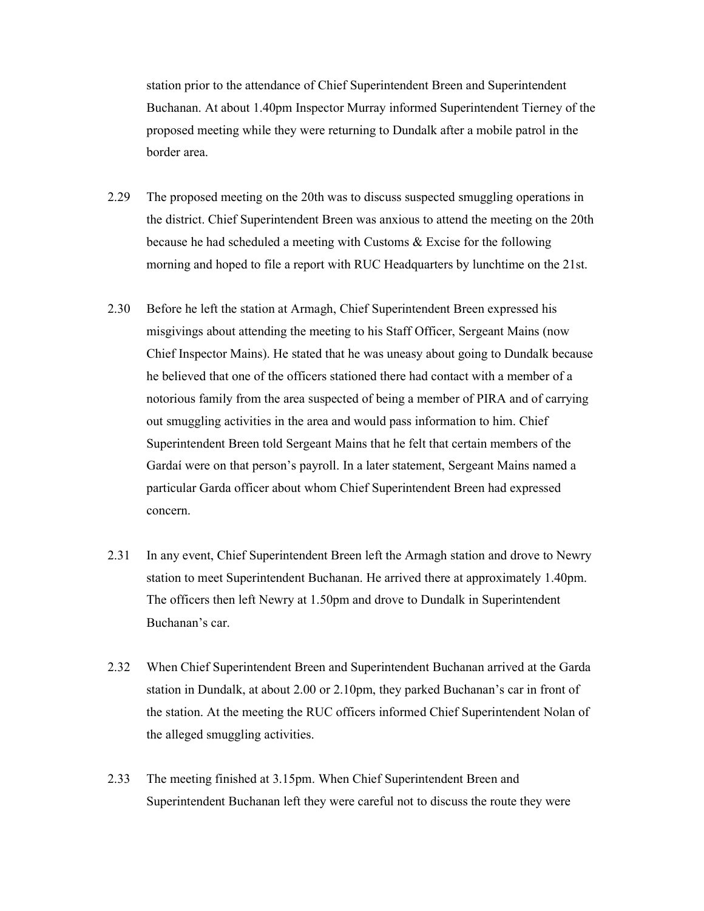station prior to the attendance of Chief Superintendent Breen and Superintendent Buchanan. At about 1.40pm Inspector Murray informed Superintendent Tierney of the proposed meeting while they were returning to Dundalk after a mobile patrol in the border area.

2.29 The proposed meeting on the 20th was to discuss suspected smuggling operations in the district. Chief Superintendent Breen was anxious to attend the meeting on the 20th because he had scheduled a meeting with Customs & Excise for the following morning and hoped to file a report with RUC Headquarters by lunchtime on the 21st.

2.30 Before he left the station at Armagh, Chief Superintendent Breen expressed his misgivings about attending the meeting to his Staff Officer, Sergeant Mains (now Chief Inspector Mains). He stated that he was uneasy about going to Dundalk because he believed that one of the officers stationed there had contact with a member of a notorious family from the area suspected of being a member of PIRA and of carrying out smuggling activities in the area and would pass information to him. Chief Superintendent Breen told Sergeant Mains that he felt that certain members of the Gardaí were on that person's payroll. In a later statement, Sergeant Mains named a particular Garda officer about whom Chief Superintendent Breen had expressed concern.

2.31 In any event, Chief Superintendent Breen left the Armagh station and drove to Newry station to meet Superintendent Buchanan. He arrived there at approximately 1.40pm. The officers then left Newry at 1.50pm and drove to Dundalk in Superintendent Buchanan's car.

2.32 When Chief Superintendent Breen and Superintendent Buchanan arrived at the Garda station in Dundalk, at about 2.00 or 2.10pm, they parked Buchanan's car in front of the station. At the meeting the RUC officers informed Chief Superintendent Nolan of the alleged smuggling activities.

2.33 The meeting finished at 3.15pm. When Chief Superintendent Breen and Superintendent Buchanan left they were careful not to discuss the route they were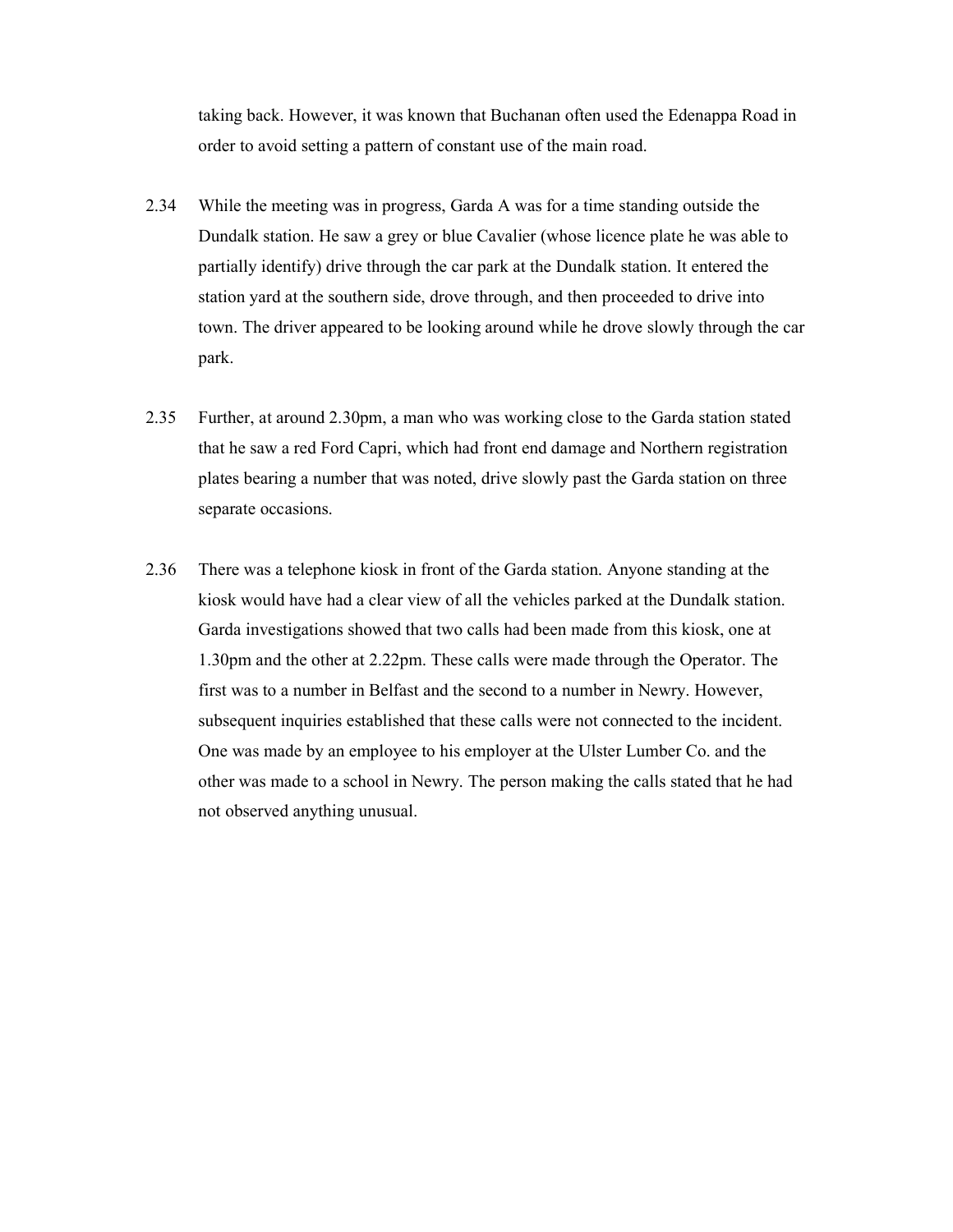taking back. However, it was known that Buchanan often used the Edenappa Road in order to avoid setting a pattern of constant use of the main road.

2.34 While the meeting was in progress, Garda A was for a time standing outside the Dundalk station. He saw a grey or blue Cavalier (whose licence plate he was able to partially identify) drive through the car park at the Dundalk station. It entered the station yard at the southern side, drove through, and then proceeded to drive into town. The driver appeared to be looking around while he drove slowly through the car park.

2.35 Further, at around 2.30pm, a man who was working close to the Garda station stated that he saw a red Ford Capri, which had front end damage and Northern registration plates bearing a number that was noted, drive slowly past the Garda station on three separate occasions.

2.36 There was a telephone kiosk in front of the Garda station. Anyone standing at the kiosk would have had a clear view of all the vehicles parked at the Dundalk station. Garda investigations showed that two calls had been made from this kiosk, one at 1.30pm and the other at 2.22pm. These calls were made through the Operator. The first was to a number in Belfast and the second to a number in Newry. However, subsequent inquiries established that these calls were not connected to the incident. One was made by an employee to his employer at the Ulster Lumber Co. and the other was made to a school in Newry. The person making the calls stated that he had not observed anything unusual.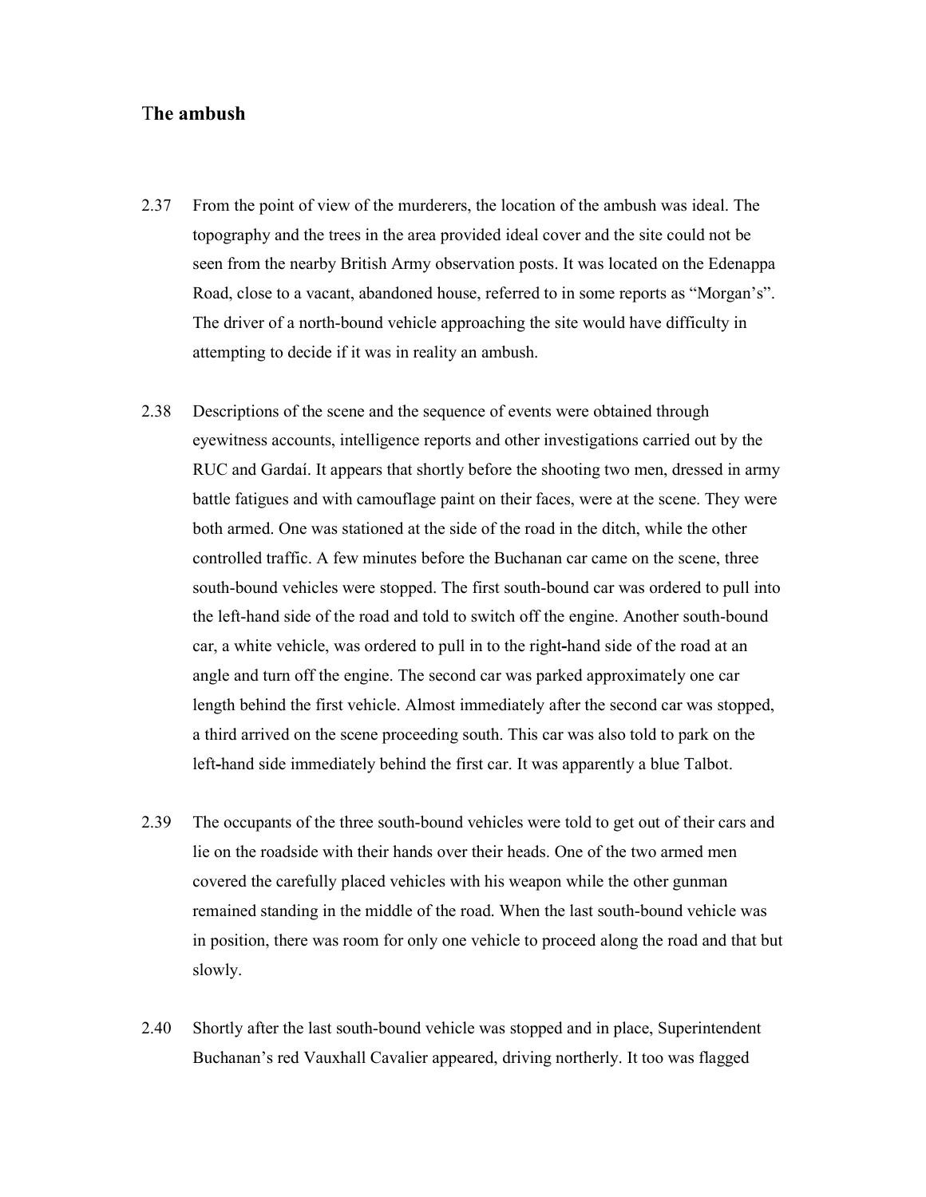## The ambush

2.37 From the point of view of the murderers, the location of the ambush was ideal. The topography and the trees in the area provided ideal cover and the site could not be seen from the nearby British Army observation posts. It was located on the Edenappa Road, close to a vacant, abandoned house, referred to in some reports as "Morgan's". The driver of a north-bound vehicle approaching the site would have difficulty in attempting to decide if it was in reality an ambush.

2.38 Descriptions of the scene and the sequence of events were obtained through eyewitness accounts, intelligence reports and other investigations carried out by the RUC and Gardaí. It appears that shortly before the shooting two men, dressed in army battle fatigues and with camouflage paint on their faces, were at the scene. They were both armed. One was stationed at the side of the road in the ditch, while the other controlled traffic. A few minutes before the Buchanan car came on the scene, three south-bound vehicles were stopped. The first south-bound car was ordered to pull into the left-hand side of the road and told to switch off the engine. Another south-bound car, a white vehicle, was ordered to pull in to the right-hand side of the road at an angle and turn off the engine. The second car was parked approximately one car length behind the first vehicle. Almost immediately after the second car was stopped, a third arrived on the scene proceeding south. This car was also told to park on the left-hand side immediately behind the first car. It was apparently a blue Talbot.

2.39 The occupants of the three south-bound vehicles were told to get out of their cars and lie on the roadside with their hands over their heads. One of the two armed men covered the carefully placed vehicles with his weapon while the other gunman remained standing in the middle of the road. When the last south-bound vehicle was in position, there was room for only one vehicle to proceed along the road and that but slowly.

2.40 Shortly after the last south-bound vehicle was stopped and in place, Superintendent Buchanan's red Vauxhall Cavalier appeared, driving northerly. It too was flagged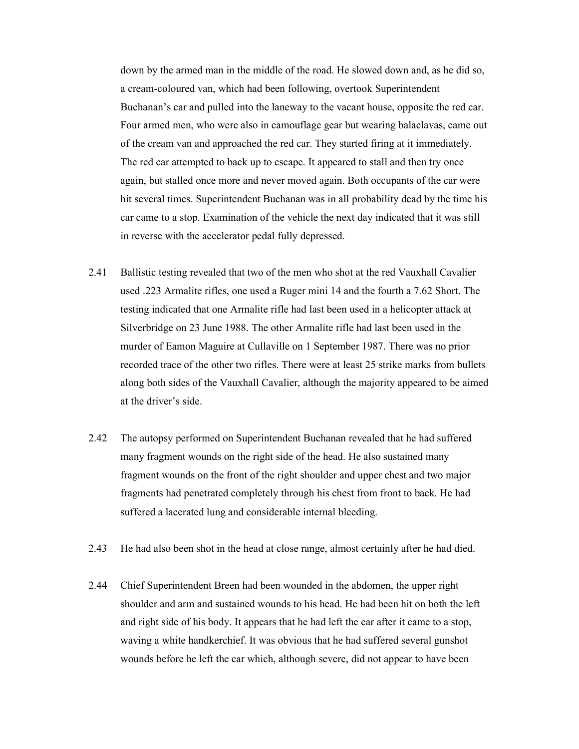down by the armed man in the middle of the road. He slowed down and, as he did so, a cream-coloured van, which had been following, overtook Superintendent Buchanan's car and pulled into the laneway to the vacant house, opposite the red car. Four armed men, who were also in camouflage gear but wearing balaclavas, came out of the cream van and approached the red car. They started firing at it immediately. The red car attempted to back up to escape. It appeared to stall and then try once again, but stalled once more and never moved again. Both occupants of the car were hit several times. Superintendent Buchanan was in all probability dead by the time his car came to a stop. Examination of the vehicle the next day indicated that it was still in reverse with the accelerator pedal fully depressed.

2.41 Ballistic testing revealed that two of the men who shot at the red Vauxhall Cavalier used .223 Armalite rifles, one used a Ruger mini 14 and the fourth a 7.62 Short. The testing indicated that one Armalite rifle had last been used in a helicopter attack at Silverbridge on 23 June 1988. The other Armalite rifle had last been used in the murder of Eamon Maguire at Cullaville on 1 September 1987. There was no prior recorded trace of the other two rifles. There were at least 25 strike marks from bullets along both sides of the Vauxhall Cavalier, although the majority appeared to be aimed at the driver's side.

2.42 The autopsy performed on Superintendent Buchanan revealed that he had suffered many fragment wounds on the right side of the head. He also sustained many fragment wounds on the front of the right shoulder and upper chest and two major fragments had penetrated completely through his chest from front to back. He had suffered a lacerated lung and considerable internal bleeding.

2.43 He had also been shot in the head at close range, almost certainly after he had died.

2.44 Chief Superintendent Breen had been wounded in the abdomen, the upper right shoulder and arm and sustained wounds to his head. He had been hit on both the left and right side of his body. It appears that he had left the car after it came to a stop, waving a white handkerchief. It was obvious that he had suffered several gunshot wounds before he left the car which, although severe, did not appear to have been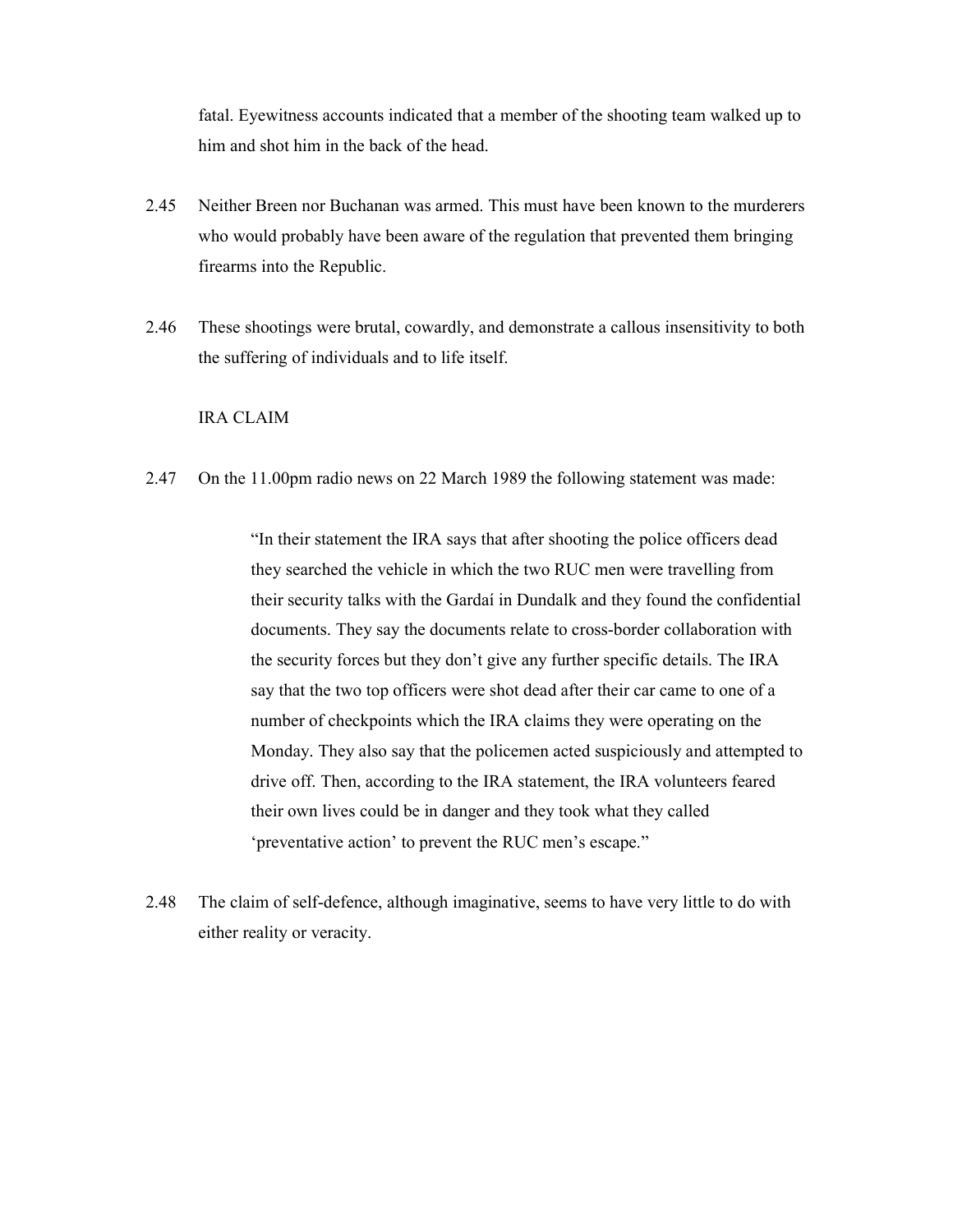fatal. Eyewitness accounts indicated that a member of the shooting team walked up to him and shot him in the back of the head.

2.45 Neither Breen nor Buchanan was armed. This must have been known to the murderers who would probably have been aware of the regulation that prevented them bringing firearms into the Republic.

2.46 These shootings were brutal, cowardly, and demonstrate a callous insensitivity to both the suffering of individuals and to life itself.

## IRA CLAIM

2.47 On the 11.00pm radio news on 22 March 1989 the following statement was made:

> "In their statement the IRA says that after shooting the police officers dead they searched the vehicle in which the two RUC men were travelling from their security talks with the Gardaí in Dundalk and they found the confidential documents. They say the documents relate to cross-border collaboration with the security forces but they don't give any further specific details. The IRA say that the two top officers were shot dead after their car came to one of a number of checkpoints which the IRA claims they were operating on the Monday. They also say that the policemen acted suspiciously and attempted to drive off. Then, according to the IRA statement, the IRA volunteers feared their own lives could be in danger and they took what they called 'preventative action' to prevent the RUC men's escape."

2.48 The claim of self-defence, although imaginative, seems to have very little to do with either reality or veracity.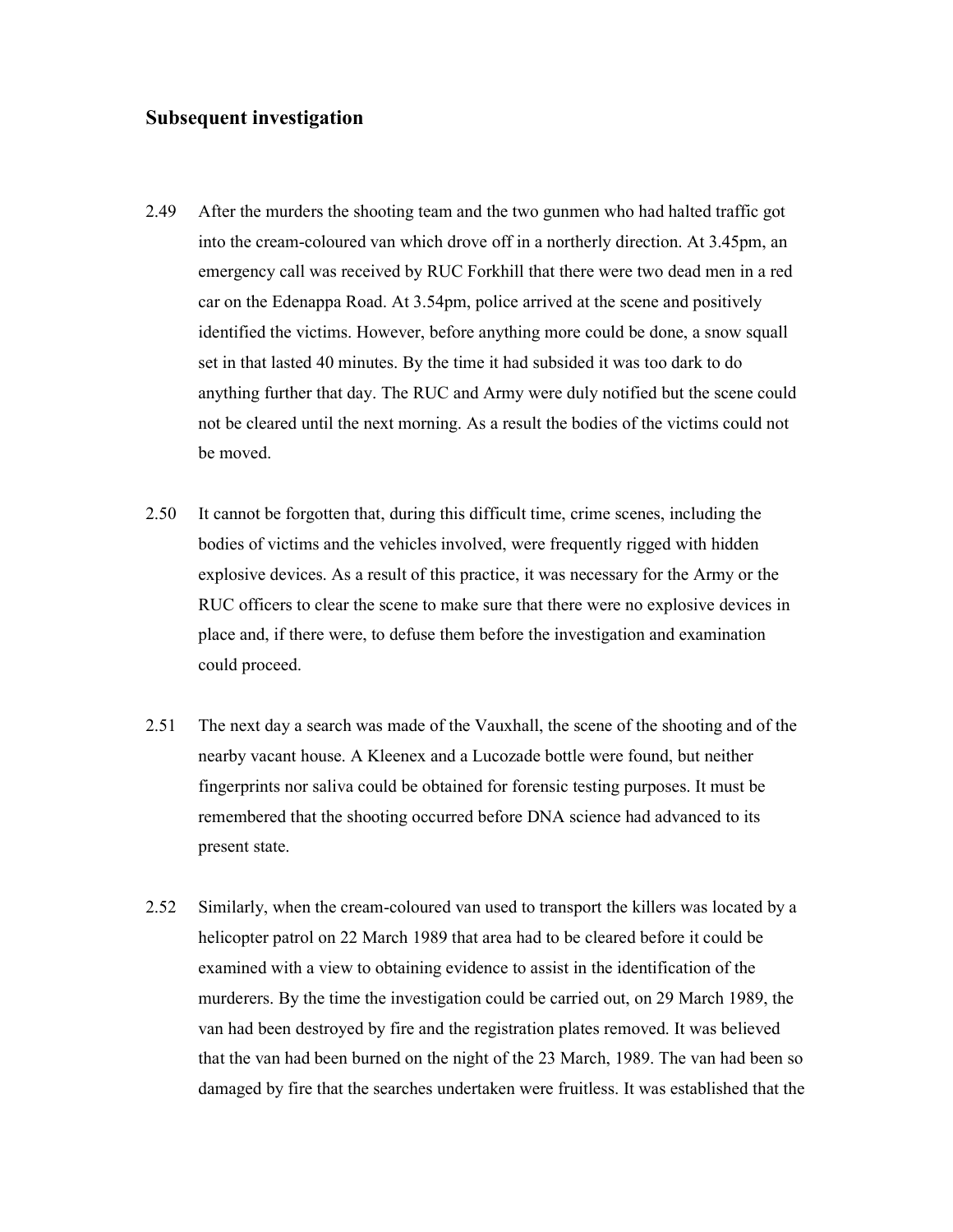## Subsequent investigation

2.49 After the murders the shooting team and the two gunmen who had halted traffic got into the cream-coloured van which drove off in a northerly direction. At 3.45pm, an emergency call was received by RUC Forkhill that there were two dead men in a red car on the Edenappa Road. At 3.54pm, police arrived at the scene and positively identified the victims. However, before anything more could be done, a snow squall set in that lasted 40 minutes. By the time it had subsided it was too dark to do anything further that day. The RUC and Army were duly notified but the scene could not be cleared until the next morning. As a result the bodies of the victims could not be moved.

2.50 It cannot be forgotten that, during this difficult time, crime scenes, including the bodies of victims and the vehicles involved, were frequently rigged with hidden explosive devices. As a result of this practice, it was necessary for the Army or the RUC officers to clear the scene to make sure that there were no explosive devices in place and, if there were, to defuse them before the investigation and examination could proceed.

2.51 The next day a search was made of the Vauxhall, the scene of the shooting and of the nearby vacant house. A Kleenex and a Lucozade bottle were found, but neither fingerprints nor saliva could be obtained for forensic testing purposes. It must be remembered that the shooting occurred before DNA science had advanced to its present state.

2.52 Similarly, when the cream-coloured van used to transport the killers was located by a helicopter patrol on 22 March 1989 that area had to be cleared before it could be examined with a view to obtaining evidence to assist in the identification of the murderers. By the time the investigation could be carried out, on 29 March 1989, the van had been destroyed by fire and the registration plates removed. It was believed that the van had been burned on the night of the 23 March, 1989. The van had been so damaged by fire that the searches undertaken were fruitless. It was established that the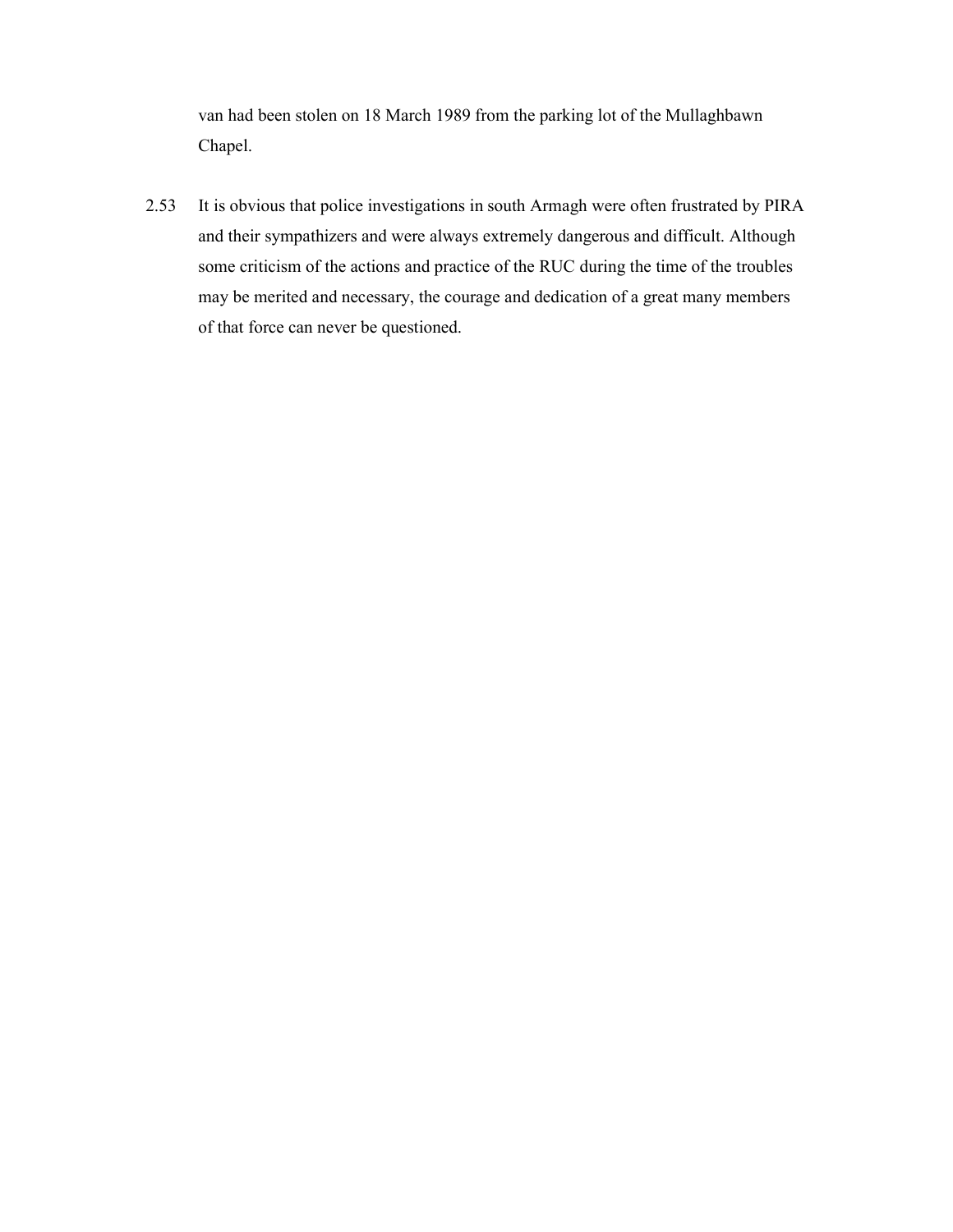van had been stolen on 18 March 1989 from the parking lot of the Mullaghbawn Chapel.

2.53 It is obvious that police investigations in south Armagh were often frustrated by PIRA and their sympathizers and were always extremely dangerous and difficult. Although some criticism of the actions and practice of the RUC during the time of the troubles may be merited and necessary, the courage and dedication of a great many members of that force can never be questioned.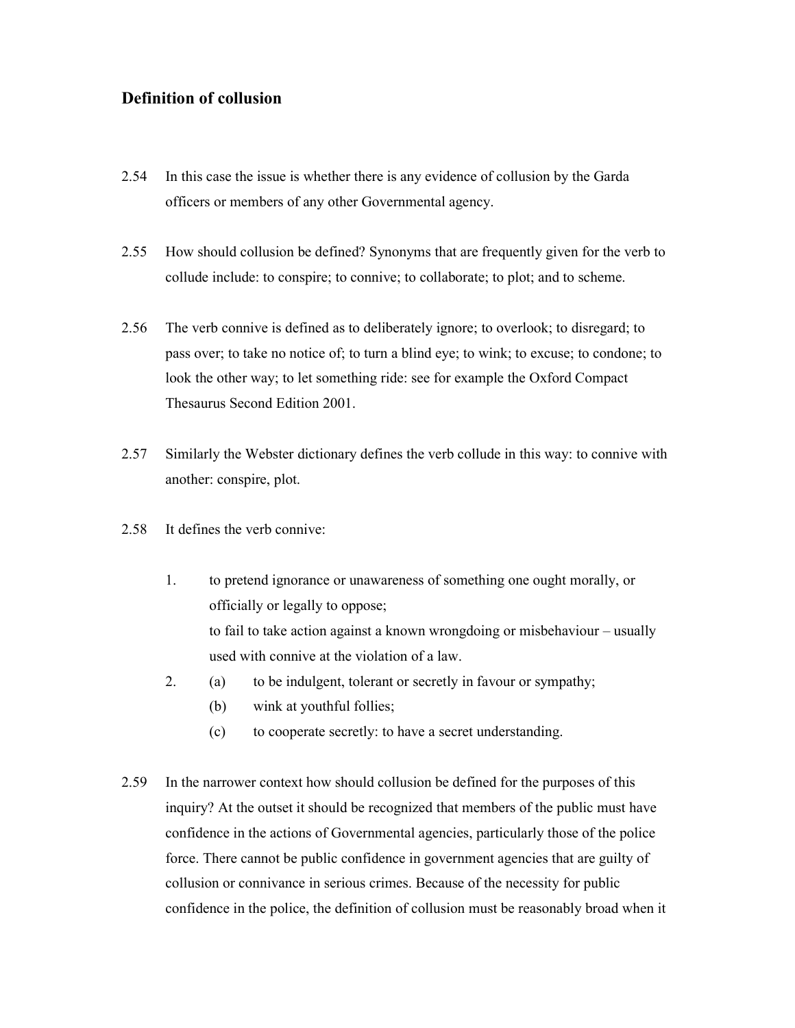## Definition of collusion

2.54 In this case the issue is whether there is any evidence of collusion by the Garda officers or members of any other Governmental agency.

2.55 How should collusion be defined? Synonyms that are frequently given for the verb to collude include: to conspire; to connive; to collaborate; to plot; and to scheme.

2.56 The verb connive is defined as to deliberately ignore; to overlook; to disregard; to pass over; to take no notice of; to turn a blind eye; to wink; to excuse; to condone; to look the other way; to let something ride: see for example the Oxford Compact Thesaurus Second Edition 2001.

2.57 Similarly the Webster dictionary defines the verb collude in this way: to connive with another: conspire, plot.

2.58 It defines the verb connive:

1. to pretend ignorance or unawareness of something one ought morally, or officially or legally to oppose;
   to fail to take action against a known wrongdoing or misbehaviour – usually used with connive at the violation of a law.
2. (a) to be indulgent, tolerant or secretly in favour or sympathy;
   (b) wink at youthful follies;
   (c) to cooperate secretly: to have a secret understanding.

2.59 In the narrower context how should collusion be defined for the purposes of this inquiry? At the outset it should be recognized that members of the public must have confidence in the actions of Governmental agencies, particularly those of the police force. There cannot be public confidence in government agencies that are guilty of collusion or connivance in serious crimes. Because of the necessity for public confidence in the police, the definition of collusion must be reasonably broad when it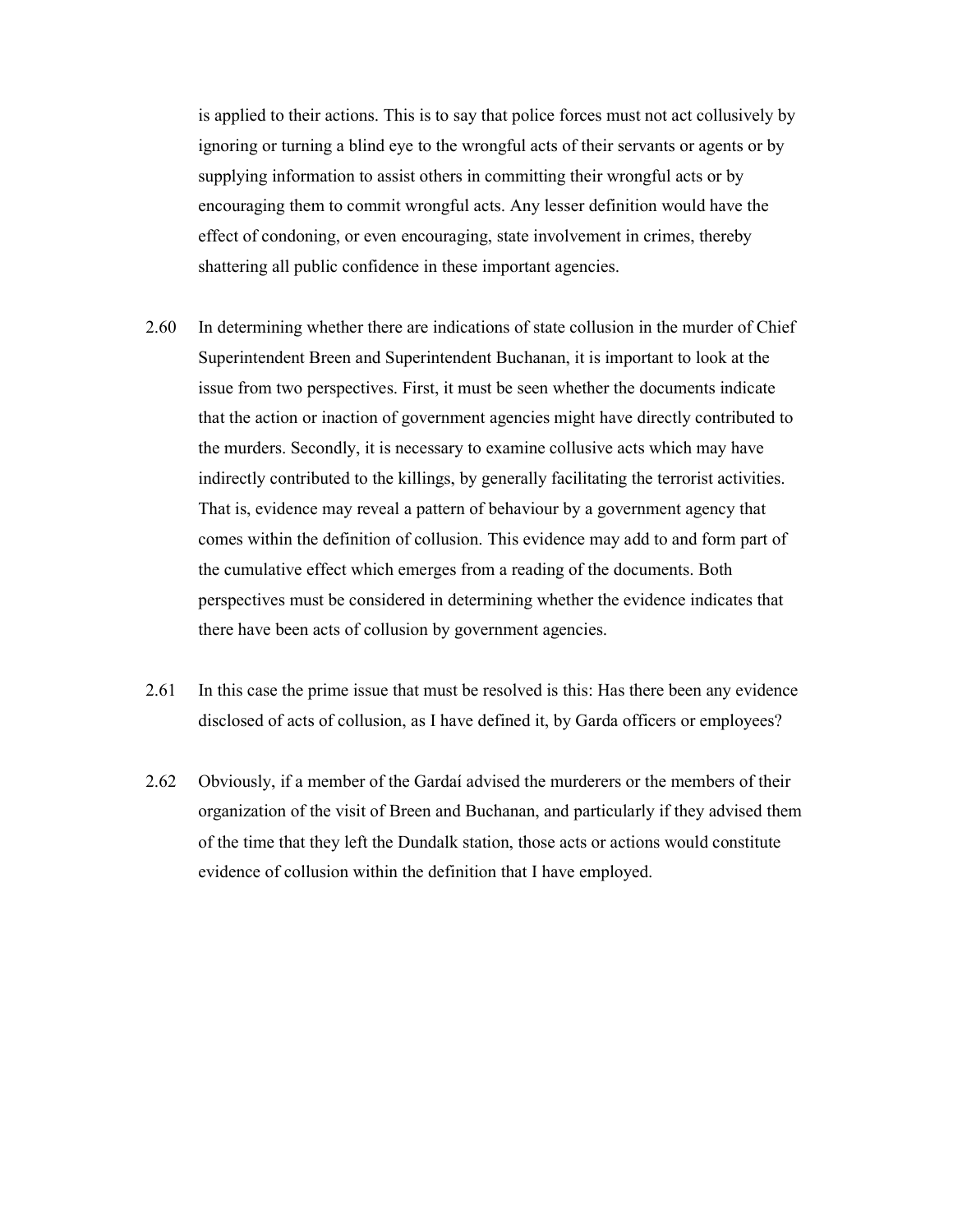is applied to their actions. This is to say that police forces must not act collusively by ignoring or turning a blind eye to the wrongful acts of their servants or agents or by supplying information to assist others in committing their wrongful acts or by encouraging them to commit wrongful acts. Any lesser definition would have the effect of condoning, or even encouraging, state involvement in crimes, thereby shattering all public confidence in these important agencies.

2.60 In determining whether there are indications of state collusion in the murder of Chief Superintendent Breen and Superintendent Buchanan, it is important to look at the issue from two perspectives. First, it must be seen whether the documents indicate that the action or inaction of government agencies might have directly contributed to the murders. Secondly, it is necessary to examine collusive acts which may have indirectly contributed to the killings, by generally facilitating the terrorist activities. That is, evidence may reveal a pattern of behaviour by a government agency that comes within the definition of collusion. This evidence may add to and form part of the cumulative effect which emerges from a reading of the documents. Both perspectives must be considered in determining whether the evidence indicates that there have been acts of collusion by government agencies.

2.61 In this case the prime issue that must be resolved is this: Has there been any evidence disclosed of acts of collusion, as I have defined it, by Garda officers or employees?

2.62 Obviously, if a member of the Gardaí advised the murderers or the members of their organization of the visit of Breen and Buchanan, and particularly if they advised them of the time that they left the Dundalk station, those acts or actions would constitute evidence of collusion within the definition that I have employed.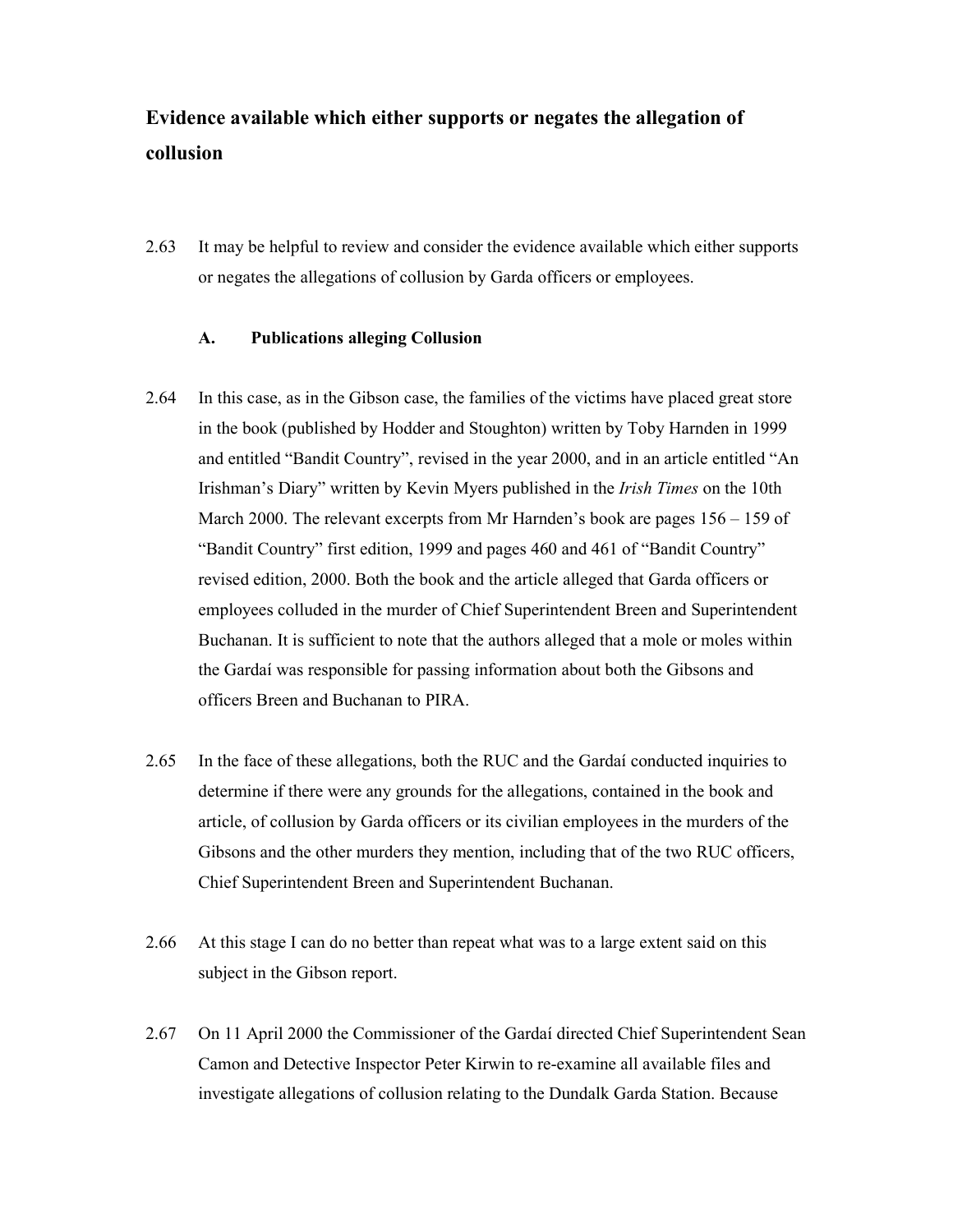## Evidence available which either supports or negates the allegation of collusion

2.63 It may be helpful to review and consider the evidence available which either supports or negates the allegations of collusion by Garda officers or employees.

### A. Publications alleging Collusion

2.64 In this case, as in the Gibson case, the families of the victims have placed great store in the book (published by Hodder and Stoughton) written by Toby Harnden in 1999 and entitled "Bandit Country", revised in the year 2000, and in an article entitled "An Irishman's Diary" written by Kevin Myers published in the *Irish Times* on the 10th March 2000. The relevant excerpts from Mr Harnden's book are pages 156 – 159 of "Bandit Country" first edition, 1999 and pages 460 and 461 of "Bandit Country" revised edition, 2000. Both the book and the article alleged that Garda officers or employees colluded in the murder of Chief Superintendent Breen and Superintendent Buchanan. It is sufficient to note that the authors alleged that a mole or moles within the Gardaí was responsible for passing information about both the Gibsons and officers Breen and Buchanan to PIRA.

2.65 In the face of these allegations, both the RUC and the Gardaí conducted inquiries to determine if there were any grounds for the allegations, contained in the book and article, of collusion by Garda officers or its civilian employees in the murders of the Gibsons and the other murders they mention, including that of the two RUC officers, Chief Superintendent Breen and Superintendent Buchanan.

2.66 At this stage I can do no better than repeat what was to a large extent said on this subject in the Gibson report.

2.67 On 11 April 2000 the Commissioner of the Gardaí directed Chief Superintendent Sean Camon and Detective Inspector Peter Kirwin to re-examine all available files and investigate allegations of collusion relating to the Dundalk Garda Station. Because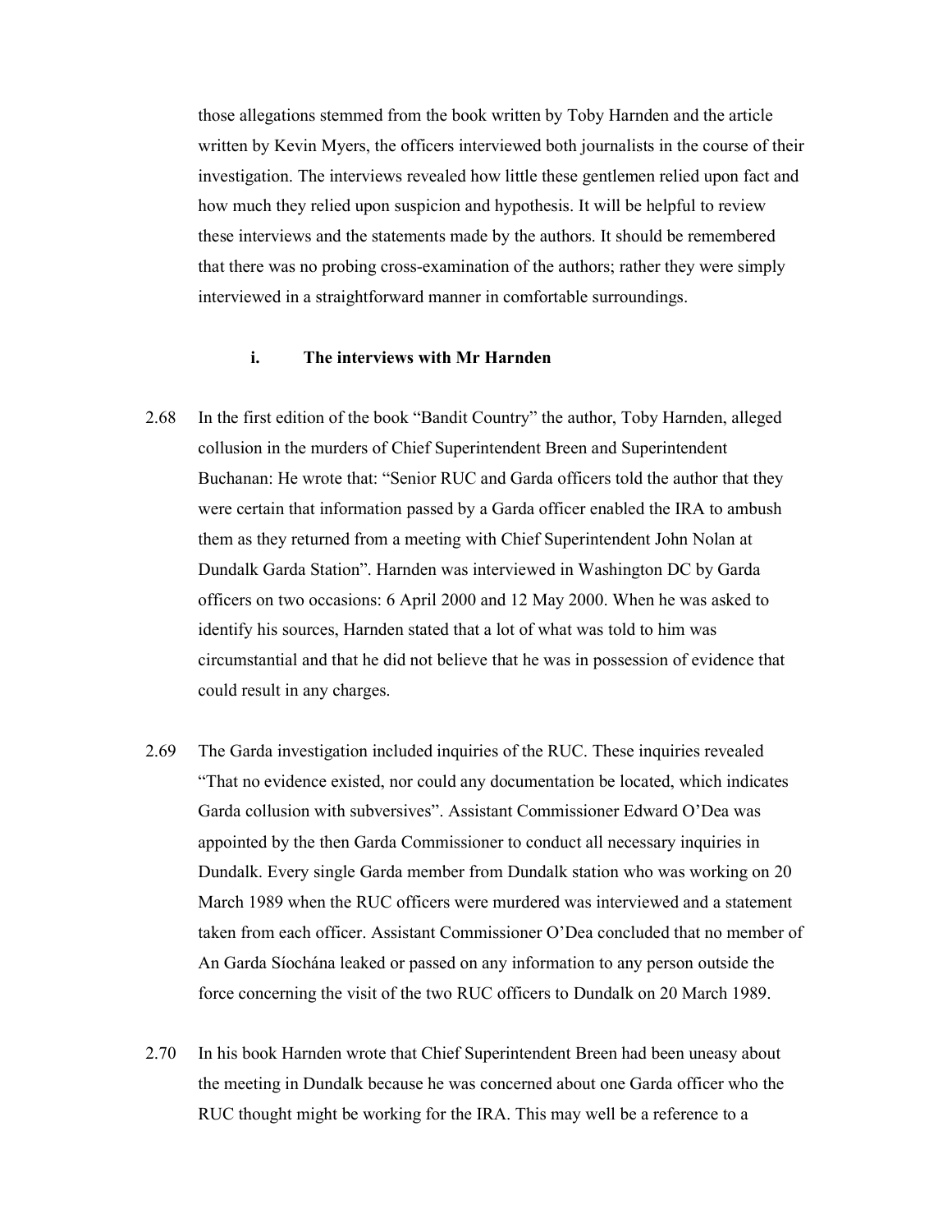those allegations stemmed from the book written by Toby Harnden and the article written by Kevin Myers, the officers interviewed both journalists in the course of their investigation. The interviews revealed how little these gentlemen relied upon fact and how much they relied upon suspicion and hypothesis. It will be helpful to review these interviews and the statements made by the authors. It should be remembered that there was no probing cross-examination of the authors; rather they were simply interviewed in a straightforward manner in comfortable surroundings.

### i. The interviews with Mr Harnden

2.68 In the first edition of the book "Bandit Country" the author, Toby Harnden, alleged collusion in the murders of Chief Superintendent Breen and Superintendent Buchanan: He wrote that: "Senior RUC and Garda officers told the author that they were certain that information passed by a Garda officer enabled the IRA to ambush them as they returned from a meeting with Chief Superintendent John Nolan at Dundalk Garda Station". Harnden was interviewed in Washington DC by Garda officers on two occasions: 6 April 2000 and 12 May 2000. When he was asked to identify his sources, Harnden stated that a lot of what was told to him was circumstantial and that he did not believe that he was in possession of evidence that could result in any charges.

2.69 The Garda investigation included inquiries of the RUC. These inquiries revealed "That no evidence existed, nor could any documentation be located, which indicates Garda collusion with subversives". Assistant Commissioner Edward O'Dea was appointed by the then Garda Commissioner to conduct all necessary inquiries in Dundalk. Every single Garda member from Dundalk station who was working on 20 March 1989 when the RUC officers were murdered was interviewed and a statement taken from each officer. Assistant Commissioner O'Dea concluded that no member of An Garda Síochána leaked or passed on any information to any person outside the force concerning the visit of the two RUC officers to Dundalk on 20 March 1989.

2.70 In his book Harnden wrote that Chief Superintendent Breen had been uneasy about the meeting in Dundalk because he was concerned about one Garda officer who the RUC thought might be working for the IRA. This may well be a reference to a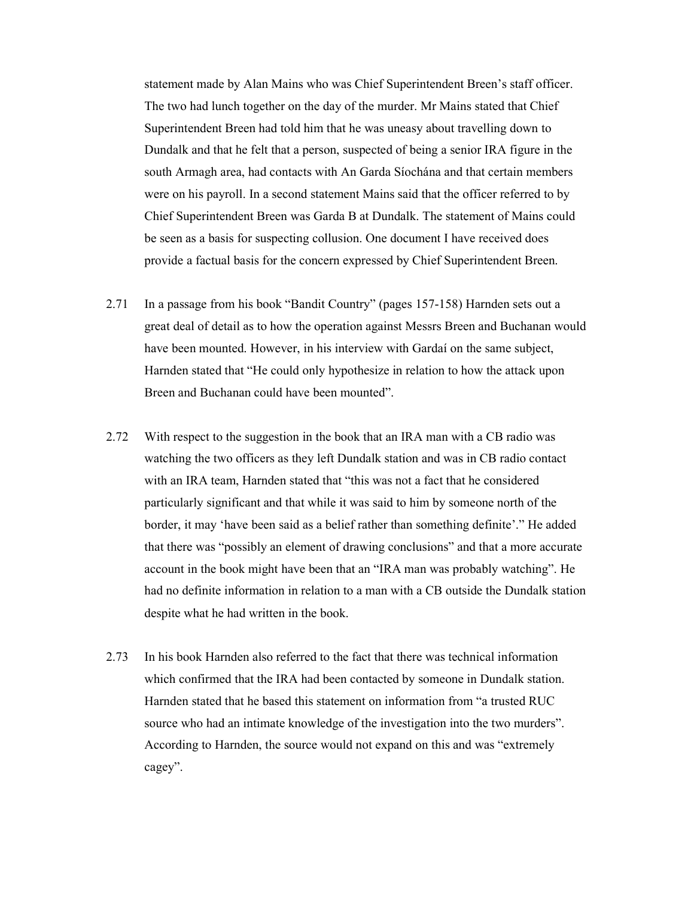statement made by Alan Mains who was Chief Superintendent Breen's staff officer. The two had lunch together on the day of the murder. Mr Mains stated that Chief Superintendent Breen had told him that he was uneasy about travelling down to Dundalk and that he felt that a person, suspected of being a senior IRA figure in the south Armagh area, had contacts with An Garda Síochána and that certain members were on his payroll. In a second statement Mains said that the officer referred to by Chief Superintendent Breen was Garda B at Dundalk. The statement of Mains could be seen as a basis for suspecting collusion. One document I have received does provide a factual basis for the concern expressed by Chief Superintendent Breen.

2.71 In a passage from his book "Bandit Country" (pages 157-158) Harnden sets out a great deal of detail as to how the operation against Messrs Breen and Buchanan would have been mounted. However, in his interview with Gardaí on the same subject, Harnden stated that "He could only hypothesize in relation to how the attack upon Breen and Buchanan could have been mounted".

2.72 With respect to the suggestion in the book that an IRA man with a CB radio was watching the two officers as they left Dundalk station and was in CB radio contact with an IRA team, Harnden stated that "this was not a fact that he considered particularly significant and that while it was said to him by someone north of the border, it may 'have been said as a belief rather than something definite'." He added that there was "possibly an element of drawing conclusions" and that a more accurate account in the book might have been that an "IRA man was probably watching". He had no definite information in relation to a man with a CB outside the Dundalk station despite what he had written in the book.

2.73 In his book Harnden also referred to the fact that there was technical information which confirmed that the IRA had been contacted by someone in Dundalk station. Harnden stated that he based this statement on information from "a trusted RUC source who had an intimate knowledge of the investigation into the two murders". According to Harnden, the source would not expand on this and was "extremely cagey".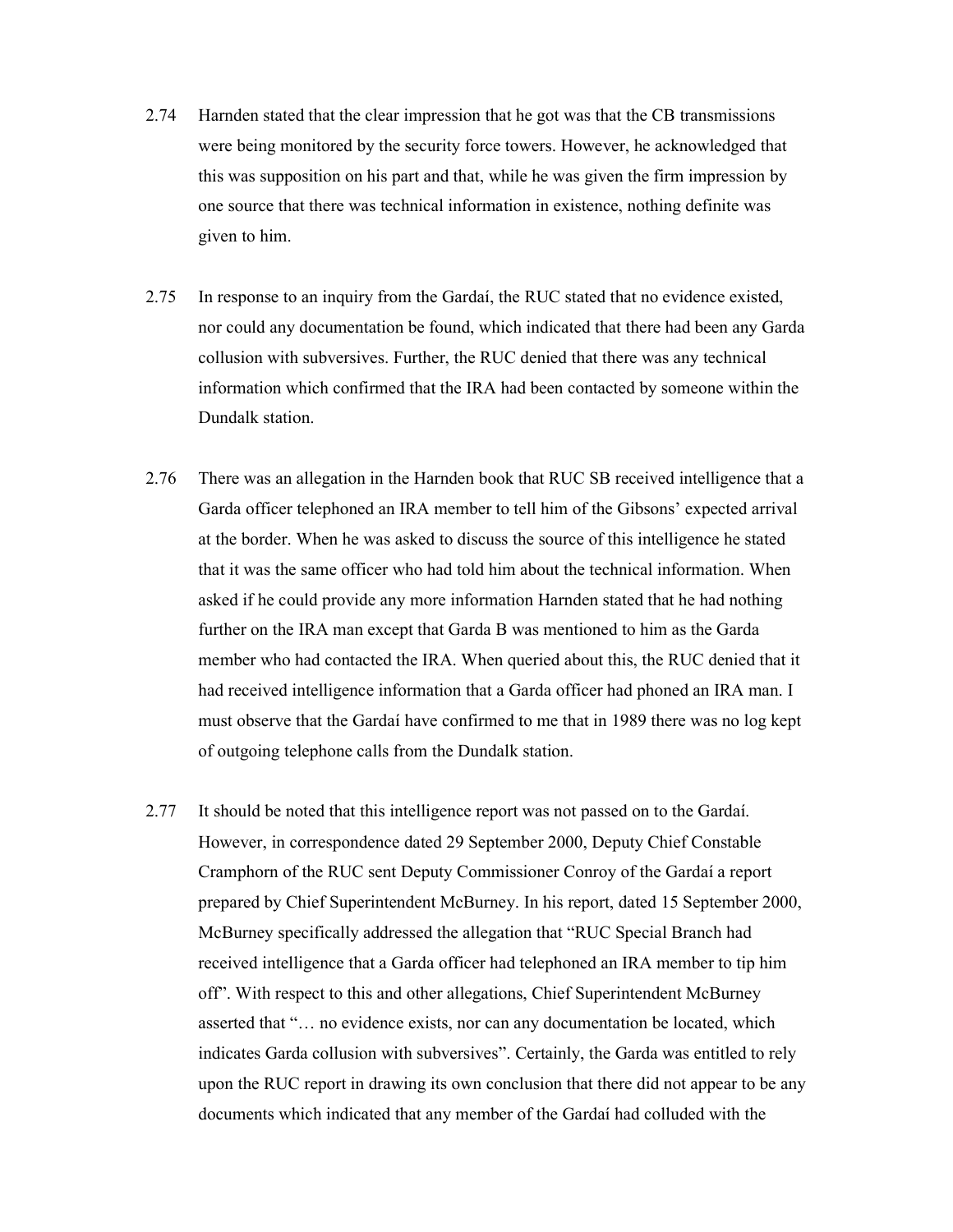2.74 Harnden stated that the clear impression that he got was that the CB transmissions were being monitored by the security force towers. However, he acknowledged that this was supposition on his part and that, while he was given the firm impression by one source that there was technical information in existence, nothing definite was given to him.

2.75 In response to an inquiry from the Gardaí, the RUC stated that no evidence existed, nor could any documentation be found, which indicated that there had been any Garda collusion with subversives. Further, the RUC denied that there was any technical information which confirmed that the IRA had been contacted by someone within the Dundalk station.

2.76 There was an allegation in the Harnden book that RUC SB received intelligence that a Garda officer telephoned an IRA member to tell him of the Gibsons' expected arrival at the border. When he was asked to discuss the source of this intelligence he stated that it was the same officer who had told him about the technical information. When asked if he could provide any more information Harnden stated that he had nothing further on the IRA man except that Garda B was mentioned to him as the Garda member who had contacted the IRA. When queried about this, the RUC denied that it had received intelligence information that a Garda officer had phoned an IRA man. I must observe that the Gardaí have confirmed to me that in 1989 there was no log kept of outgoing telephone calls from the Dundalk station.

2.77 It should be noted that this intelligence report was not passed on to the Gardaí. However, in correspondence dated 29 September 2000, Deputy Chief Constable Cramphorn of the RUC sent Deputy Commissioner Conroy of the Gardaí a report prepared by Chief Superintendent McBurney. In his report, dated 15 September 2000, McBurney specifically addressed the allegation that "RUC Special Branch had received intelligence that a Garda officer had telephoned an IRA member to tip him off". With respect to this and other allegations, Chief Superintendent McBurney asserted that "… no evidence exists, nor can any documentation be located, which indicates Garda collusion with subversives". Certainly, the Garda was entitled to rely upon the RUC report in drawing its own conclusion that there did not appear to be any documents which indicated that any member of the Gardaí had colluded with the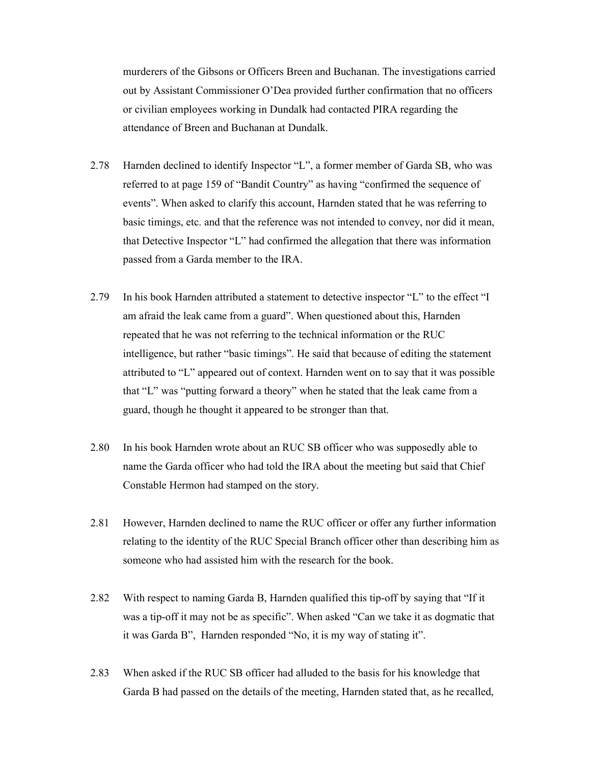murderers of the Gibsons or Officers Breen and Buchanan. The investigations carried out by Assistant Commissioner O'Dea provided further confirmation that no officers or civilian employees working in Dundalk had contacted PIRA regarding the attendance of Breen and Buchanan at Dundalk.

2.78 Harnden declined to identify Inspector "L", a former member of Garda SB, who was referred to at page 159 of "Bandit Country" as having "confirmed the sequence of events". When asked to clarify this account, Harnden stated that he was referring to basic timings, etc. and that the reference was not intended to convey, nor did it mean, that Detective Inspector "L" had confirmed the allegation that there was information passed from a Garda member to the IRA.

2.79 In his book Harnden attributed a statement to detective inspector "L" to the effect "I am afraid the leak came from a guard". When questioned about this, Harnden repeated that he was not referring to the technical information or the RUC intelligence, but rather "basic timings". He said that because of editing the statement attributed to "L" appeared out of context. Harnden went on to say that it was possible that "L" was "putting forward a theory" when he stated that the leak came from a guard, though he thought it appeared to be stronger than that.

2.80 In his book Harnden wrote about an RUC SB officer who was supposedly able to name the Garda officer who had told the IRA about the meeting but said that Chief Constable Hermon had stamped on the story.

2.81 However, Harnden declined to name the RUC officer or offer any further information relating to the identity of the RUC Special Branch officer other than describing him as someone who had assisted him with the research for the book.

2.82 With respect to naming Garda B, Harnden qualified this tip-off by saying that "If it was a tip-off it may not be as specific". When asked "Can we take it as dogmatic that it was Garda B", Harnden responded "No, it is my way of stating it".

2.83 When asked if the RUC SB officer had alluded to the basis for his knowledge that Garda B had passed on the details of the meeting, Harnden stated that, as he recalled,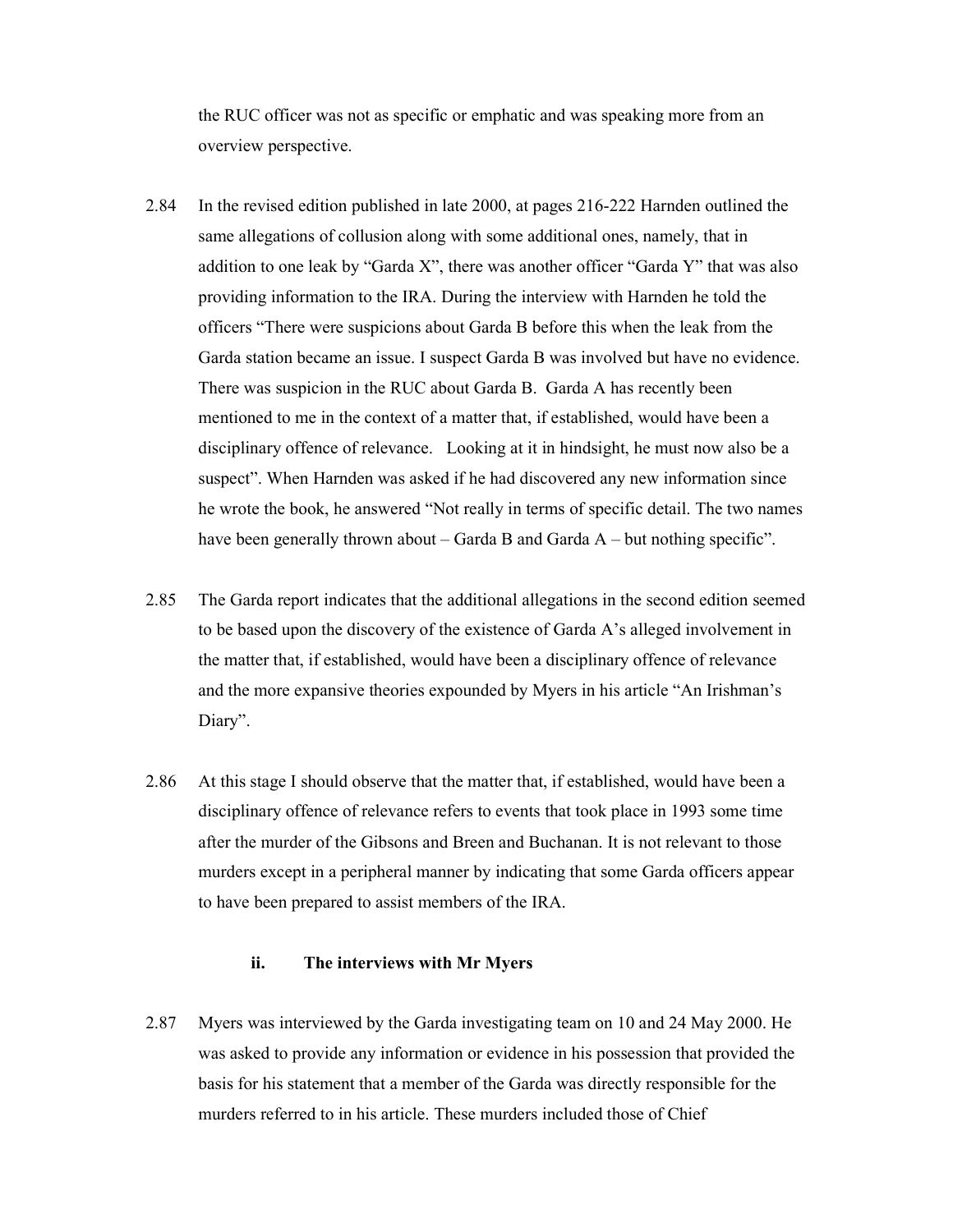the RUC officer was not as specific or emphatic and was speaking more from an overview perspective.

2.84 In the revised edition published in late 2000, at pages 216-222 Harnden outlined the same allegations of collusion along with some additional ones, namely, that in addition to one leak by "Garda X", there was another officer "Garda Y" that was also providing information to the IRA. During the interview with Harnden he told the officers "There were suspicions about Garda B before this when the leak from the Garda station became an issue. I suspect Garda B was involved but have no evidence. There was suspicion in the RUC about Garda B. Garda A has recently been mentioned to me in the context of a matter that, if established, would have been a disciplinary offence of relevance. Looking at it in hindsight, he must now also be a suspect". When Harnden was asked if he had discovered any new information since he wrote the book, he answered "Not really in terms of specific detail. The two names have been generally thrown about – Garda B and Garda A – but nothing specific".

2.85 The Garda report indicates that the additional allegations in the second edition seemed to be based upon the discovery of the existence of Garda A's alleged involvement in the matter that, if established, would have been a disciplinary offence of relevance and the more expansive theories expounded by Myers in his article "An Irishman's Diary".

2.86 At this stage I should observe that the matter that, if established, would have been a disciplinary offence of relevance refers to events that took place in 1993 some time after the murder of the Gibsons and Breen and Buchanan. It is not relevant to those murders except in a peripheral manner by indicating that some Garda officers appear to have been prepared to assist members of the IRA.

### ii. The interviews with Mr Myers

2.87 Myers was interviewed by the Garda investigating team on 10 and 24 May 2000. He was asked to provide any information or evidence in his possession that provided the basis for his statement that a member of the Garda was directly responsible for the murders referred to in his article. These murders included those of Chief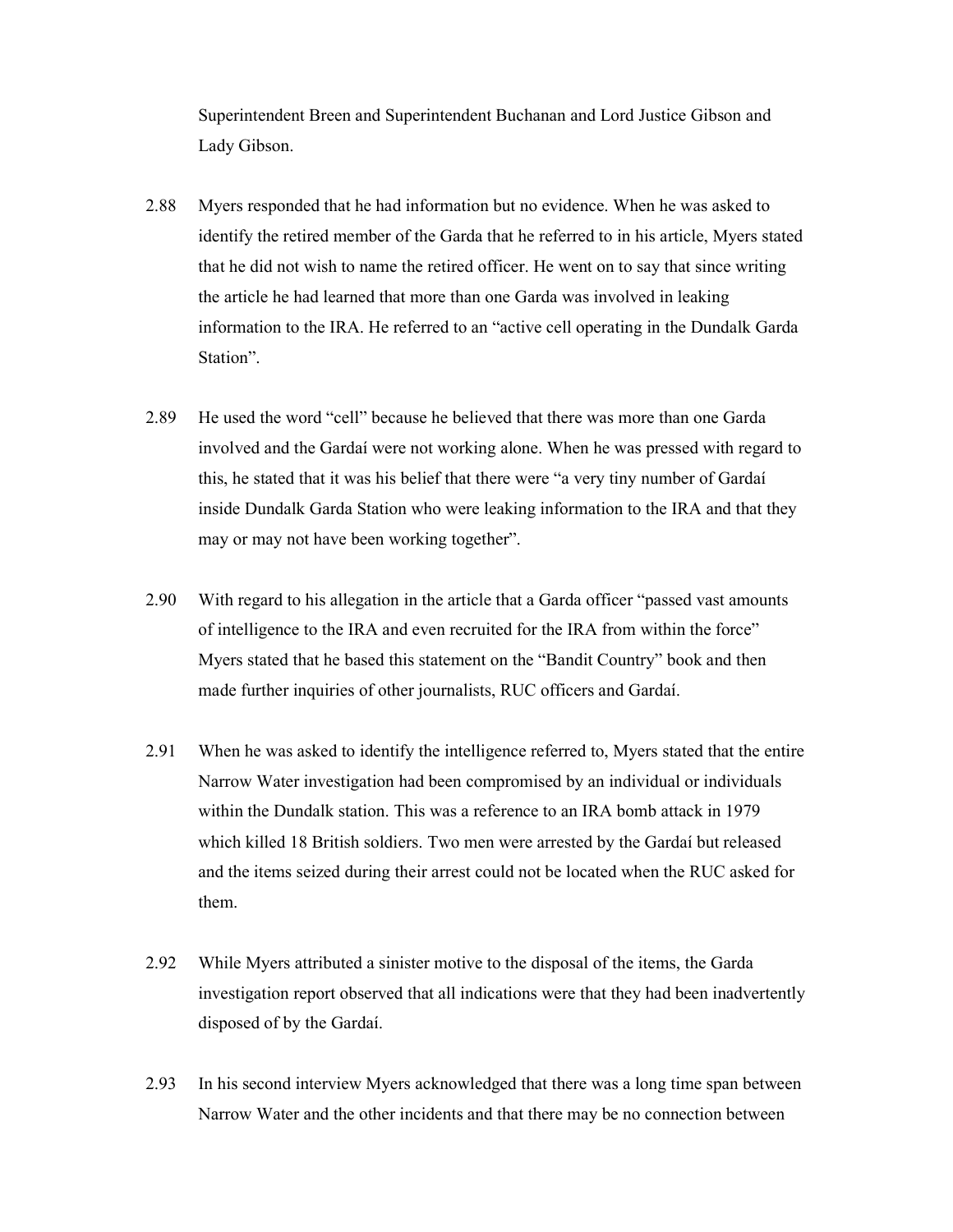Superintendent Breen and Superintendent Buchanan and Lord Justice Gibson and Lady Gibson.

2.88 Myers responded that he had information but no evidence. When he was asked to identify the retired member of the Garda that he referred to in his article, Myers stated that he did not wish to name the retired officer. He went on to say that since writing the article he had learned that more than one Garda was involved in leaking information to the IRA. He referred to an "active cell operating in the Dundalk Garda Station".

2.89 He used the word "cell" because he believed that there was more than one Garda involved and the Gardaí were not working alone. When he was pressed with regard to this, he stated that it was his belief that there were "a very tiny number of Gardaí inside Dundalk Garda Station who were leaking information to the IRA and that they may or may not have been working together".

2.90 With regard to his allegation in the article that a Garda officer "passed vast amounts of intelligence to the IRA and even recruited for the IRA from within the force" Myers stated that he based this statement on the "Bandit Country" book and then made further inquiries of other journalists, RUC officers and Gardaí.

2.91 When he was asked to identify the intelligence referred to, Myers stated that the entire Narrow Water investigation had been compromised by an individual or individuals within the Dundalk station. This was a reference to an IRA bomb attack in 1979 which killed 18 British soldiers. Two men were arrested by the Gardaí but released and the items seized during their arrest could not be located when the RUC asked for them.

2.92 While Myers attributed a sinister motive to the disposal of the items, the Garda investigation report observed that all indications were that they had been inadvertently disposed of by the Gardaí.

2.93 In his second interview Myers acknowledged that there was a long time span between Narrow Water and the other incidents and that there may be no connection between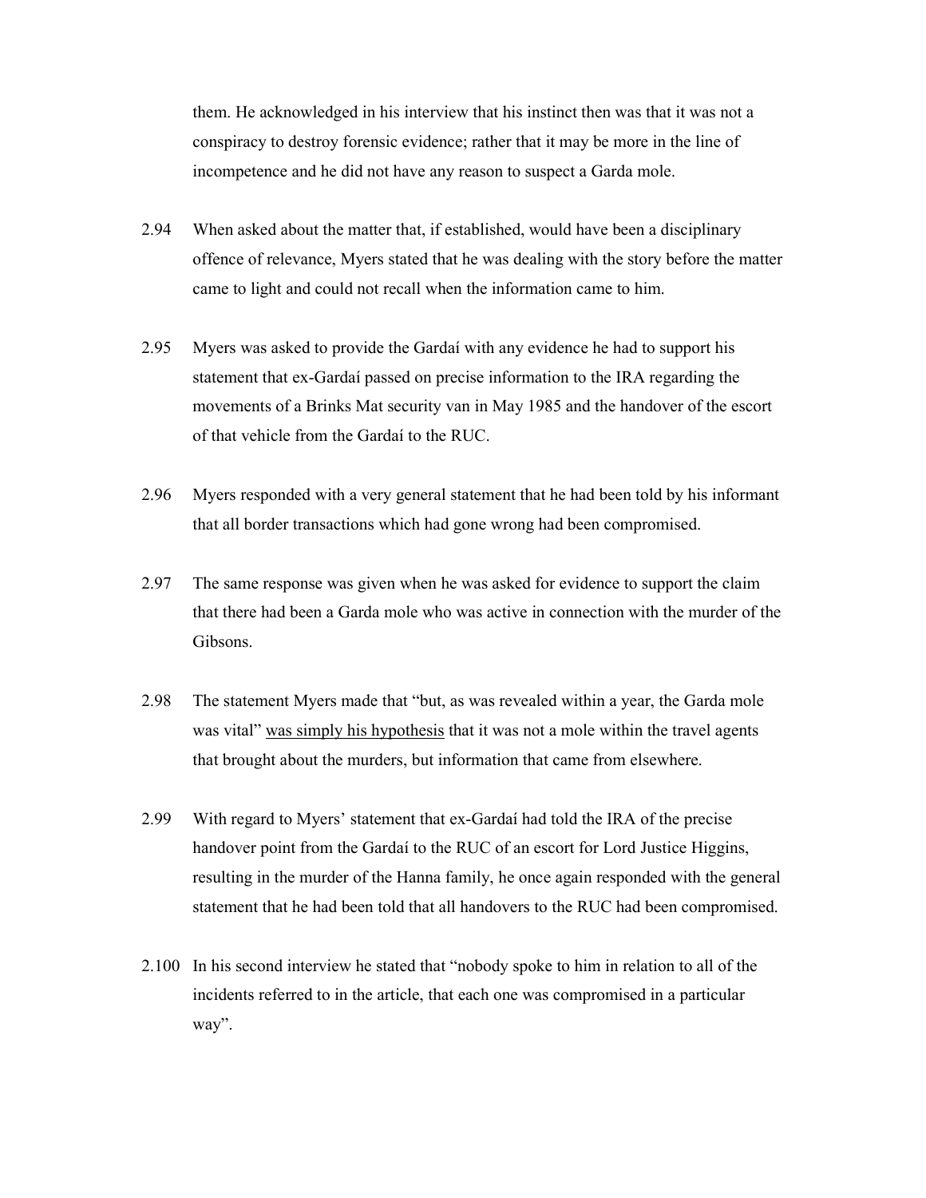them. He acknowledged in his interview that his instinct then was that it was not a conspiracy to destroy forensic evidence; rather that it may be more in the line of incompetence and he did not have any reason to suspect a Garda mole.

2.94 When asked about the matter that, if established, would have been a disciplinary offence of relevance, Myers stated that he was dealing with the story before the matter came to light and could not recall when the information came to him.

2.95 Myers was asked to provide the Gardaí with any evidence he had to support his statement that ex-Gardaí passed on precise information to the IRA regarding the movements of a Brinks Mat security van in May 1985 and the handover of the escort of that vehicle from the Gardaí to the RUC.

2.96 Myers responded with a very general statement that he had been told by his informant that all border transactions which had gone wrong had been compromised.

2.97 The same response was given when he was asked for evidence to support the claim that there had been a Garda mole who was active in connection with the murder of the Gibsons.

2.98 The statement Myers made that "but, as was revealed within a year, the Garda mole was vital" <u>was simply his hypothesis</u> that it was not a mole within the travel agents that brought about the murders, but information that came from elsewhere.

2.99 With regard to Myers' statement that ex-Gardaí had told the IRA of the precise handover point from the Gardaí to the RUC of an escort for Lord Justice Higgins, resulting in the murder of the Hanna family, he once again responded with the general statement that he had been told that all handovers to the RUC had been compromised.

2.100 In his second interview he stated that "nobody spoke to him in relation to all of the incidents referred to in the article, that each one was compromised in a particular way".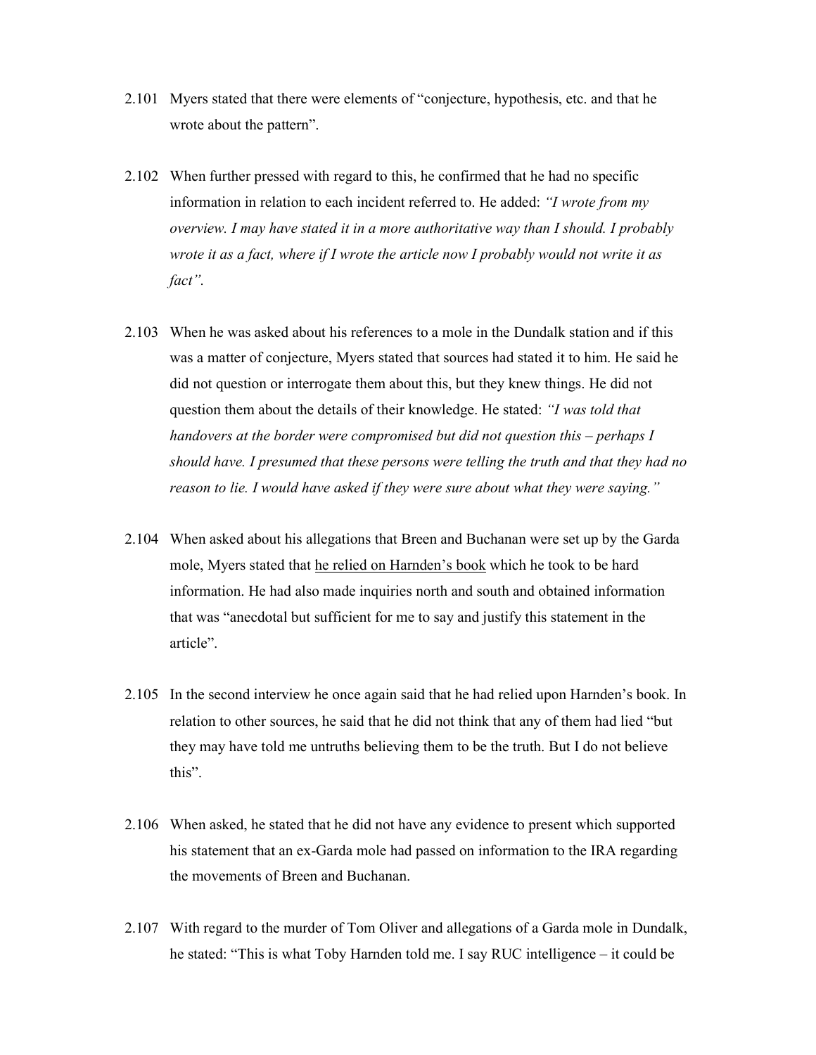2.101 Myers stated that there were elements of "conjecture, hypothesis, etc. and that he wrote about the pattern".

2.102 When further pressed with regard to this, he confirmed that he had no specific information in relation to each incident referred to. He added: *"I wrote from my overview. I may have stated it in a more authoritative way than I should. I probably wrote it as a fact, where if I wrote the article now I probably would not write it as fact".*

2.103 When he was asked about his references to a mole in the Dundalk station and if this was a matter of conjecture, Myers stated that sources had stated it to him. He said he did not question or interrogate them about this, but they knew things. He did not question them about the details of their knowledge. He stated: *"I was told that handovers at the border were compromised but did not question this – perhaps I should have. I presumed that these persons were telling the truth and that they had no reason to lie. I would have asked if they were sure about what they were saying."*

2.104 When asked about his allegations that Breen and Buchanan were set up by the Garda mole, Myers stated that <u>he relied on Harnden's book</u> which he took to be hard information. He had also made inquiries north and south and obtained information that was "anecdotal but sufficient for me to say and justify this statement in the article".

2.105 In the second interview he once again said that he had relied upon Harnden's book. In relation to other sources, he said that he did not think that any of them had lied "but they may have told me untruths believing them to be the truth. But I do not believe this".

2.106 When asked, he stated that he did not have any evidence to present which supported his statement that an ex-Garda mole had passed on information to the IRA regarding the movements of Breen and Buchanan.

2.107 With regard to the murder of Tom Oliver and allegations of a Garda mole in Dundalk, he stated: "This is what Toby Harnden told me. I say RUC intelligence – it could be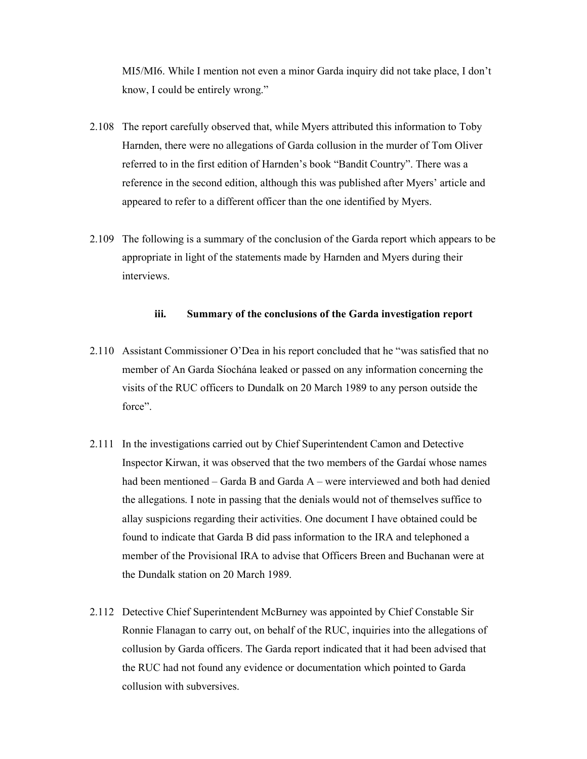MI5/MI6. While I mention not even a minor Garda inquiry did not take place, I don't know, I could be entirely wrong."

2.108 The report carefully observed that, while Myers attributed this information to Toby Harnden, there were no allegations of Garda collusion in the murder of Tom Oliver referred to in the first edition of Harnden's book "Bandit Country". There was a reference in the second edition, although this was published after Myers' article and appeared to refer to a different officer than the one identified by Myers.

2.109 The following is a summary of the conclusion of the Garda report which appears to be appropriate in light of the statements made by Harnden and Myers during their interviews.

### iii. Summary of the conclusions of the Garda investigation report

2.110 Assistant Commissioner O'Dea in his report concluded that he "was satisfied that no member of An Garda Síochána leaked or passed on any information concerning the visits of the RUC officers to Dundalk on 20 March 1989 to any person outside the force".

2.111 In the investigations carried out by Chief Superintendent Camon and Detective Inspector Kirwan, it was observed that the two members of the Gardaí whose names had been mentioned – Garda B and Garda A – were interviewed and both had denied the allegations. I note in passing that the denials would not of themselves suffice to allay suspicions regarding their activities. One document I have obtained could be found to indicate that Garda B did pass information to the IRA and telephoned a member of the Provisional IRA to advise that Officers Breen and Buchanan were at the Dundalk station on 20 March 1989.

2.112 Detective Chief Superintendent McBurney was appointed by Chief Constable Sir Ronnie Flanagan to carry out, on behalf of the RUC, inquiries into the allegations of collusion by Garda officers. The Garda report indicated that it had been advised that the RUC had not found any evidence or documentation which pointed to Garda collusion with subversives.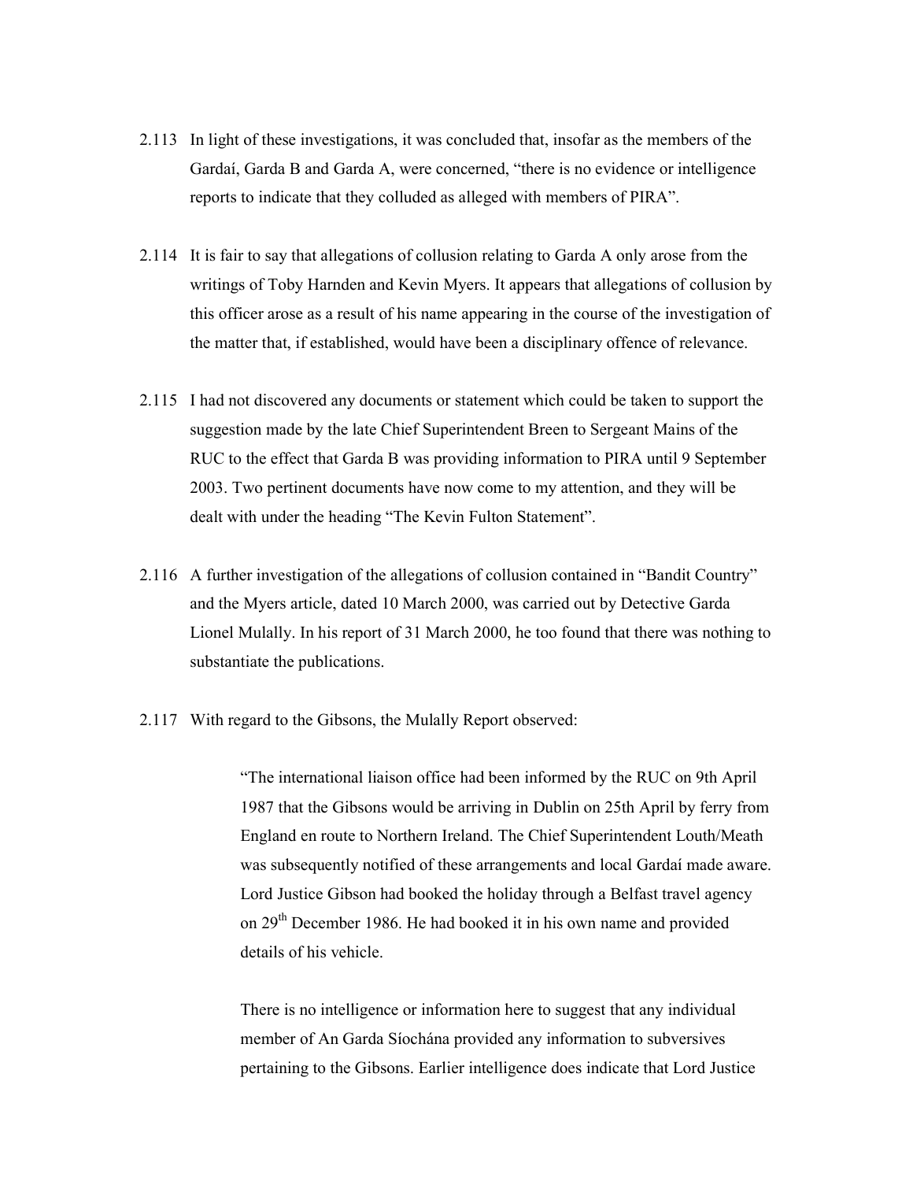2.113 In light of these investigations, it was concluded that, insofar as the members of the Gardaí, Garda B and Garda A, were concerned, "there is no evidence or intelligence reports to indicate that they colluded as alleged with members of PIRA".

2.114 It is fair to say that allegations of collusion relating to Garda A only arose from the writings of Toby Harnden and Kevin Myers. It appears that allegations of collusion by this officer arose as a result of his name appearing in the course of the investigation of the matter that, if established, would have been a disciplinary offence of relevance.

2.115 I had not discovered any documents or statement which could be taken to support the suggestion made by the late Chief Superintendent Breen to Sergeant Mains of the RUC to the effect that Garda B was providing information to PIRA until 9 September 2003. Two pertinent documents have now come to my attention, and they will be dealt with under the heading "The Kevin Fulton Statement".

2.116 A further investigation of the allegations of collusion contained in "Bandit Country" and the Myers article, dated 10 March 2000, was carried out by Detective Garda Lionel Mulally. In his report of 31 March 2000, he too found that there was nothing to substantiate the publications.

2.117 With regard to the Gibsons, the Mulally Report observed:

> "The international liaison office had been informed by the RUC on 9th April 1987 that the Gibsons would be arriving in Dublin on 25th April by ferry from England en route to Northern Ireland. The Chief Superintendent Louth/Meath was subsequently notified of these arrangements and local Gardaí made aware. Lord Justice Gibson had booked the holiday through a Belfast travel agency on 29th December 1986. He had booked it in his own name and provided details of his vehicle.
>
> There is no intelligence or information here to suggest that any individual member of An Garda Síochána provided any information to subversives pertaining to the Gibsons. Earlier intelligence does indicate that Lord Justice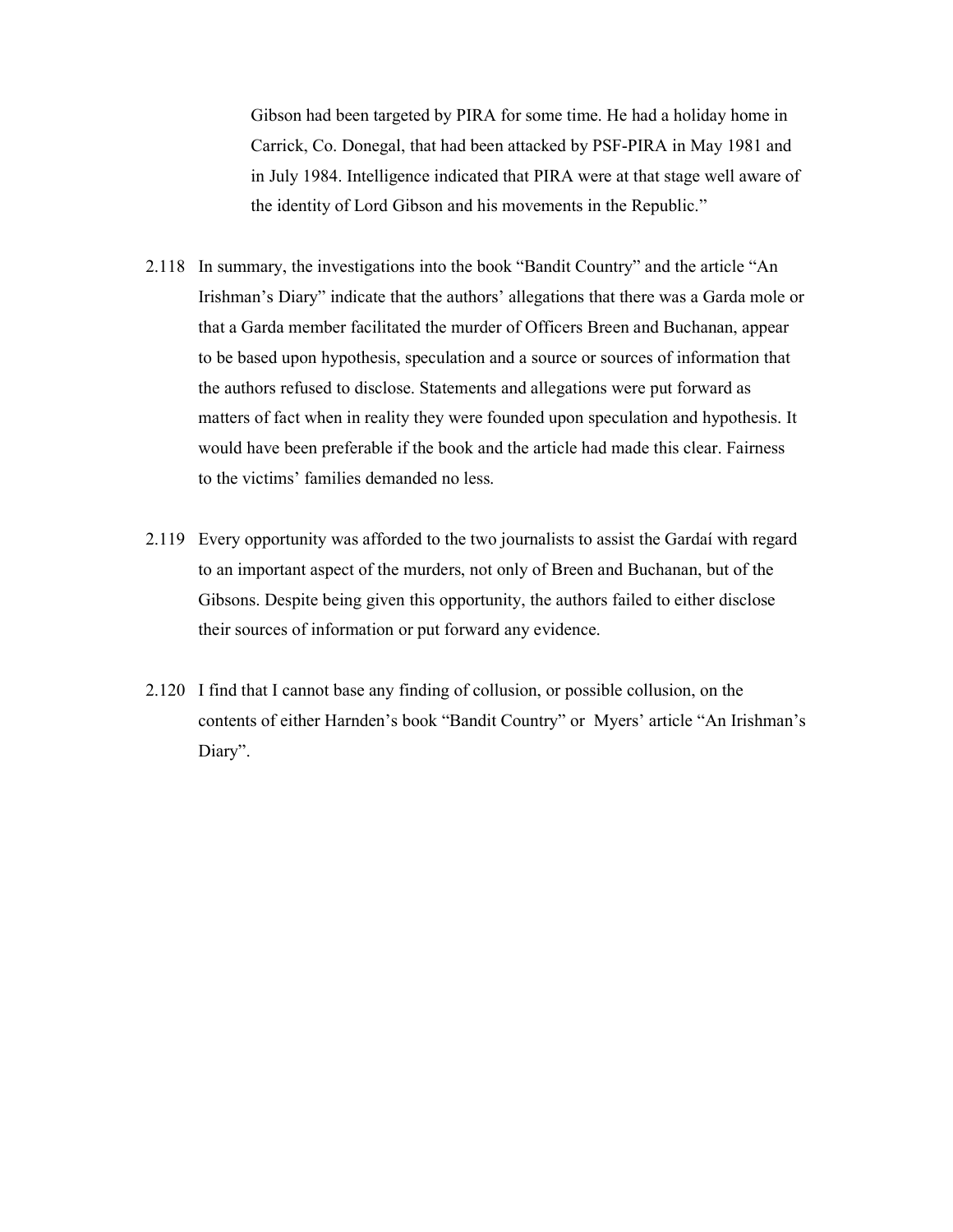> Gibson had been targeted by PIRA for some time. He had a holiday home in Carrick, Co. Donegal, that had been attacked by PSF-PIRA in May 1981 and in July 1984. Intelligence indicated that PIRA were at that stage well aware of the identity of Lord Gibson and his movements in the Republic."

2.118 In summary, the investigations into the book "Bandit Country" and the article "An Irishman's Diary" indicate that the authors' allegations that there was a Garda mole or that a Garda member facilitated the murder of Officers Breen and Buchanan, appear to be based upon hypothesis, speculation and a source or sources of information that the authors refused to disclose. Statements and allegations were put forward as matters of fact when in reality they were founded upon speculation and hypothesis. It would have been preferable if the book and the article had made this clear. Fairness to the victims' families demanded no less.

2.119 Every opportunity was afforded to the two journalists to assist the Gardaí with regard to an important aspect of the murders, not only of Breen and Buchanan, but of the Gibsons. Despite being given this opportunity, the authors failed to either disclose their sources of information or put forward any evidence.

2.120 I find that I cannot base any finding of collusion, or possible collusion, on the contents of either Harnden's book "Bandit Country" or Myers' article "An Irishman's Diary".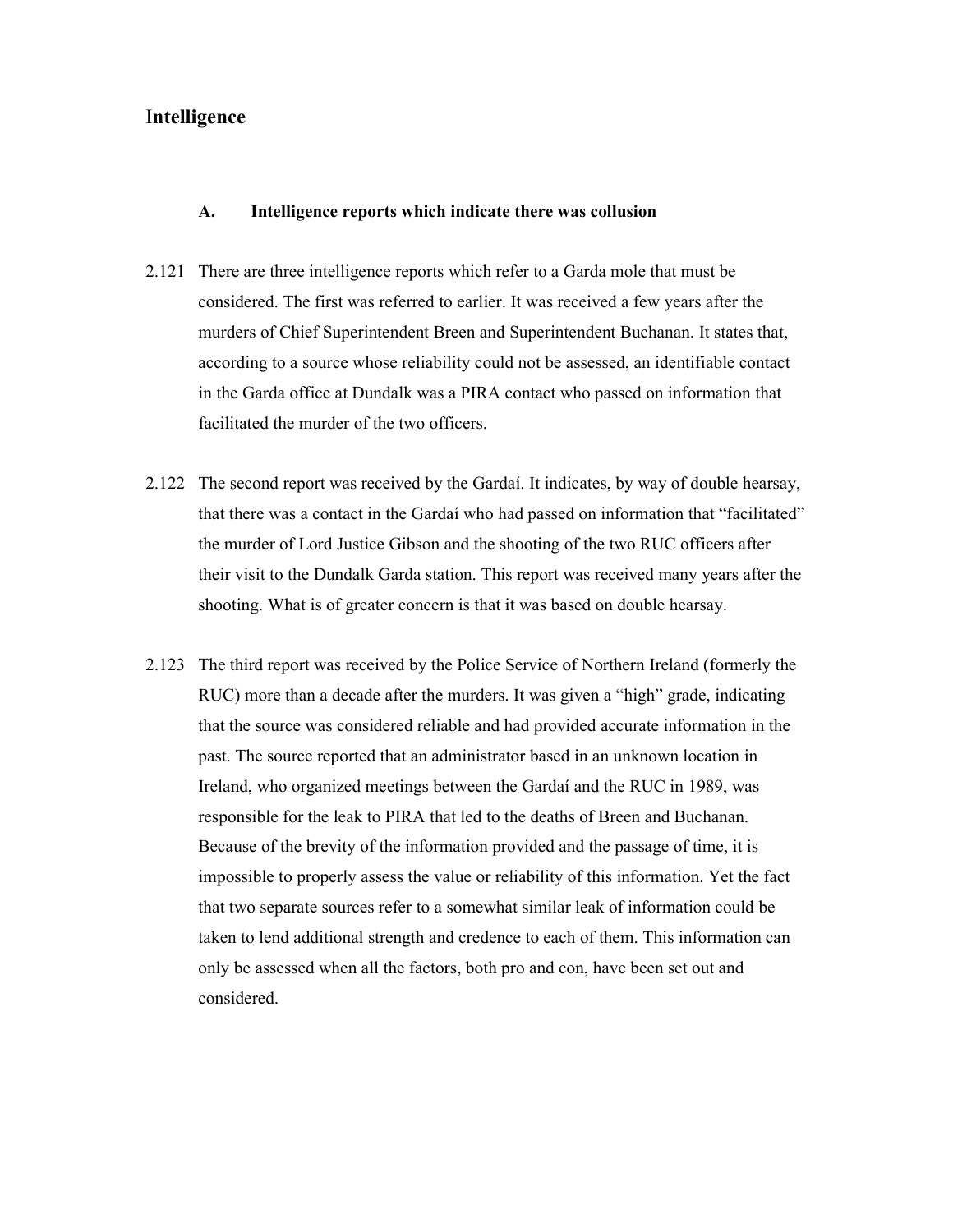## Intelligence

### A. Intelligence reports which indicate there was collusion

2.121 There are three intelligence reports which refer to a Garda mole that must be considered. The first was referred to earlier. It was received a few years after the murders of Chief Superintendent Breen and Superintendent Buchanan. It states that, according to a source whose reliability could not be assessed, an identifiable contact in the Garda office at Dundalk was a PIRA contact who passed on information that facilitated the murder of the two officers.

2.122 The second report was received by the Gardaí. It indicates, by way of double hearsay, that there was a contact in the Gardaí who had passed on information that "facilitated" the murder of Lord Justice Gibson and the shooting of the two RUC officers after their visit to the Dundalk Garda station. This report was received many years after the shooting. What is of greater concern is that it was based on double hearsay.

2.123 The third report was received by the Police Service of Northern Ireland (formerly the RUC) more than a decade after the murders. It was given a "high" grade, indicating that the source was considered reliable and had provided accurate information in the past. The source reported that an administrator based in an unknown location in Ireland, who organized meetings between the Gardaí and the RUC in 1989, was responsible for the leak to PIRA that led to the deaths of Breen and Buchanan. Because of the brevity of the information provided and the passage of time, it is impossible to properly assess the value or reliability of this information. Yet the fact that two separate sources refer to a somewhat similar leak of information could be taken to lend additional strength and credence to each of them. This information can only be assessed when all the factors, both pro and con, have been set out and considered.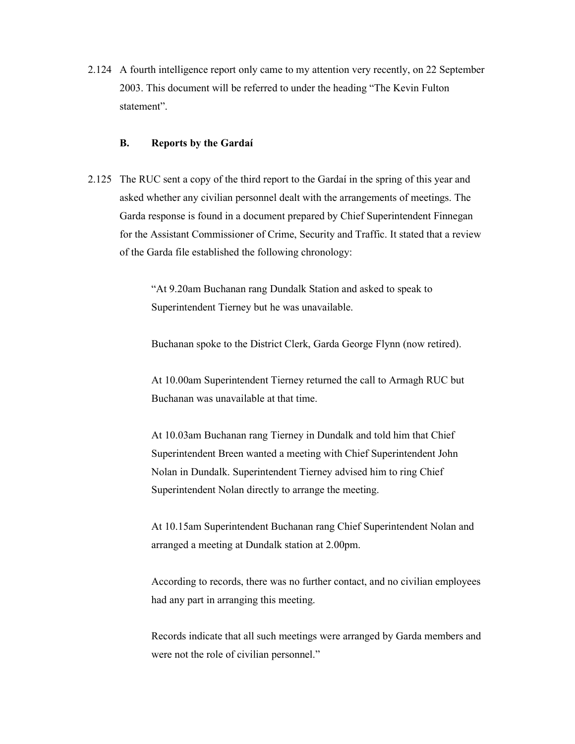2.124 A fourth intelligence report only came to my attention very recently, on 22 September 2003. This document will be referred to under the heading "The Kevin Fulton statement".

### B. Reports by the Gardaí

2.125 The RUC sent a copy of the third report to the Gardaí in the spring of this year and asked whether any civilian personnel dealt with the arrangements of meetings. The Garda response is found in a document prepared by Chief Superintendent Finnegan for the Assistant Commissioner of Crime, Security and Traffic. It stated that a review of the Garda file established the following chronology:

> "At 9.20am Buchanan rang Dundalk Station and asked to speak to Superintendent Tierney but he was unavailable.
>
> Buchanan spoke to the District Clerk, Garda George Flynn (now retired).
>
> At 10.00am Superintendent Tierney returned the call to Armagh RUC but Buchanan was unavailable at that time.
>
> At 10.03am Buchanan rang Tierney in Dundalk and told him that Chief Superintendent Breen wanted a meeting with Chief Superintendent John Nolan in Dundalk. Superintendent Tierney advised him to ring Chief Superintendent Nolan directly to arrange the meeting.
>
> At 10.15am Superintendent Buchanan rang Chief Superintendent Nolan and arranged a meeting at Dundalk station at 2.00pm.
>
> According to records, there was no further contact, and no civilian employees had any part in arranging this meeting.
>
> Records indicate that all such meetings were arranged by Garda members and were not the role of civilian personnel."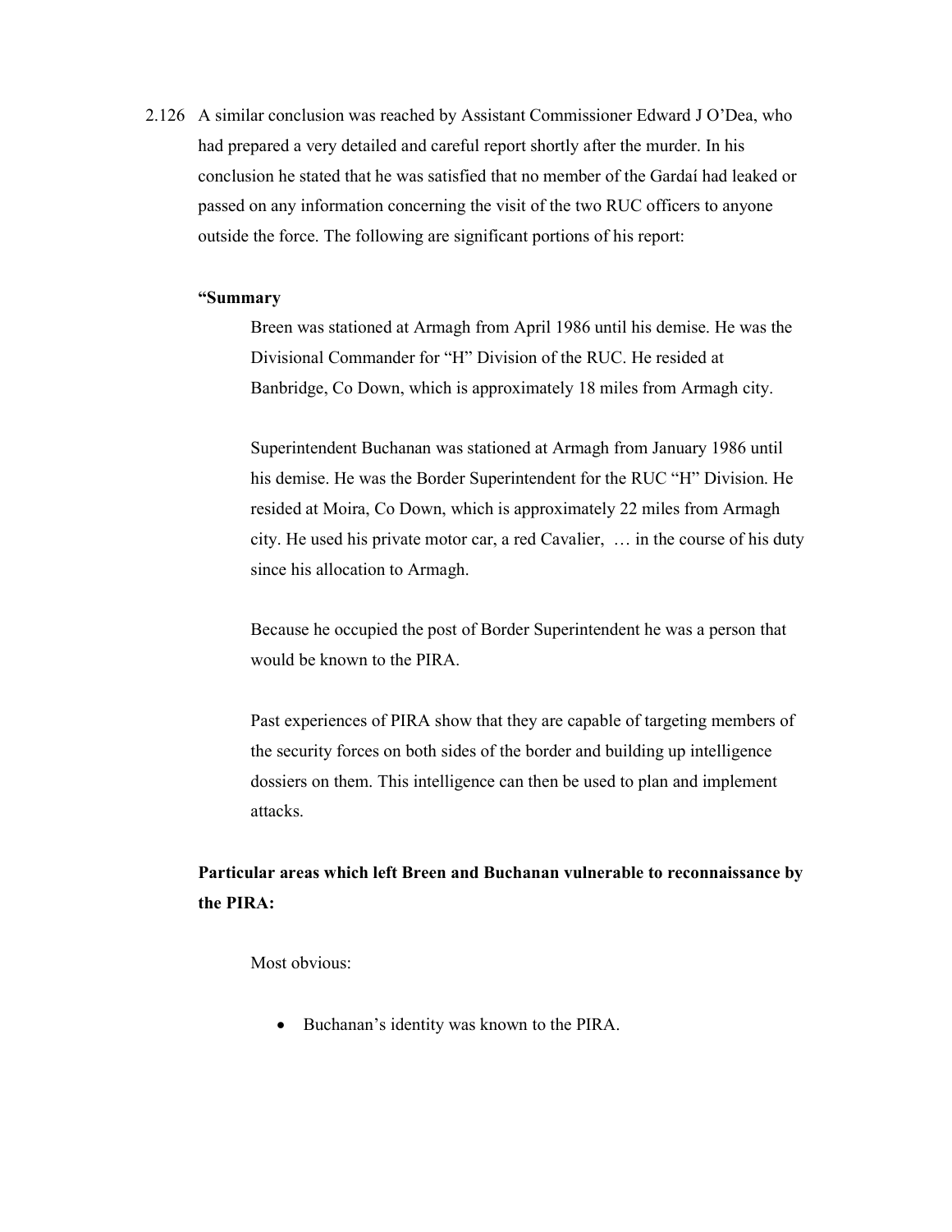2.126 A similar conclusion was reached by Assistant Commissioner Edward J O'Dea, who had prepared a very detailed and careful report shortly after the murder. In his conclusion he stated that he was satisfied that no member of the Gardaí had leaked or passed on any information concerning the visit of the two RUC officers to anyone outside the force. The following are significant portions of his report:

> **"Summary**
>
> Breen was stationed at Armagh from April 1986 until his demise. He was the Divisional Commander for "H" Division of the RUC. He resided at Banbridge, Co Down, which is approximately 18 miles from Armagh city.
>
> Superintendent Buchanan was stationed at Armagh from January 1986 until his demise. He was the Border Superintendent for the RUC "H" Division. He resided at Moira, Co Down, which is approximately 22 miles from Armagh city. He used his private motor car, a red Cavalier, … in the course of his duty since his allocation to Armagh.
>
> Because he occupied the post of Border Superintendent he was a person that would be known to the PIRA.
>
> Past experiences of PIRA show that they are capable of targeting members of the security forces on both sides of the border and building up intelligence dossiers on them. This intelligence can then be used to plan and implement attacks.
>
> **Particular areas which left Breen and Buchanan vulnerable to reconnaissance by the PIRA:**
>
> Most obvious:
>
> - Buchanan's identity was known to the PIRA.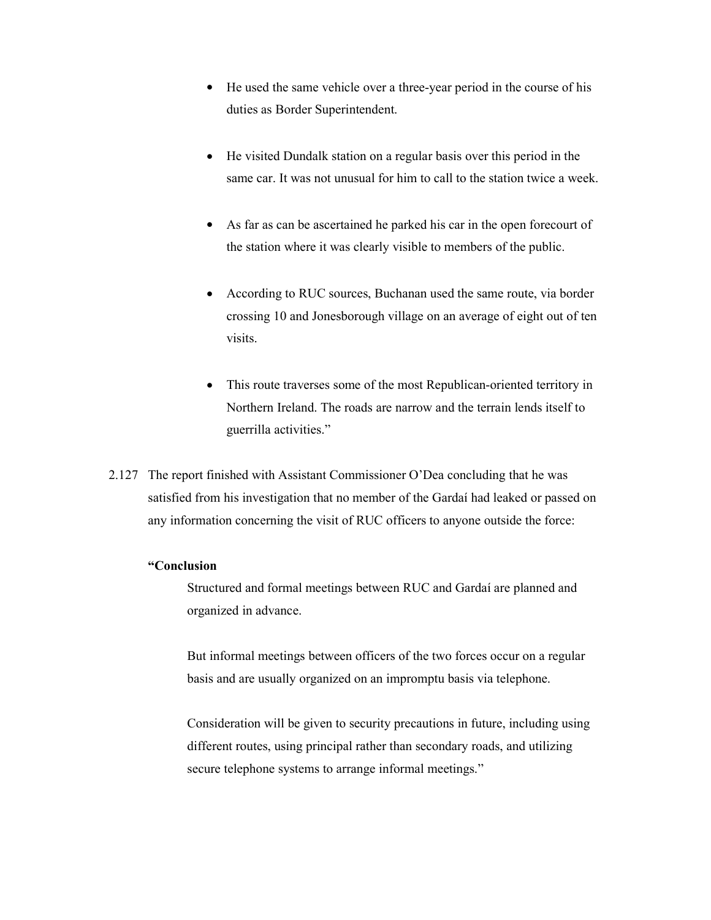- He used the same vehicle over a three-year period in the course of his duties as Border Superintendent.

- He visited Dundalk station on a regular basis over this period in the same car. It was not unusual for him to call to the station twice a week.

- As far as can be ascertained he parked his car in the open forecourt of the station where it was clearly visible to members of the public.

- According to RUC sources, Buchanan used the same route, via border crossing 10 and Jonesborough village on an average of eight out of ten visits.

- This route traverses some of the most Republican-oriented territory in Northern Ireland. The roads are narrow and the terrain lends itself to guerrilla activities."

2.127 The report finished with Assistant Commissioner O'Dea concluding that he was satisfied from his investigation that no member of the Gardaí had leaked or passed on any information concerning the visit of RUC officers to anyone outside the force:

**"Conclusion**

> Structured and formal meetings between RUC and Gardaí are planned and organized in advance.
>
> But informal meetings between officers of the two forces occur on a regular basis and are usually organized on an impromptu basis via telephone.
>
> Consideration will be given to security precautions in future, including using different routes, using principal rather than secondary roads, and utilizing secure telephone systems to arrange informal meetings."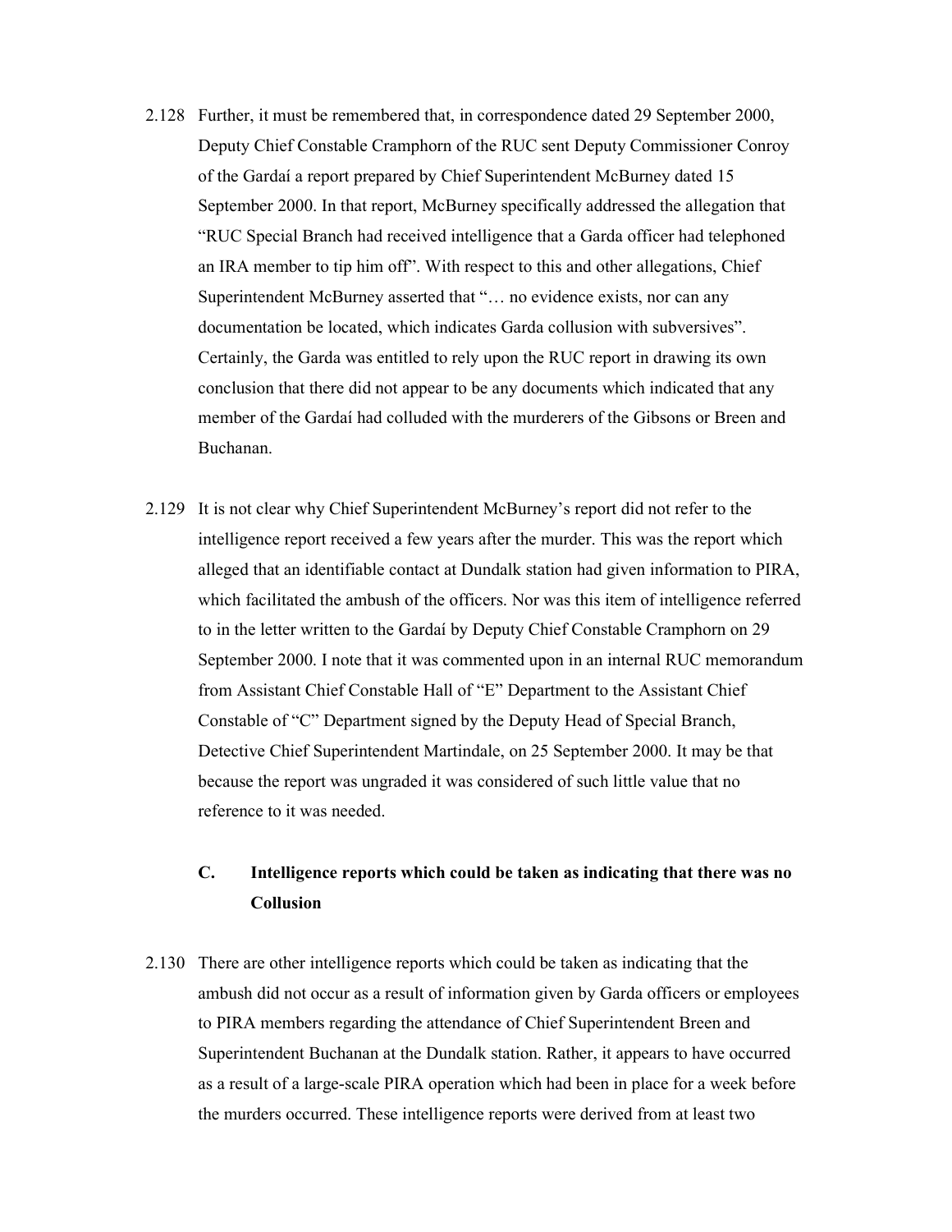2.128 Further, it must be remembered that, in correspondence dated 29 September 2000, Deputy Chief Constable Cramphorn of the RUC sent Deputy Commissioner Conroy of the Gardaí a report prepared by Chief Superintendent McBurney dated 15 September 2000. In that report, McBurney specifically addressed the allegation that "RUC Special Branch had received intelligence that a Garda officer had telephoned an IRA member to tip him off". With respect to this and other allegations, Chief Superintendent McBurney asserted that "… no evidence exists, nor can any documentation be located, which indicates Garda collusion with subversives". Certainly, the Garda was entitled to rely upon the RUC report in drawing its own conclusion that there did not appear to be any documents which indicated that any member of the Gardaí had colluded with the murderers of the Gibsons or Breen and Buchanan.

2.129 It is not clear why Chief Superintendent McBurney's report did not refer to the intelligence report received a few years after the murder. This was the report which alleged that an identifiable contact at Dundalk station had given information to PIRA, which facilitated the ambush of the officers. Nor was this item of intelligence referred to in the letter written to the Gardaí by Deputy Chief Constable Cramphorn on 29 September 2000. I note that it was commented upon in an internal RUC memorandum from Assistant Chief Constable Hall of "E" Department to the Assistant Chief Constable of "C" Department signed by the Deputy Head of Special Branch, Detective Chief Superintendent Martindale, on 25 September 2000. It may be that because the report was ungraded it was considered of such little value that no reference to it was needed.

### C. Intelligence reports which could be taken as indicating that there was no Collusion

2.130 There are other intelligence reports which could be taken as indicating that the ambush did not occur as a result of information given by Garda officers or employees to PIRA members regarding the attendance of Chief Superintendent Breen and Superintendent Buchanan at the Dundalk station. Rather, it appears to have occurred as a result of a large-scale PIRA operation which had been in place for a week before the murders occurred. These intelligence reports were derived from at least two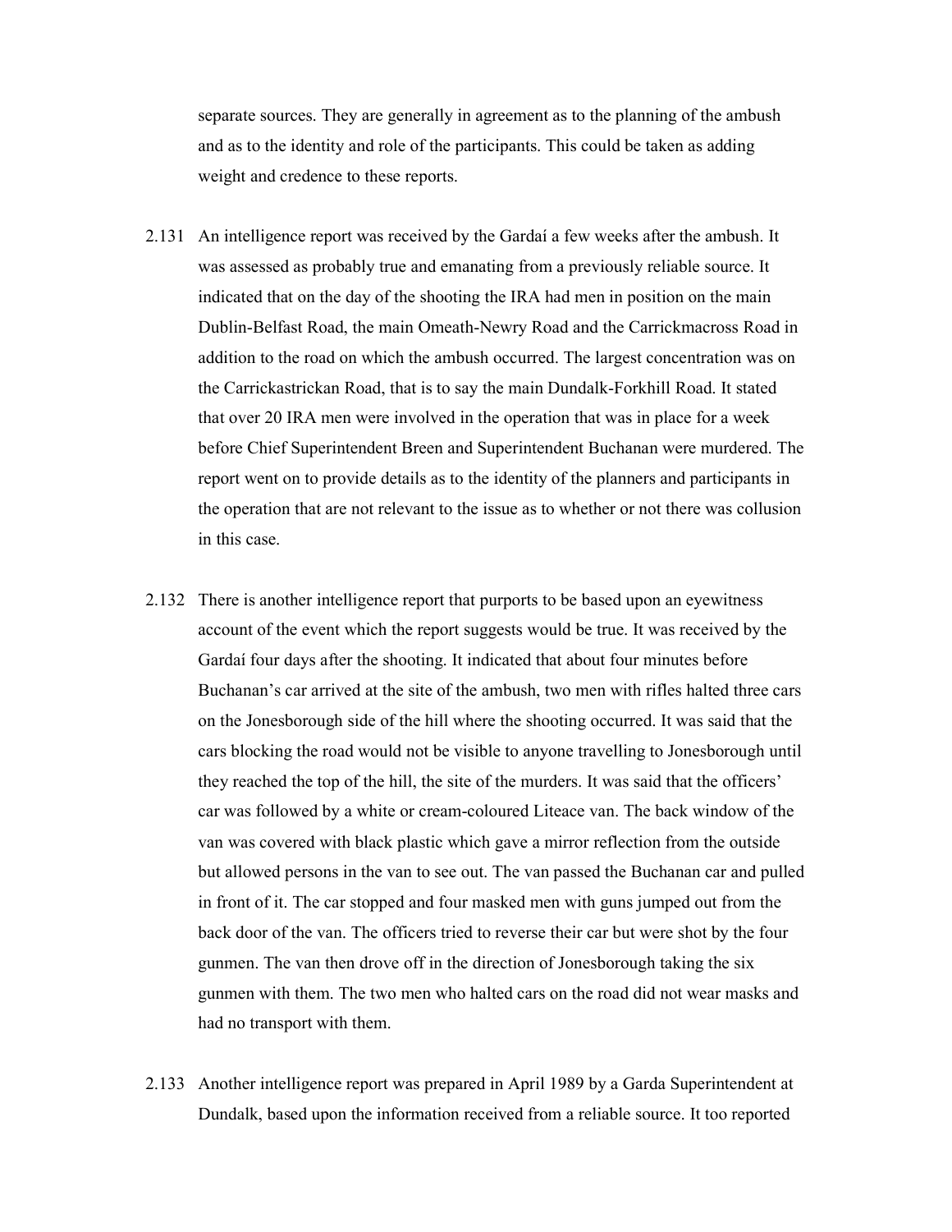separate sources. They are generally in agreement as to the planning of the ambush and as to the identity and role of the participants. This could be taken as adding weight and credence to these reports.

2.131 An intelligence report was received by the Gardaí a few weeks after the ambush. It was assessed as probably true and emanating from a previously reliable source. It indicated that on the day of the shooting the IRA had men in position on the main Dublin-Belfast Road, the main Omeath-Newry Road and the Carrickmacross Road in addition to the road on which the ambush occurred. The largest concentration was on the Carrickastrickan Road, that is to say the main Dundalk-Forkhill Road. It stated that over 20 IRA men were involved in the operation that was in place for a week before Chief Superintendent Breen and Superintendent Buchanan were murdered. The report went on to provide details as to the identity of the planners and participants in the operation that are not relevant to the issue as to whether or not there was collusion in this case.

2.132 There is another intelligence report that purports to be based upon an eyewitness account of the event which the report suggests would be true. It was received by the Gardaí four days after the shooting. It indicated that about four minutes before Buchanan's car arrived at the site of the ambush, two men with rifles halted three cars on the Jonesborough side of the hill where the shooting occurred. It was said that the cars blocking the road would not be visible to anyone travelling to Jonesborough until they reached the top of the hill, the site of the murders. It was said that the officers' car was followed by a white or cream-coloured Liteace van. The back window of the van was covered with black plastic which gave a mirror reflection from the outside but allowed persons in the van to see out. The van passed the Buchanan car and pulled in front of it. The car stopped and four masked men with guns jumped out from the back door of the van. The officers tried to reverse their car but were shot by the four gunmen. The van then drove off in the direction of Jonesborough taking the six gunmen with them. The two men who halted cars on the road did not wear masks and had no transport with them.

2.133 Another intelligence report was prepared in April 1989 by a Garda Superintendent at Dundalk, based upon the information received from a reliable source. It too reported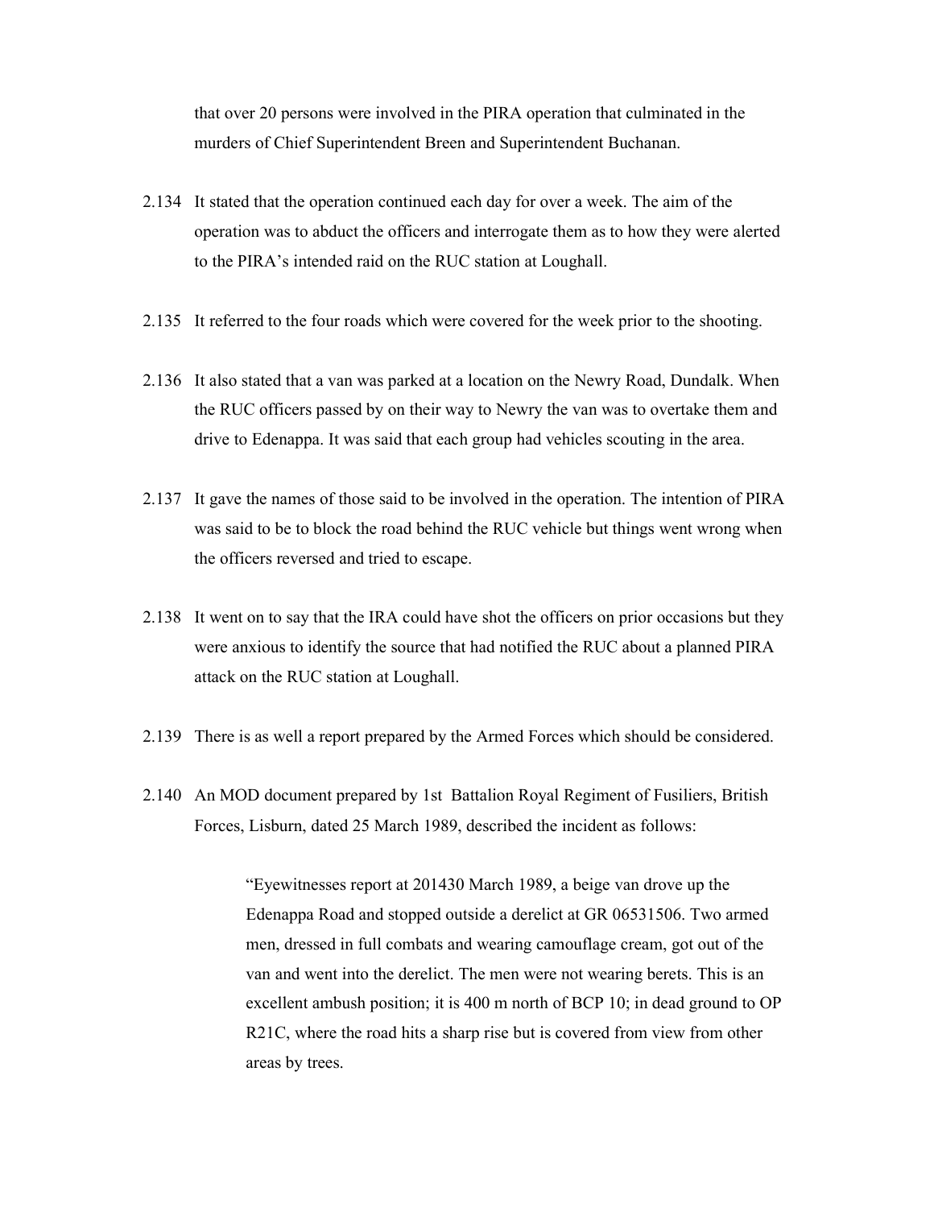that over 20 persons were involved in the PIRA operation that culminated in the murders of Chief Superintendent Breen and Superintendent Buchanan.

2.134 It stated that the operation continued each day for over a week. The aim of the operation was to abduct the officers and interrogate them as to how they were alerted to the PIRA's intended raid on the RUC station at Loughall.

2.135 It referred to the four roads which were covered for the week prior to the shooting.

2.136 It also stated that a van was parked at a location on the Newry Road, Dundalk. When the RUC officers passed by on their way to Newry the van was to overtake them and drive to Edenappa. It was said that each group had vehicles scouting in the area.

2.137 It gave the names of those said to be involved in the operation. The intention of PIRA was said to be to block the road behind the RUC vehicle but things went wrong when the officers reversed and tried to escape.

2.138 It went on to say that the IRA could have shot the officers on prior occasions but they were anxious to identify the source that had notified the RUC about a planned PIRA attack on the RUC station at Loughall.

2.139 There is as well a report prepared by the Armed Forces which should be considered.

2.140 An MOD document prepared by 1st Battalion Royal Regiment of Fusiliers, British Forces, Lisburn, dated 25 March 1989, described the incident as follows:

> "Eyewitnesses report at 201430 March 1989, a beige van drove up the Edenappa Road and stopped outside a derelict at GR 06531506. Two armed men, dressed in full combats and wearing camouflage cream, got out of the van and went into the derelict. The men were not wearing berets. This is an excellent ambush position; it is 400 m north of BCP 10; in dead ground to OP R21C, where the road hits a sharp rise but is covered from view from other areas by trees.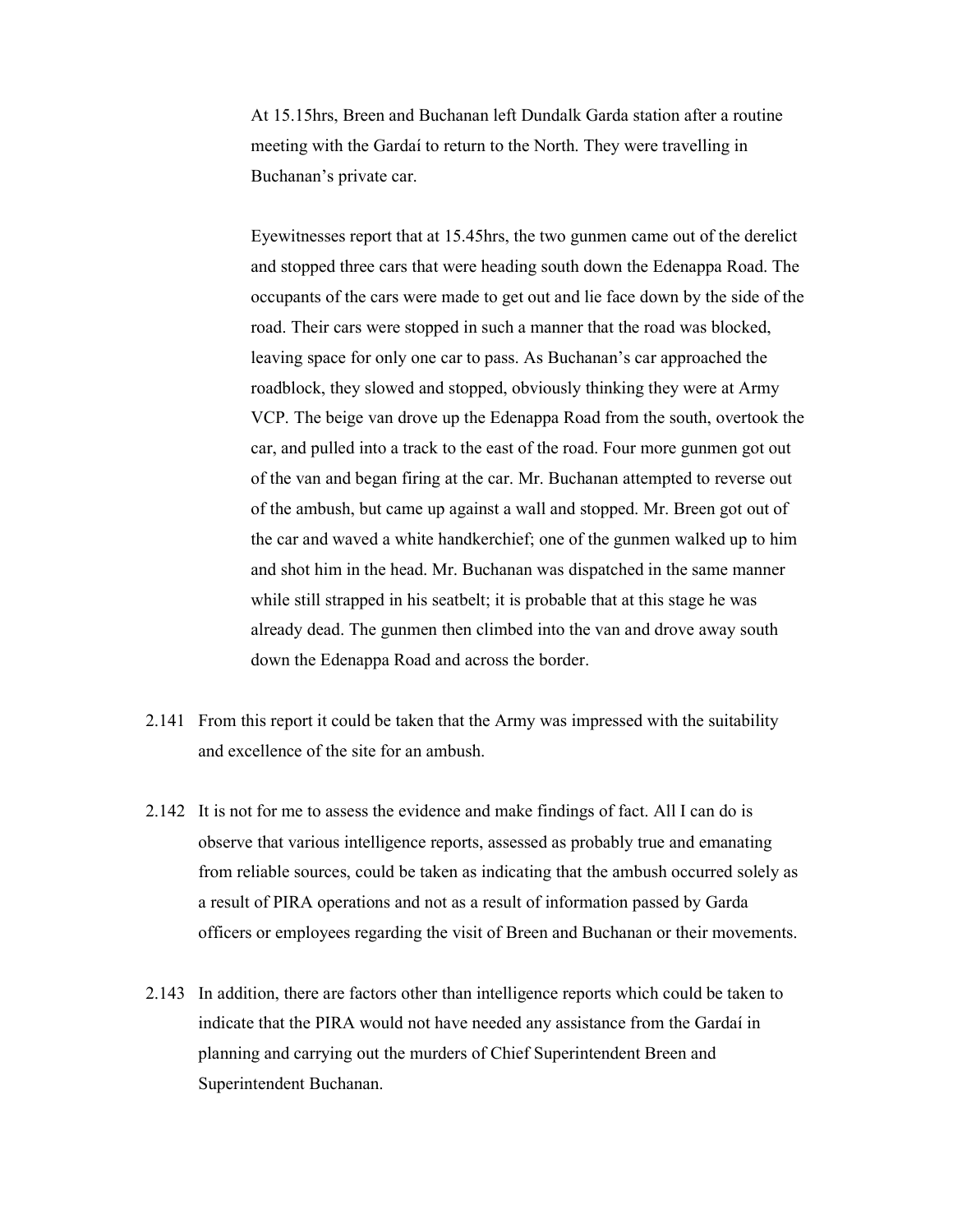At 15.15hrs, Breen and Buchanan left Dundalk Garda station after a routine meeting with the Gardaí to return to the North. They were travelling in Buchanan's private car.

Eyewitnesses report that at 15.45hrs, the two gunmen came out of the derelict and stopped three cars that were heading south down the Edenappa Road. The occupants of the cars were made to get out and lie face down by the side of the road. Their cars were stopped in such a manner that the road was blocked, leaving space for only one car to pass. As Buchanan's car approached the roadblock, they slowed and stopped, obviously thinking they were at Army VCP. The beige van drove up the Edenappa Road from the south, overtook the car, and pulled into a track to the east of the road. Four more gunmen got out of the van and began firing at the car. Mr. Buchanan attempted to reverse out of the ambush, but came up against a wall and stopped. Mr. Breen got out of the car and waved a white handkerchief; one of the gunmen walked up to him and shot him in the head. Mr. Buchanan was dispatched in the same manner while still strapped in his seatbelt; it is probable that at this stage he was already dead. The gunmen then climbed into the van and drove away south down the Edenappa Road and across the border.

2.141 From this report it could be taken that the Army was impressed with the suitability and excellence of the site for an ambush.

2.142 It is not for me to assess the evidence and make findings of fact. All I can do is observe that various intelligence reports, assessed as probably true and emanating from reliable sources, could be taken as indicating that the ambush occurred solely as a result of PIRA operations and not as a result of information passed by Garda officers or employees regarding the visit of Breen and Buchanan or their movements.

2.143 In addition, there are factors other than intelligence reports which could be taken to indicate that the PIRA would not have needed any assistance from the Gardaí in planning and carrying out the murders of Chief Superintendent Breen and Superintendent Buchanan.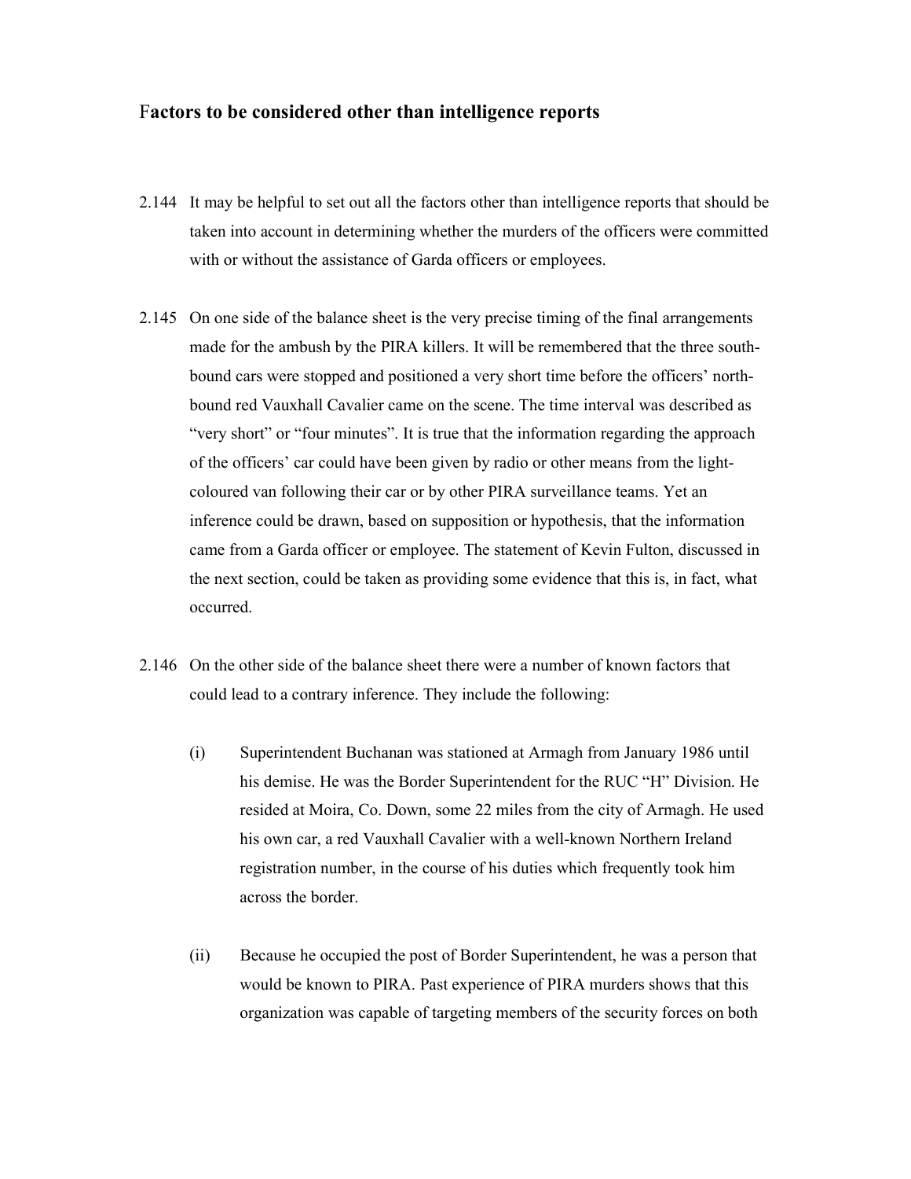## Factors to be considered other than intelligence reports

2.144 It may be helpful to set out all the factors other than intelligence reports that should be taken into account in determining whether the murders of the officers were committed with or without the assistance of Garda officers or employees.

2.145 On one side of the balance sheet is the very precise timing of the final arrangements made for the ambush by the PIRA killers. It will be remembered that the three south-bound cars were stopped and positioned a very short time before the officers' north-bound red Vauxhall Cavalier came on the scene. The time interval was described as "very short" or "four minutes". It is true that the information regarding the approach of the officers' car could have been given by radio or other means from the light-coloured van following their car or by other PIRA surveillance teams. Yet an inference could be drawn, based on supposition or hypothesis, that the information came from a Garda officer or employee. The statement of Kevin Fulton, discussed in the next section, could be taken as providing some evidence that this is, in fact, what occurred.

2.146 On the other side of the balance sheet there were a number of known factors that could lead to a contrary inference. They include the following:

(i) Superintendent Buchanan was stationed at Armagh from January 1986 until his demise. He was the Border Superintendent for the RUC "H" Division. He resided at Moira, Co. Down, some 22 miles from the city of Armagh. He used his own car, a red Vauxhall Cavalier with a well-known Northern Ireland registration number, in the course of his duties which frequently took him across the border.

(ii) Because he occupied the post of Border Superintendent, he was a person that would be known to PIRA. Past experience of PIRA murders shows that this organization was capable of targeting members of the security forces on both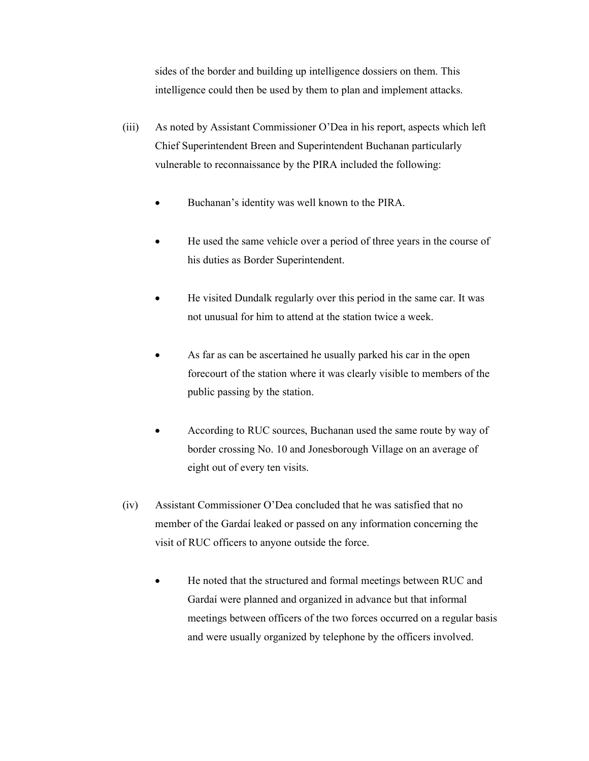sides of the border and building up intelligence dossiers on them. This intelligence could then be used by them to plan and implement attacks.

(iii) As noted by Assistant Commissioner O'Dea in his report, aspects which left Chief Superintendent Breen and Superintendent Buchanan particularly vulnerable to reconnaissance by the PIRA included the following:

- Buchanan's identity was well known to the PIRA.
- He used the same vehicle over a period of three years in the course of his duties as Border Superintendent.
- He visited Dundalk regularly over this period in the same car. It was not unusual for him to attend at the station twice a week.
- As far as can be ascertained he usually parked his car in the open forecourt of the station where it was clearly visible to members of the public passing by the station.
- According to RUC sources, Buchanan used the same route by way of border crossing No. 10 and Jonesborough Village on an average of eight out of every ten visits.

(iv) Assistant Commissioner O'Dea concluded that he was satisfied that no member of the Gardaí leaked or passed on any information concerning the visit of RUC officers to anyone outside the force.

- He noted that the structured and formal meetings between RUC and Gardaí were planned and organized in advance but that informal meetings between officers of the two forces occurred on a regular basis and were usually organized by telephone by the officers involved.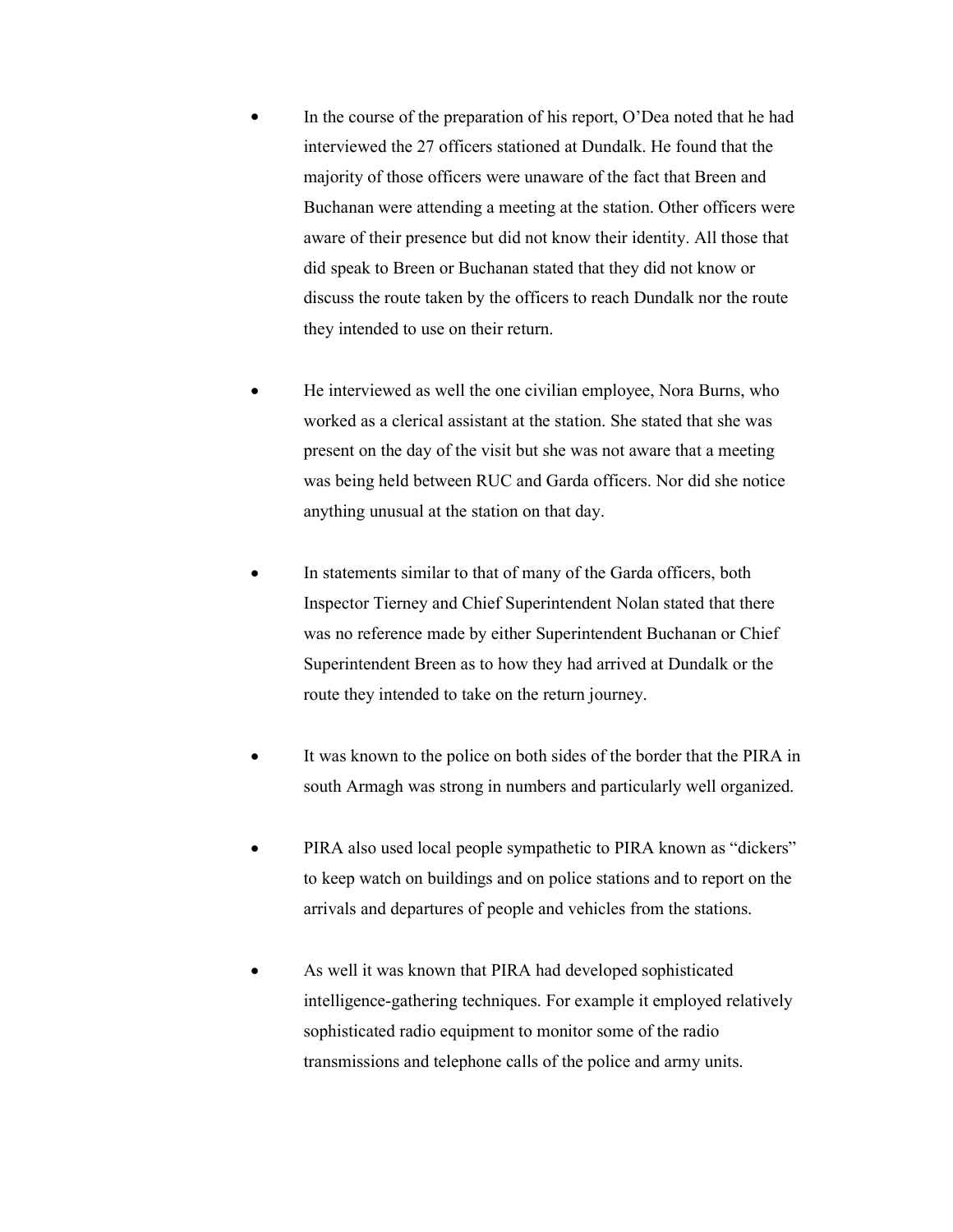- In the course of the preparation of his report, O'Dea noted that he had interviewed the 27 officers stationed at Dundalk. He found that the majority of those officers were unaware of the fact that Breen and Buchanan were attending a meeting at the station. Other officers were aware of their presence but did not know their identity. All those that did speak to Breen or Buchanan stated that they did not know or discuss the route taken by the officers to reach Dundalk nor the route they intended to use on their return.

- He interviewed as well the one civilian employee, Nora Burns, who worked as a clerical assistant at the station. She stated that she was present on the day of the visit but she was not aware that a meeting was being held between RUC and Garda officers. Nor did she notice anything unusual at the station on that day.

- In statements similar to that of many of the Garda officers, both Inspector Tierney and Chief Superintendent Nolan stated that there was no reference made by either Superintendent Buchanan or Chief Superintendent Breen as to how they had arrived at Dundalk or the route they intended to take on the return journey.

- It was known to the police on both sides of the border that the PIRA in south Armagh was strong in numbers and particularly well organized.

- PIRA also used local people sympathetic to PIRA known as "dickers" to keep watch on buildings and on police stations and to report on the arrivals and departures of people and vehicles from the stations.

- As well it was known that PIRA had developed sophisticated intelligence-gathering techniques. For example it employed relatively sophisticated radio equipment to monitor some of the radio transmissions and telephone calls of the police and army units.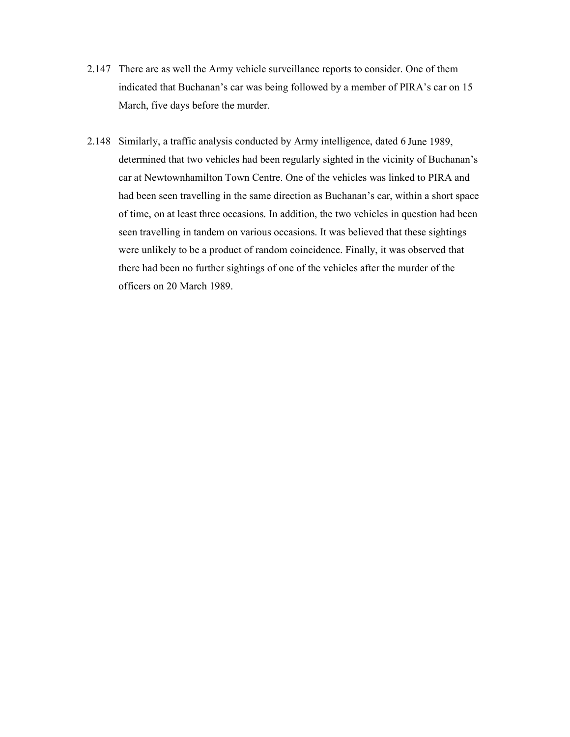2.147 There are as well the Army vehicle surveillance reports to consider. One of them indicated that Buchanan's car was being followed by a member of PIRA's car on 15 March, five days before the murder.

2.148 Similarly, a traffic analysis conducted by Army intelligence, dated 6 June 1989, determined that two vehicles had been regularly sighted in the vicinity of Buchanan's car at Newtownhamilton Town Centre. One of the vehicles was linked to PIRA and had been seen travelling in the same direction as Buchanan's car, within a short space of time, on at least three occasions. In addition, the two vehicles in question had been seen travelling in tandem on various occasions. It was believed that these sightings were unlikely to be a product of random coincidence. Finally, it was observed that there had been no further sightings of one of the vehicles after the murder of the officers on 20 March 1989.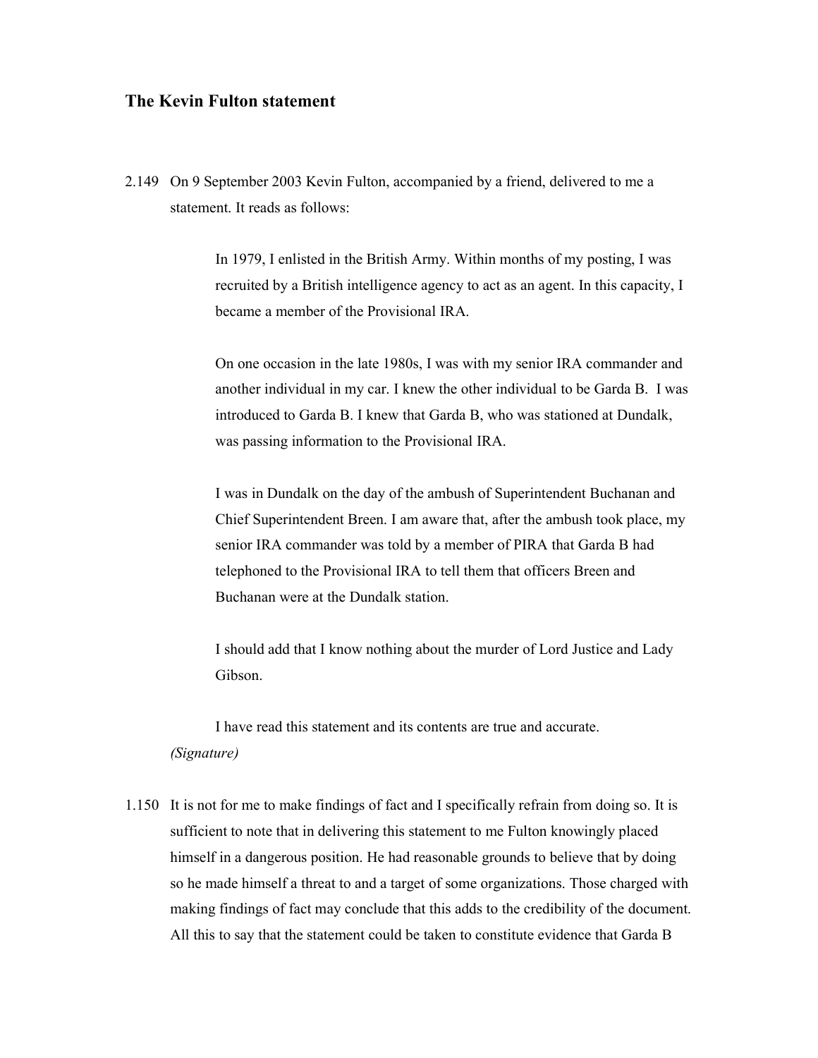## The Kevin Fulton statement

2.149 On 9 September 2003 Kevin Fulton, accompanied by a friend, delivered to me a statement. It reads as follows:

> In 1979, I enlisted in the British Army. Within months of my posting, I was recruited by a British intelligence agency to act as an agent. In this capacity, I became a member of the Provisional IRA.
>
> On one occasion in the late 1980s, I was with my senior IRA commander and another individual in my car. I knew the other individual to be Garda B. I was introduced to Garda B. I knew that Garda B, who was stationed at Dundalk, was passing information to the Provisional IRA.
>
> I was in Dundalk on the day of the ambush of Superintendent Buchanan and Chief Superintendent Breen. I am aware that, after the ambush took place, my senior IRA commander was told by a member of PIRA that Garda B had telephoned to the Provisional IRA to tell them that officers Breen and Buchanan were at the Dundalk station.
>
> I should add that I know nothing about the murder of Lord Justice and Lady Gibson.
>
> I have read this statement and its contents are true and accurate.
>
> *(Signature)*

1.150 It is not for me to make findings of fact and I specifically refrain from doing so. It is sufficient to note that in delivering this statement to me Fulton knowingly placed himself in a dangerous position. He had reasonable grounds to believe that by doing so he made himself a threat to and a target of some organizations. Those charged with making findings of fact may conclude that this adds to the credibility of the document. All this to say that the statement could be taken to constitute evidence that Garda B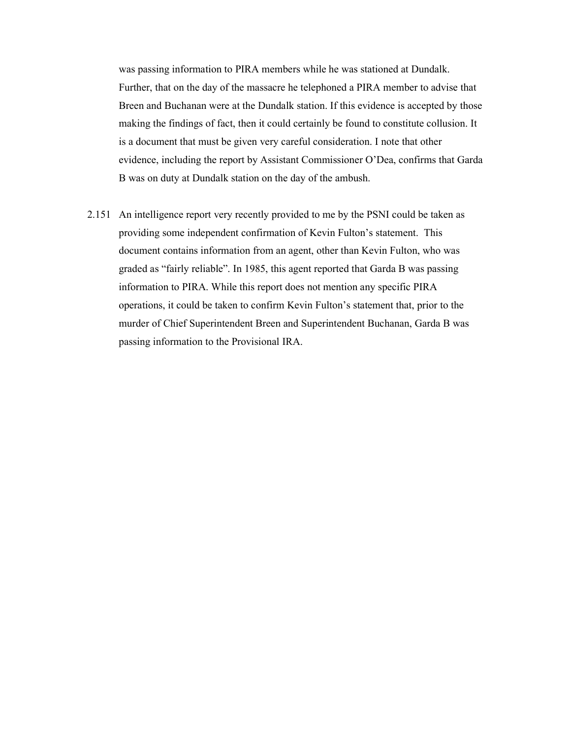was passing information to PIRA members while he was stationed at Dundalk. Further, that on the day of the massacre he telephoned a PIRA member to advise that Breen and Buchanan were at the Dundalk station. If this evidence is accepted by those making the findings of fact, then it could certainly be found to constitute collusion. It is a document that must be given very careful consideration. I note that other evidence, including the report by Assistant Commissioner O'Dea, confirms that Garda B was on duty at Dundalk station on the day of the ambush.

2.151 An intelligence report very recently provided to me by the PSNI could be taken as providing some independent confirmation of Kevin Fulton's statement. This document contains information from an agent, other than Kevin Fulton, who was graded as "fairly reliable". In 1985, this agent reported that Garda B was passing information to PIRA. While this report does not mention any specific PIRA operations, it could be taken to confirm Kevin Fulton's statement that, prior to the murder of Chief Superintendent Breen and Superintendent Buchanan, Garda B was passing information to the Provisional IRA.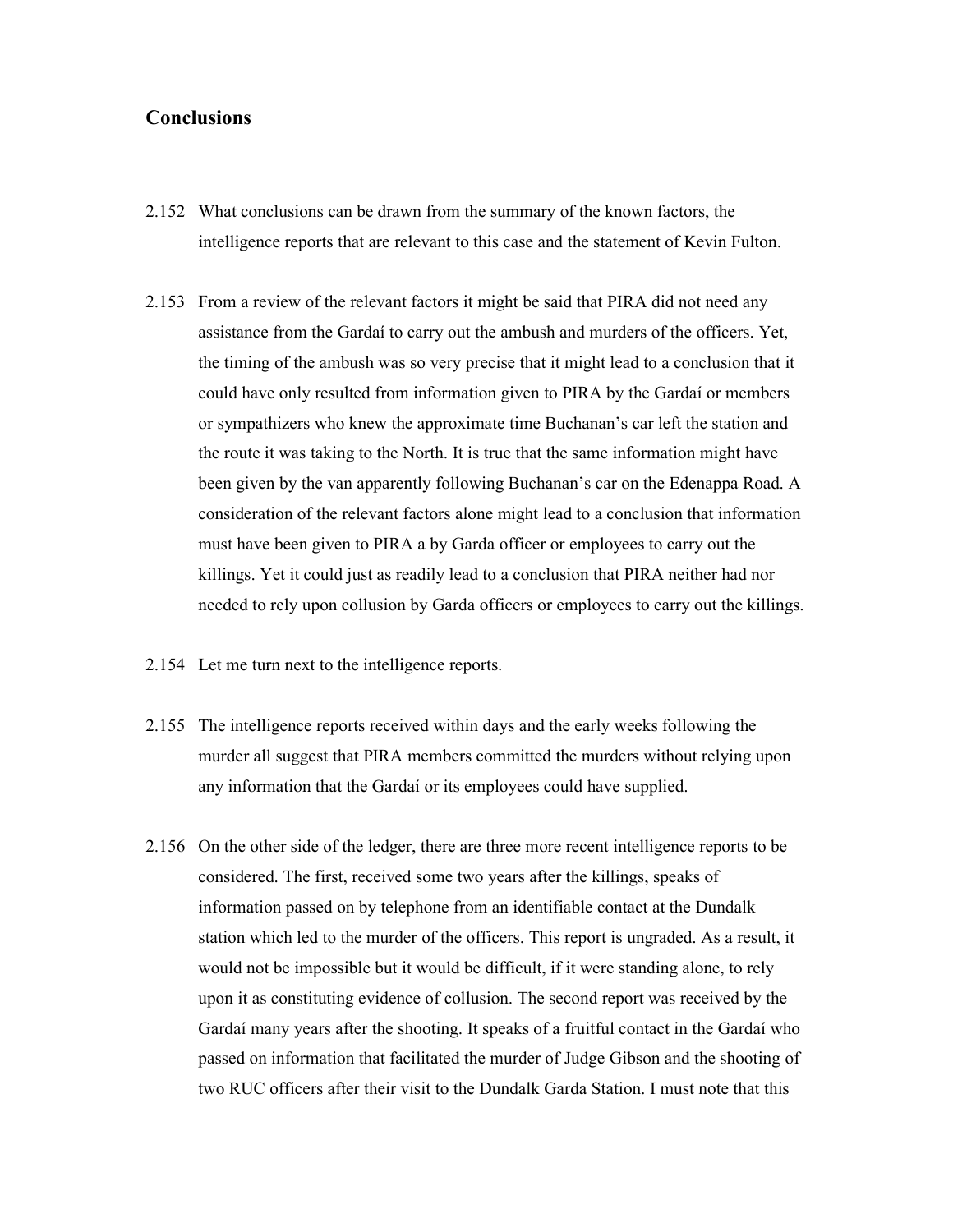## Conclusions

2.152 What conclusions can be drawn from the summary of the known factors, the intelligence reports that are relevant to this case and the statement of Kevin Fulton.

2.153 From a review of the relevant factors it might be said that PIRA did not need any assistance from the Gardaí to carry out the ambush and murders of the officers. Yet, the timing of the ambush was so very precise that it might lead to a conclusion that it could have only resulted from information given to PIRA by the Gardaí or members or sympathizers who knew the approximate time Buchanan's car left the station and the route it was taking to the North. It is true that the same information might have been given by the van apparently following Buchanan's car on the Edenappa Road. A consideration of the relevant factors alone might lead to a conclusion that information must have been given to PIRA a by Garda officer or employees to carry out the killings. Yet it could just as readily lead to a conclusion that PIRA neither had nor needed to rely upon collusion by Garda officers or employees to carry out the killings.

2.154 Let me turn next to the intelligence reports.

2.155 The intelligence reports received within days and the early weeks following the murder all suggest that PIRA members committed the murders without relying upon any information that the Gardaí or its employees could have supplied.

2.156 On the other side of the ledger, there are three more recent intelligence reports to be considered. The first, received some two years after the killings, speaks of information passed on by telephone from an identifiable contact at the Dundalk station which led to the murder of the officers. This report is ungraded. As a result, it would not be impossible but it would be difficult, if it were standing alone, to rely upon it as constituting evidence of collusion. The second report was received by the Gardaí many years after the shooting. It speaks of a fruitful contact in the Gardaí who passed on information that facilitated the murder of Judge Gibson and the shooting of two RUC officers after their visit to the Dundalk Garda Station. I must note that this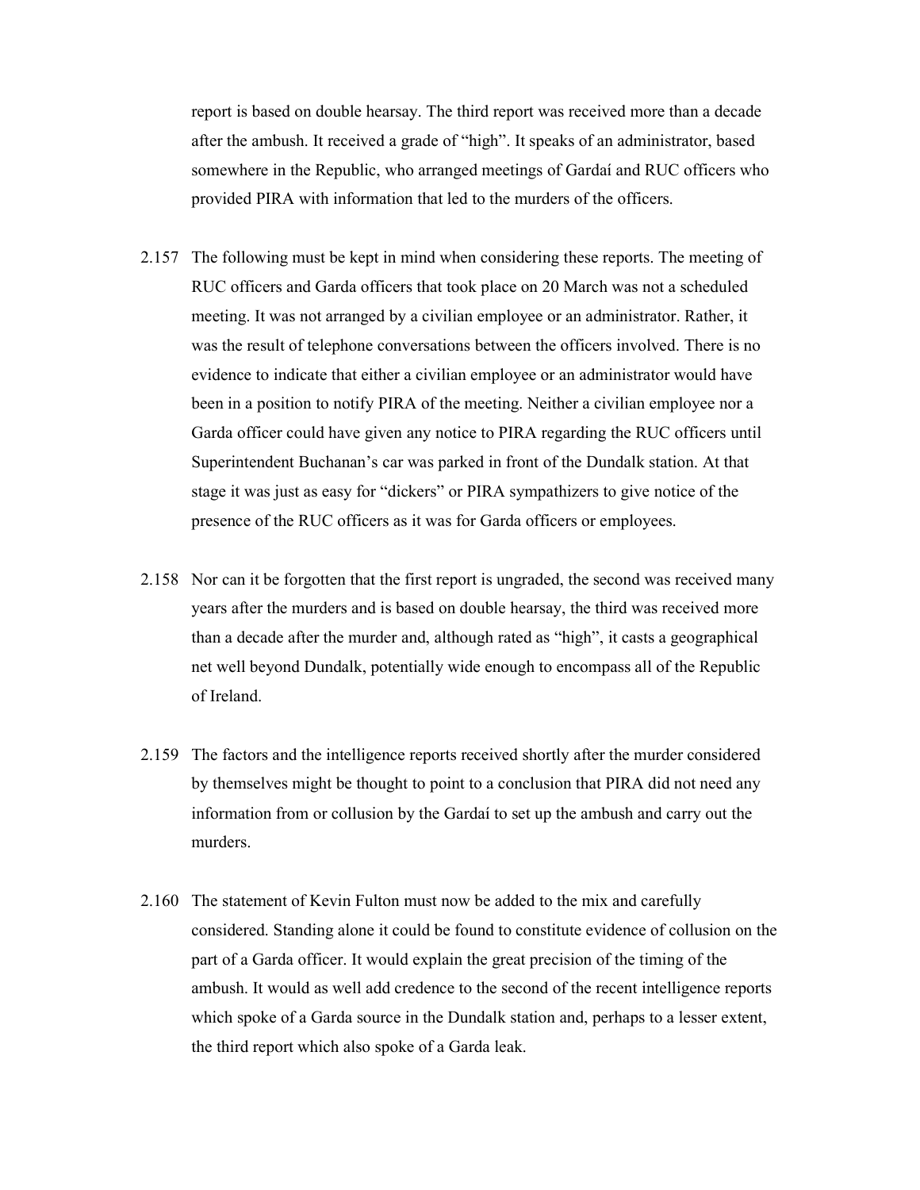report is based on double hearsay. The third report was received more than a decade after the ambush. It received a grade of "high". It speaks of an administrator, based somewhere in the Republic, who arranged meetings of Gardaí and RUC officers who provided PIRA with information that led to the murders of the officers.

2.157 The following must be kept in mind when considering these reports. The meeting of RUC officers and Garda officers that took place on 20 March was not a scheduled meeting. It was not arranged by a civilian employee or an administrator. Rather, it was the result of telephone conversations between the officers involved. There is no evidence to indicate that either a civilian employee or an administrator would have been in a position to notify PIRA of the meeting. Neither a civilian employee nor a Garda officer could have given any notice to PIRA regarding the RUC officers until Superintendent Buchanan's car was parked in front of the Dundalk station. At that stage it was just as easy for "dickers" or PIRA sympathizers to give notice of the presence of the RUC officers as it was for Garda officers or employees.

2.158 Nor can it be forgotten that the first report is ungraded, the second was received many years after the murders and is based on double hearsay, the third was received more than a decade after the murder and, although rated as "high", it casts a geographical net well beyond Dundalk, potentially wide enough to encompass all of the Republic of Ireland.

2.159 The factors and the intelligence reports received shortly after the murder considered by themselves might be thought to point to a conclusion that PIRA did not need any information from or collusion by the Gardaí to set up the ambush and carry out the murders.

2.160 The statement of Kevin Fulton must now be added to the mix and carefully considered. Standing alone it could be found to constitute evidence of collusion on the part of a Garda officer. It would explain the great precision of the timing of the ambush. It would as well add credence to the second of the recent intelligence reports which spoke of a Garda source in the Dundalk station and, perhaps to a lesser extent, the third report which also spoke of a Garda leak.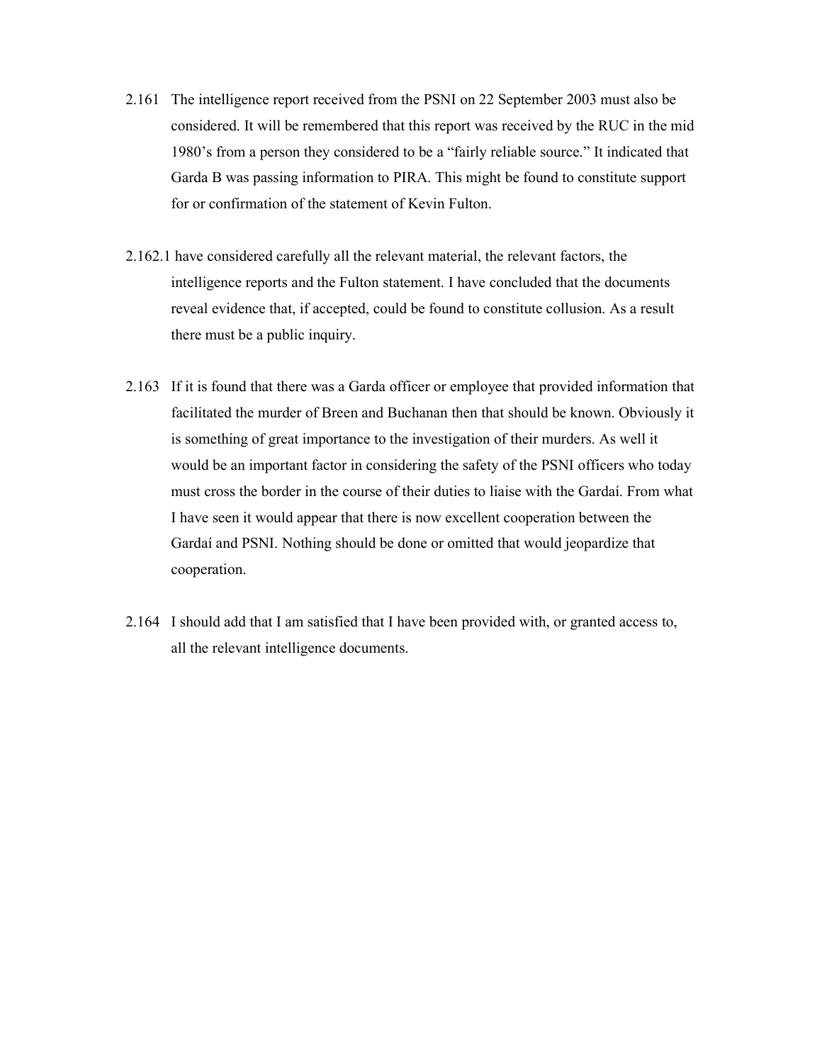2.161 The intelligence report received from the PSNI on 22 September 2003 must also be considered. It will be remembered that this report was received by the RUC in the mid 1980's from a person they considered to be a "fairly reliable source." It indicated that Garda B was passing information to PIRA. This might be found to constitute support for or confirmation of the statement of Kevin Fulton.

2.162.1 have considered carefully all the relevant material, the relevant factors, the intelligence reports and the Fulton statement. I have concluded that the documents reveal evidence that, if accepted, could be found to constitute collusion. As a result there must be a public inquiry.

2.163 If it is found that there was a Garda officer or employee that provided information that facilitated the murder of Breen and Buchanan then that should be known. Obviously it is something of great importance to the investigation of their murders. As well it would be an important factor in considering the safety of the PSNI officers who today must cross the border in the course of their duties to liaise with the Gardaí. From what I have seen it would appear that there is now excellent cooperation between the Gardaí and PSNI. Nothing should be done or omitted that would jeopardize that cooperation.

2.164 I should add that I am satisfied that I have been provided with, or granted access to, all the relevant intelligence documents.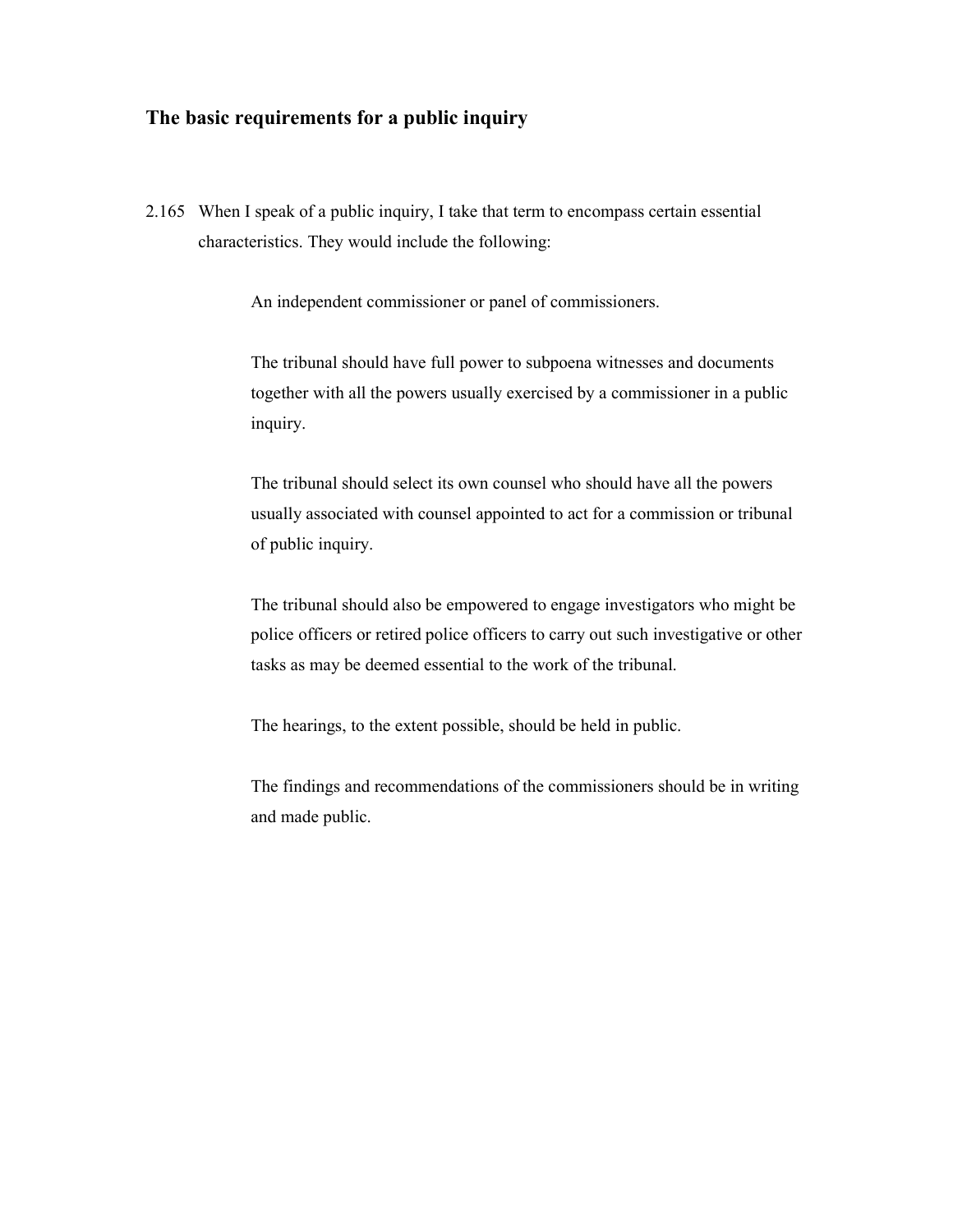## The basic requirements for a public inquiry

2.165 When I speak of a public inquiry, I take that term to encompass certain essential characteristics. They would include the following:

> An independent commissioner or panel of commissioners.
>
> The tribunal should have full power to subpoena witnesses and documents together with all the powers usually exercised by a commissioner in a public inquiry.
>
> The tribunal should select its own counsel who should have all the powers usually associated with counsel appointed to act for a commission or tribunal of public inquiry.
>
> The tribunal should also be empowered to engage investigators who might be police officers or retired police officers to carry out such investigative or other tasks as may be deemed essential to the work of the tribunal.
>
> The hearings, to the extent possible, should be held in public.
>
> The findings and recommendations of the commissioners should be in writing and made public.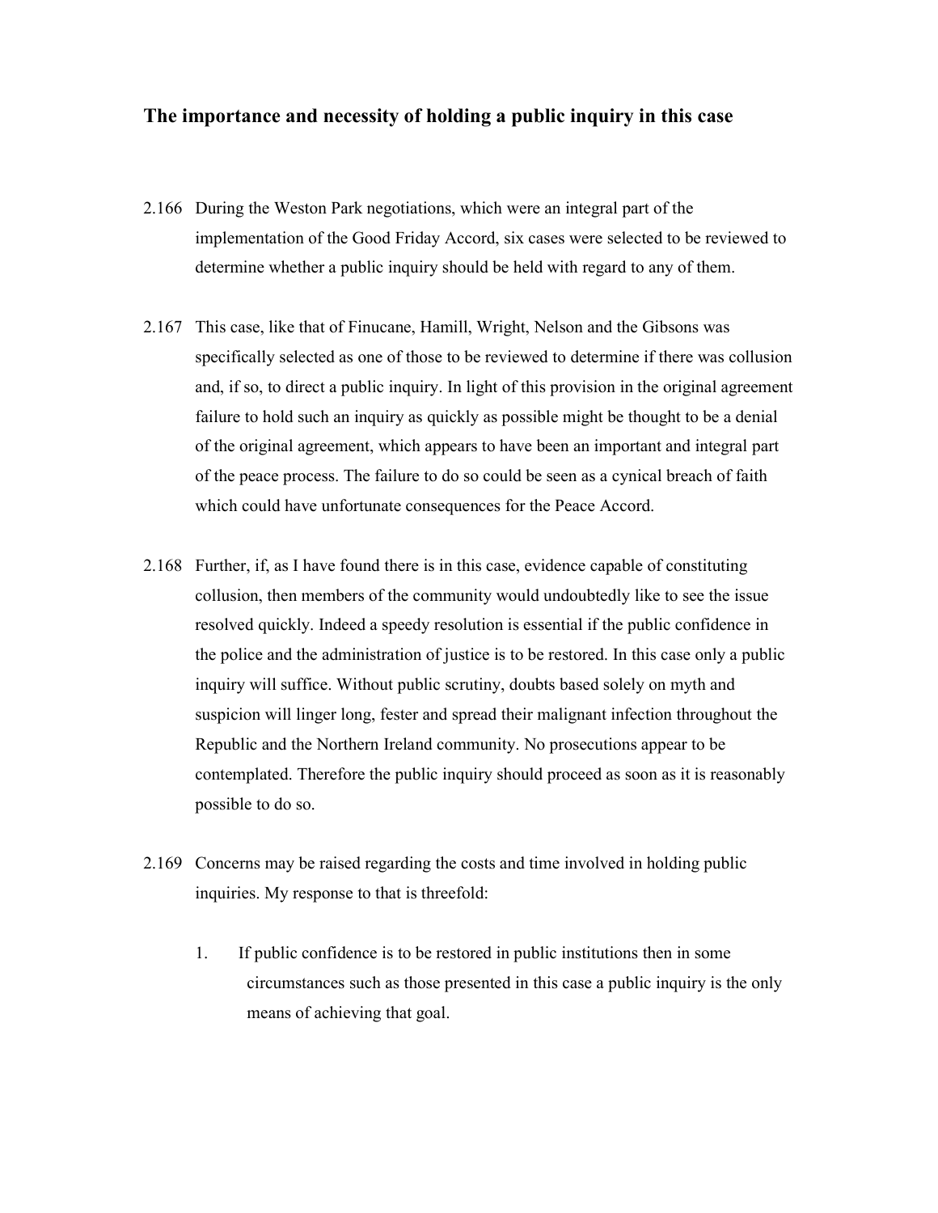## The importance and necessity of holding a public inquiry in this case

2.166 During the Weston Park negotiations, which were an integral part of the implementation of the Good Friday Accord, six cases were selected to be reviewed to determine whether a public inquiry should be held with regard to any of them.

2.167 This case, like that of Finucane, Hamill, Wright, Nelson and the Gibsons was specifically selected as one of those to be reviewed to determine if there was collusion and, if so, to direct a public inquiry. In light of this provision in the original agreement failure to hold such an inquiry as quickly as possible might be thought to be a denial of the original agreement, which appears to have been an important and integral part of the peace process. The failure to do so could be seen as a cynical breach of faith which could have unfortunate consequences for the Peace Accord.

2.168 Further, if, as I have found there is in this case, evidence capable of constituting collusion, then members of the community would undoubtedly like to see the issue resolved quickly. Indeed a speedy resolution is essential if the public confidence in the police and the administration of justice is to be restored. In this case only a public inquiry will suffice. Without public scrutiny, doubts based solely on myth and suspicion will linger long, fester and spread their malignant infection throughout the Republic and the Northern Ireland community. No prosecutions appear to be contemplated. Therefore the public inquiry should proceed as soon as it is reasonably possible to do so.

2.169 Concerns may be raised regarding the costs and time involved in holding public inquiries. My response to that is threefold:

1. If public confidence is to be restored in public institutions then in some circumstances such as those presented in this case a public inquiry is the only means of achieving that goal.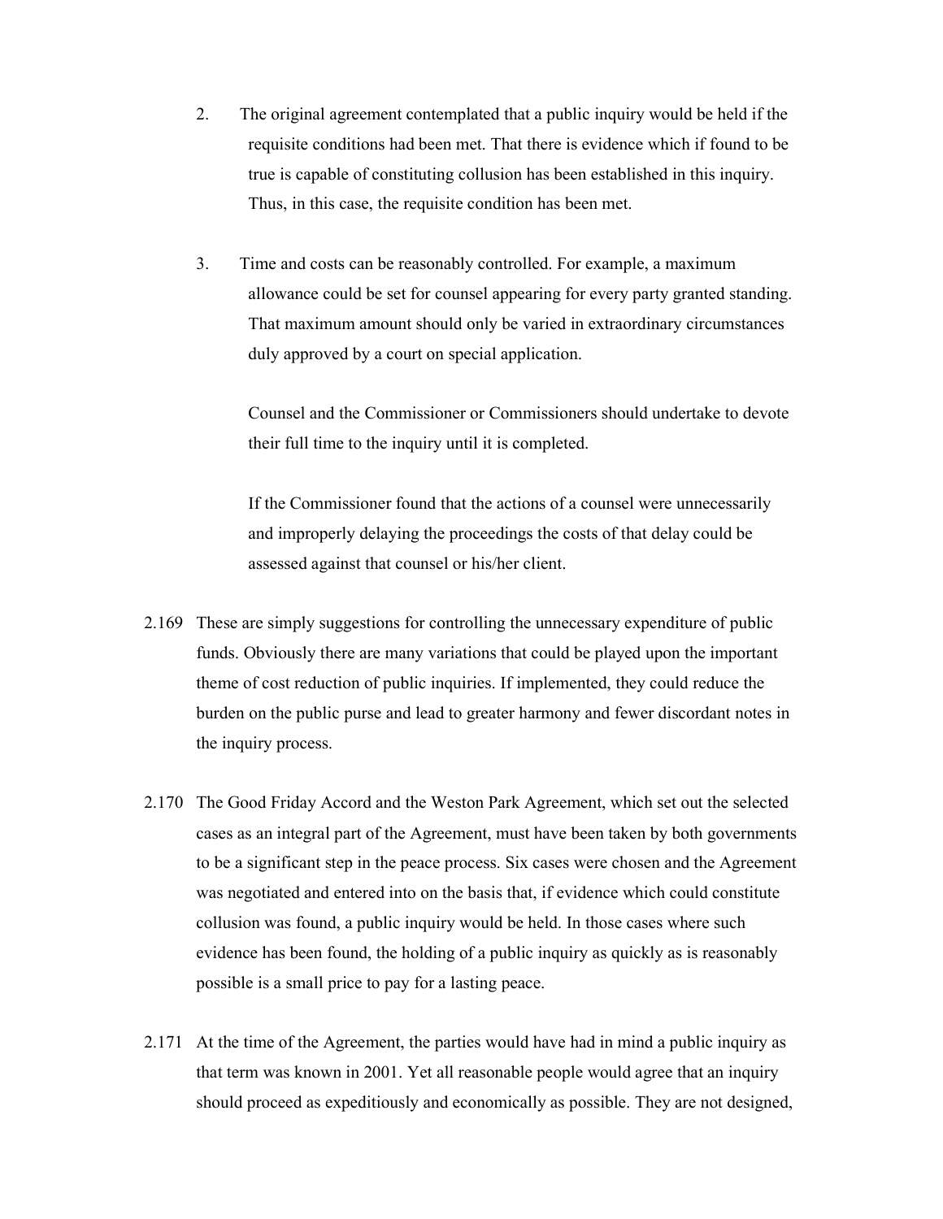2. The original agreement contemplated that a public inquiry would be held if the requisite conditions had been met. That there is evidence which if found to be true is capable of constituting collusion has been established in this inquiry. Thus, in this case, the requisite condition has been met.

3. Time and costs can be reasonably controlled. For example, a maximum allowance could be set for counsel appearing for every party granted standing. That maximum amount should only be varied in extraordinary circumstances duly approved by a court on special application.

   Counsel and the Commissioner or Commissioners should undertake to devote their full time to the inquiry until it is completed.

   If the Commissioner found that the actions of a counsel were unnecessarily and improperly delaying the proceedings the costs of that delay could be assessed against that counsel or his/her client.

2.169 These are simply suggestions for controlling the unnecessary expenditure of public funds. Obviously there are many variations that could be played upon the important theme of cost reduction of public inquiries. If implemented, they could reduce the burden on the public purse and lead to greater harmony and fewer discordant notes in the inquiry process.

2.170 The Good Friday Accord and the Weston Park Agreement, which set out the selected cases as an integral part of the Agreement, must have been taken by both governments to be a significant step in the peace process. Six cases were chosen and the Agreement was negotiated and entered into on the basis that, if evidence which could constitute collusion was found, a public inquiry would be held. In those cases where such evidence has been found, the holding of a public inquiry as quickly as is reasonably possible is a small price to pay for a lasting peace.

2.171 At the time of the Agreement, the parties would have had in mind a public inquiry as that term was known in 2001. Yet all reasonable people would agree that an inquiry should proceed as expeditiously and economically as possible. They are not designed,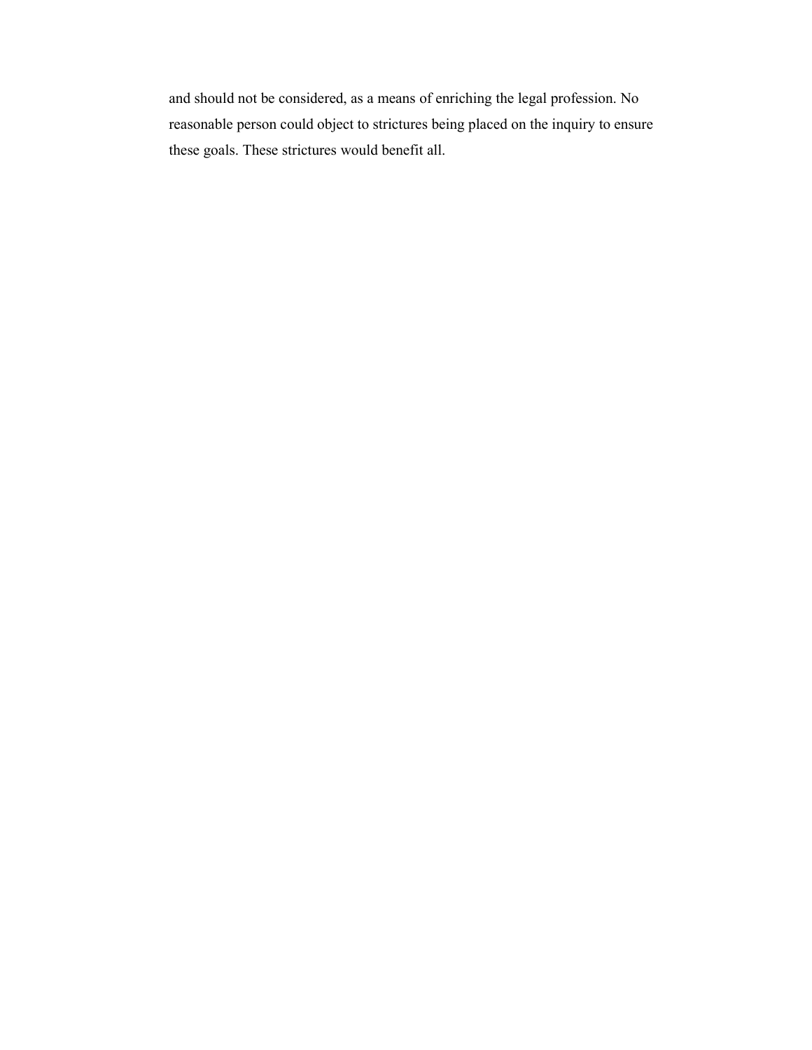and should not be considered, as a means of enriching the legal profession. No reasonable person could object to strictures being placed on the inquiry to ensure these goals. These strictures would benefit all.